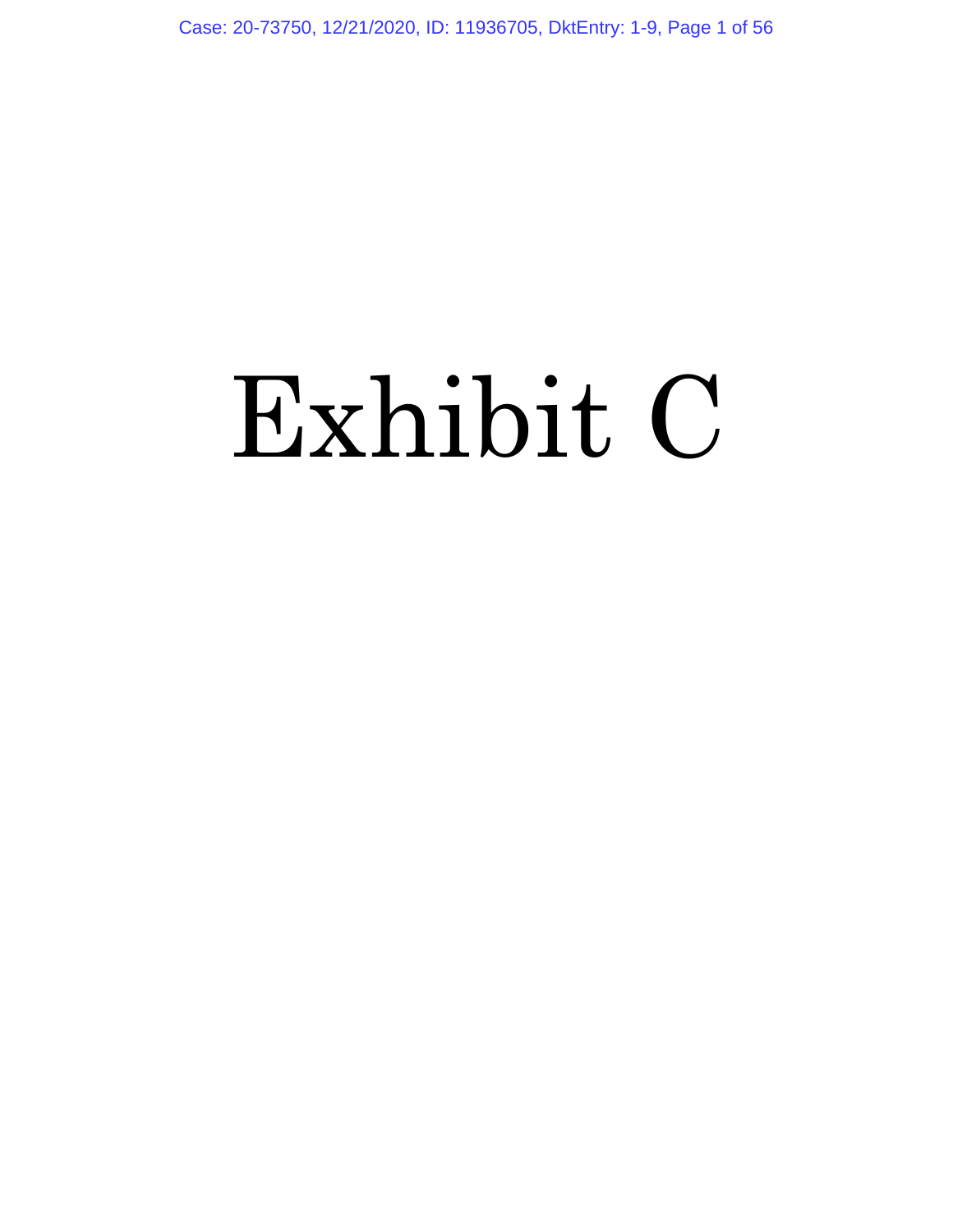# Exhibit C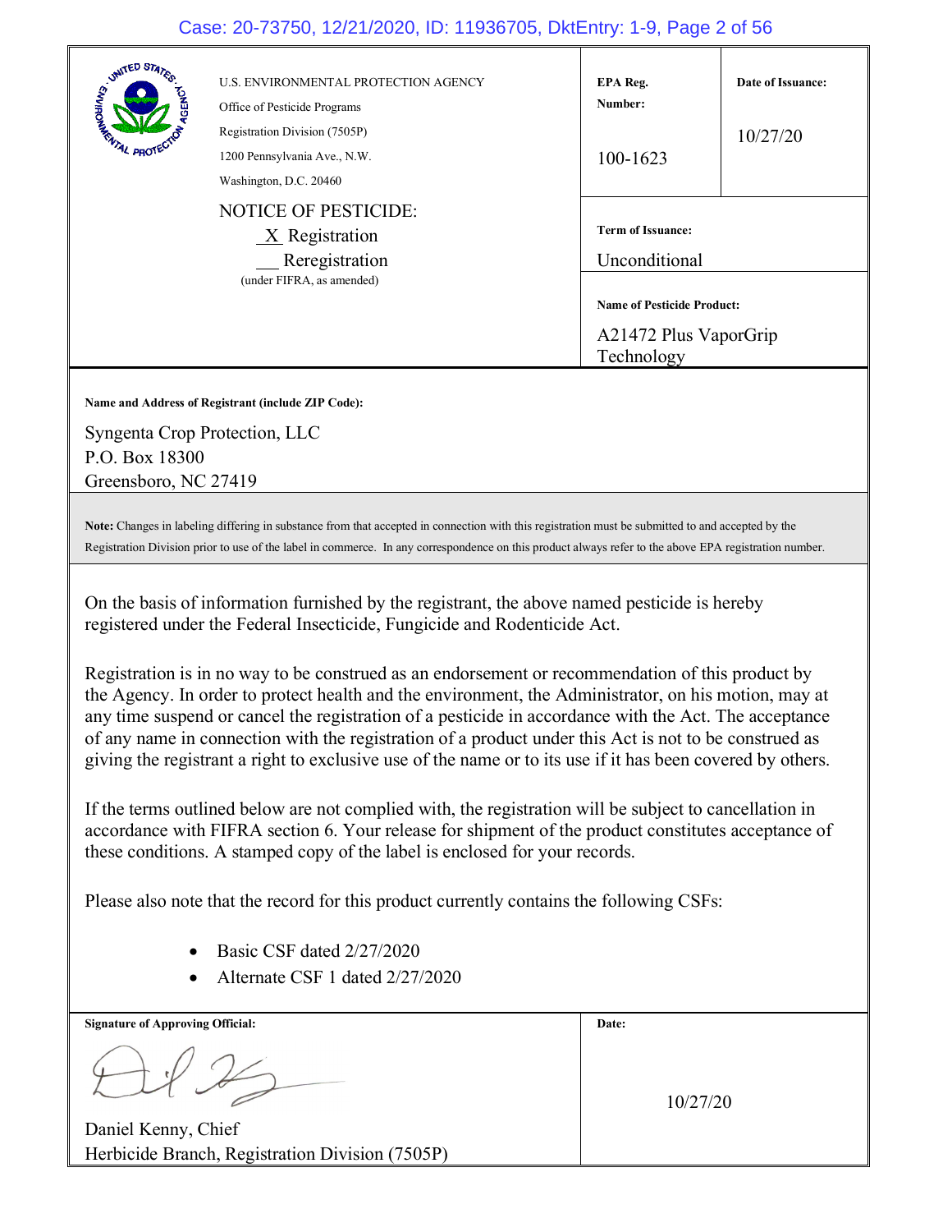U.S. ENVIRONMENTAL PROTECTION AGENCY
Office of Pesticide Programs
Registration Division (7505P)
1200 Pennsylvania Ave., N.W.
Washington, D.C. 20460

NOTICE OF PESTICIDE:
_X_ Registration
___ Reregistration
(under FIFRA, as amended)

| EPA Reg. Number: | Date of Issuance: |
| --- | --- |
| 100-1623 | 10/27/20 |

**Term of Issuance:**
Unconditional

**Name of Pesticide Product:**
A21472 Plus VaporGrip Technology

**Name and Address of Registrant (include ZIP Code):**

Syngenta Crop Protection, LLC
P.O. Box 18300
Greensboro, NC 27419

**Note:** Changes in labeling differing in substance from that accepted in connection with this registration must be submitted to and accepted by the Registration Division prior to use of the label in commerce. In any correspondence on this product always refer to the above EPA registration number.

On the basis of information furnished by the registrant, the above named pesticide is hereby registered under the Federal Insecticide, Fungicide and Rodenticide Act.

Registration is in no way to be construed as an endorsement or recommendation of this product by the Agency. In order to protect health and the environment, the Administrator, on his motion, may at any time suspend or cancel the registration of a pesticide in accordance with the Act. The acceptance of any name in connection with the registration of a product under this Act is not to be construed as giving the registrant a right to exclusive use of the name or to its use if it has been covered by others.

If the terms outlined below are not complied with, the registration will be subject to cancellation in accordance with FIFRA section 6. Your release for shipment of the product constitutes acceptance of these conditions. A stamped copy of the label is enclosed for your records.

Please also note that the record for this product currently contains the following CSFs:

- Basic CSF dated 2/27/2020
- Alternate CSF 1 dated 2/27/2020

**Signature of Approving Official:**

Daniel Kenny, Chief
Herbicide Branch, Registration Division (7505P)

**Date:**
10/27/20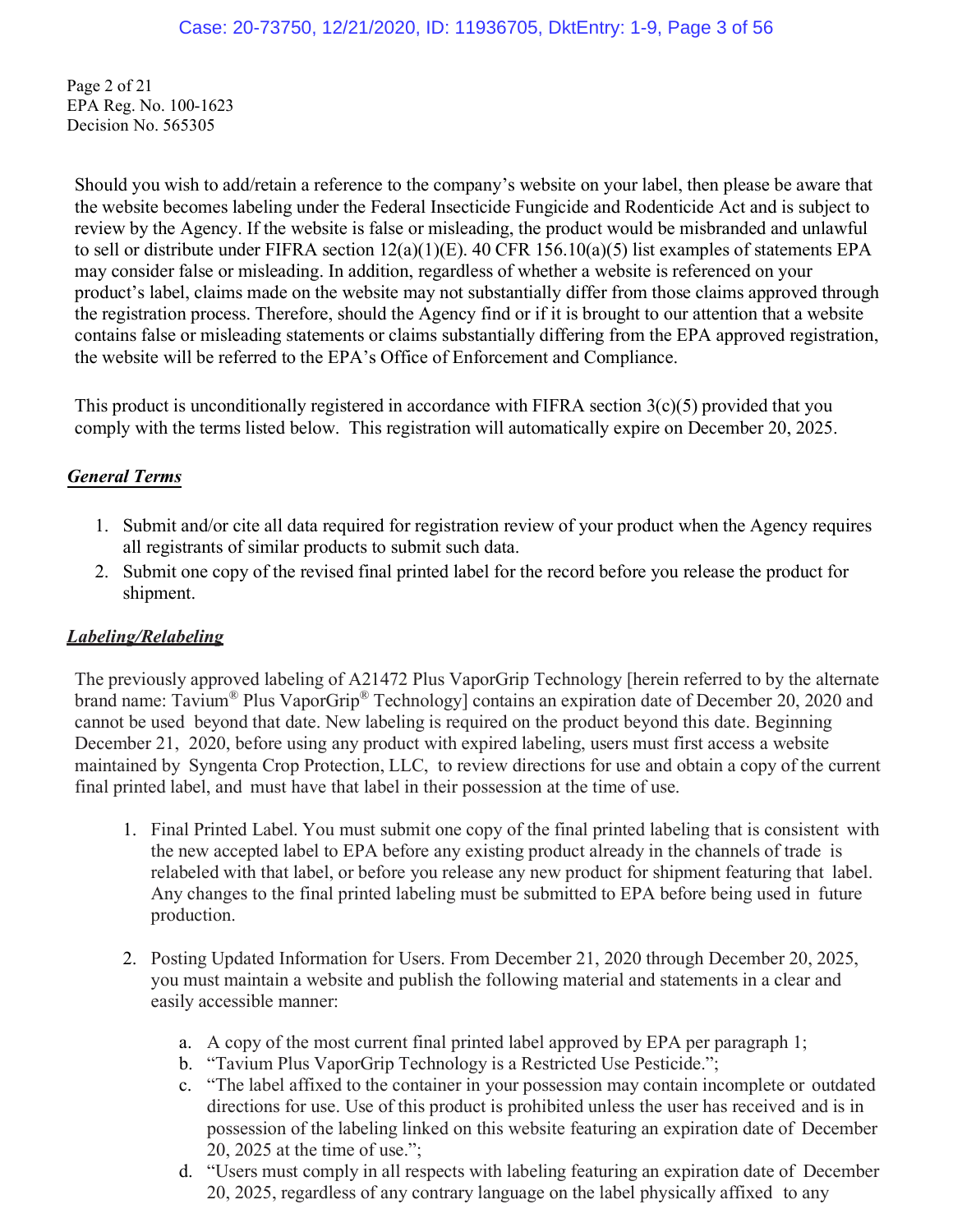Page 2 of 21
EPA Reg. No. 100-1623
Decision No. 565305

Should you wish to add/retain a reference to the company's website on your label, then please be aware that the website becomes labeling under the Federal Insecticide Fungicide and Rodenticide Act and is subject to review by the Agency. If the website is false or misleading, the product would be misbranded and unlawful to sell or distribute under FIFRA section 12(a)(1)(E). 40 CFR 156.10(a)(5) list examples of statements EPA may consider false or misleading. In addition, regardless of whether a website is referenced on your product's label, claims made on the website may not substantially differ from those claims approved through the registration process. Therefore, should the Agency find or if it is brought to our attention that a website contains false or misleading statements or claims substantially differing from the EPA approved registration, the website will be referred to the EPA's Office of Enforcement and Compliance.

This product is unconditionally registered in accordance with FIFRA section 3(c)(5) provided that you comply with the terms listed below. This registration will automatically expire on December 20, 2025.

***General Terms***

1. Submit and/or cite all data required for registration review of your product when the Agency requires all registrants of similar products to submit such data.
2. Submit one copy of the revised final printed label for the record before you release the product for shipment.

***Labeling/Relabeling***

The previously approved labeling of A21472 Plus VaporGrip Technology [herein referred to by the alternate brand name: Tavium® Plus VaporGrip® Technology] contains an expiration date of December 20, 2020 and cannot be used beyond that date. New labeling is required on the product beyond this date. Beginning December 21, 2020, before using any product with expired labeling, users must first access a website maintained by Syngenta Crop Protection, LLC, to review directions for use and obtain a copy of the current final printed label, and must have that label in their possession at the time of use.

1. Final Printed Label. You must submit one copy of the final printed labeling that is consistent with the new accepted label to EPA before any existing product already in the channels of trade is relabeled with that label, or before you release any new product for shipment featuring that label. Any changes to the final printed labeling must be submitted to EPA before being used in future production.

2. Posting Updated Information for Users. From December 21, 2020 through December 20, 2025, you must maintain a website and publish the following material and statements in a clear and easily accessible manner:

    a. A copy of the most current final printed label approved by EPA per paragraph 1;
    b. "Tavium Plus VaporGrip Technology is a Restricted Use Pesticide.";
    c. "The label affixed to the container in your possession may contain incomplete or outdated directions for use. Use of this product is prohibited unless the user has received and is in possession of the labeling linked on this website featuring an expiration date of December 20, 2025 at the time of use.";
    d. "Users must comply in all respects with labeling featuring an expiration date of December 20, 2025, regardless of any contrary language on the label physically affixed to any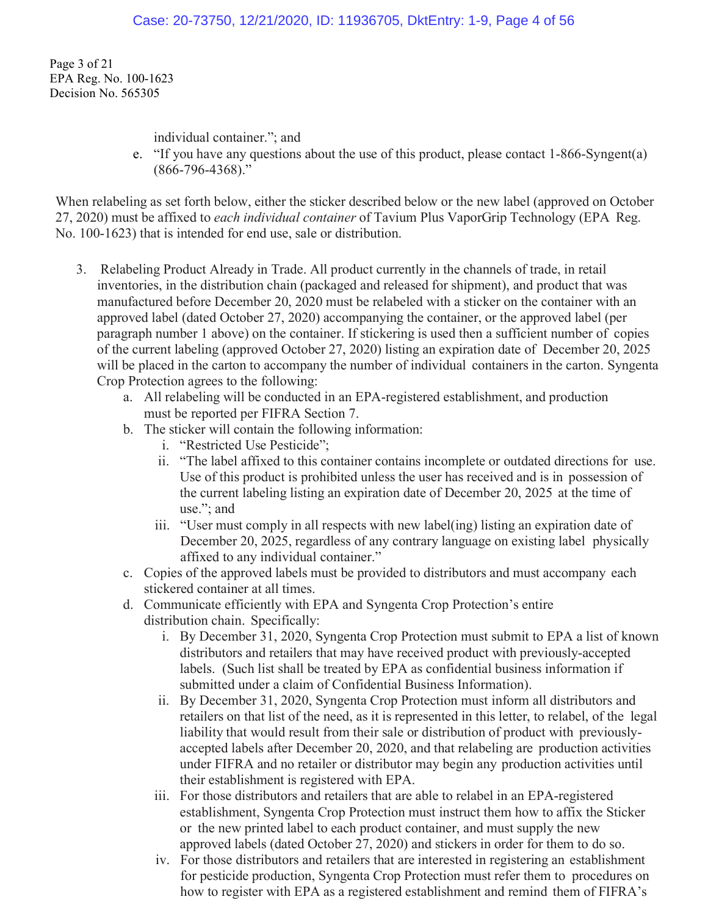individual container."; and

e. "If you have any questions about the use of this product, please contact 1-866-Syngent(a) (866-796-4368)."

When relabeling as set forth below, either the sticker described below or the new label (approved on October 27, 2020) must be affixed to *each individual container* of Tavium Plus VaporGrip Technology (EPA Reg. No. 100-1623) that is intended for end use, sale or distribution.

3. Relabeling Product Already in Trade. All product currently in the channels of trade, in retail inventories, in the distribution chain (packaged and released for shipment), and product that was manufactured before December 20, 2020 must be relabeled with a sticker on the container with an approved label (dated October 27, 2020) accompanying the container, or the approved label (per paragraph number 1 above) on the container. If stickering is used then a sufficient number of copies of the current labeling (approved October 27, 2020) listing an expiration date of December 20, 2025 will be placed in the carton to accompany the number of individual containers in the carton. Syngenta Crop Protection agrees to the following:
   a. All relabeling will be conducted in an EPA-registered establishment, and production must be reported per FIFRA Section 7.
   b. The sticker will contain the following information:
      i. "Restricted Use Pesticide";
      ii. "The label affixed to this container contains incomplete or outdated directions for use. Use of this product is prohibited unless the user has received and is in possession of the current labeling listing an expiration date of December 20, 2025 at the time of use."; and
      iii. "User must comply in all respects with new label(ing) listing an expiration date of December 20, 2025, regardless of any contrary language on existing label physically affixed to any individual container."
   c. Copies of the approved labels must be provided to distributors and must accompany each stickered container at all times.
   d. Communicate efficiently with EPA and Syngenta Crop Protection's entire distribution chain. Specifically:
      i. By December 31, 2020, Syngenta Crop Protection must submit to EPA a list of known distributors and retailers that may have received product with previously-accepted labels. (Such list shall be treated by EPA as confidential business information if submitted under a claim of Confidential Business Information).
      ii. By December 31, 2020, Syngenta Crop Protection must inform all distributors and retailers on that list of the need, as it is represented in this letter, to relabel, of the legal liability that would result from their sale or distribution of product with previously-accepted labels after December 20, 2020, and that relabeling are production activities under FIFRA and no retailer or distributor may begin any production activities until their establishment is registered with EPA.
      iii. For those distributors and retailers that are able to relabel in an EPA-registered establishment, Syngenta Crop Protection must instruct them how to affix the Sticker or the new printed label to each product container, and must supply the new approved labels (dated October 27, 2020) and stickers in order for them to do so.
      iv. For those distributors and retailers that are interested in registering an establishment for pesticide production, Syngenta Crop Protection must refer them to procedures on how to register with EPA as a registered establishment and remind them of FIFRA's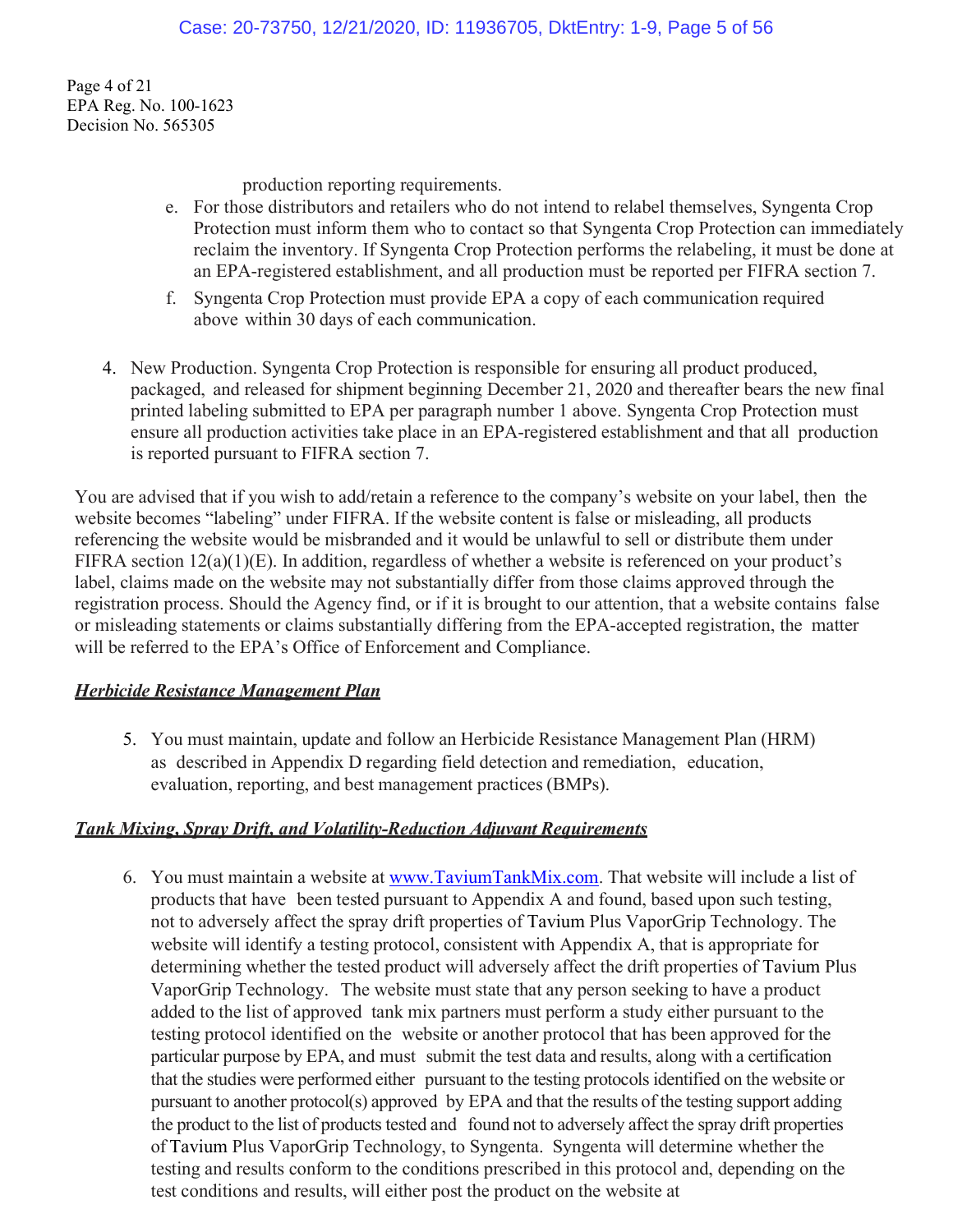production reporting requirements.

e. For those distributors and retailers who do not intend to relabel themselves, Syngenta Crop Protection must inform them who to contact so that Syngenta Crop Protection can immediately reclaim the inventory. If Syngenta Crop Protection performs the relabeling, it must be done at an EPA-registered establishment, and all production must be reported per FIFRA section 7.

f. Syngenta Crop Protection must provide EPA a copy of each communication required above within 30 days of each communication.

4. New Production. Syngenta Crop Protection is responsible for ensuring all product produced, packaged, and released for shipment beginning December 21, 2020 and thereafter bears the new final printed labeling submitted to EPA per paragraph number 1 above. Syngenta Crop Protection must ensure all production activities take place in an EPA-registered establishment and that all production is reported pursuant to FIFRA section 7.

You are advised that if you wish to add/retain a reference to the company's website on your label, then the website becomes "labeling" under FIFRA. If the website content is false or misleading, all products referencing the website would be misbranded and it would be unlawful to sell or distribute them under FIFRA section 12(a)(1)(E). In addition, regardless of whether a website is referenced on your product's label, claims made on the website may not substantially differ from those claims approved through the registration process. Should the Agency find, or if it is brought to our attention, that a website contains false or misleading statements or claims substantially differing from the EPA-accepted registration, the matter will be referred to the EPA's Office of Enforcement and Compliance.

***Herbicide Resistance Management Plan***

5. You must maintain, update and follow an Herbicide Resistance Management Plan (HRM) as described in Appendix D regarding field detection and remediation, education, evaluation, reporting, and best management practices (BMPs).

***Tank Mixing, Spray Drift, and Volatility-Reduction Adjuvant Requirements***

6. You must maintain a website at www.TaviumTankMix.com. That website will include a list of products that have been tested pursuant to Appendix A and found, based upon such testing, not to adversely affect the spray drift properties of Tavium Plus VaporGrip Technology. The website will identify a testing protocol, consistent with Appendix A, that is appropriate for determining whether the tested product will adversely affect the drift properties of Tavium Plus VaporGrip Technology. The website must state that any person seeking to have a product added to the list of approved tank mix partners must perform a study either pursuant to the testing protocol identified on the website or another protocol that has been approved for the particular purpose by EPA, and must submit the test data and results, along with a certification that the studies were performed either pursuant to the testing protocols identified on the website or pursuant to another protocol(s) approved by EPA and that the results of the testing support adding the product to the list of products tested and found not to adversely affect the spray drift properties of Tavium Plus VaporGrip Technology, to Syngenta. Syngenta will determine whether the testing and results conform to the conditions prescribed in this protocol and, depending on the test conditions and results, will either post the product on the website at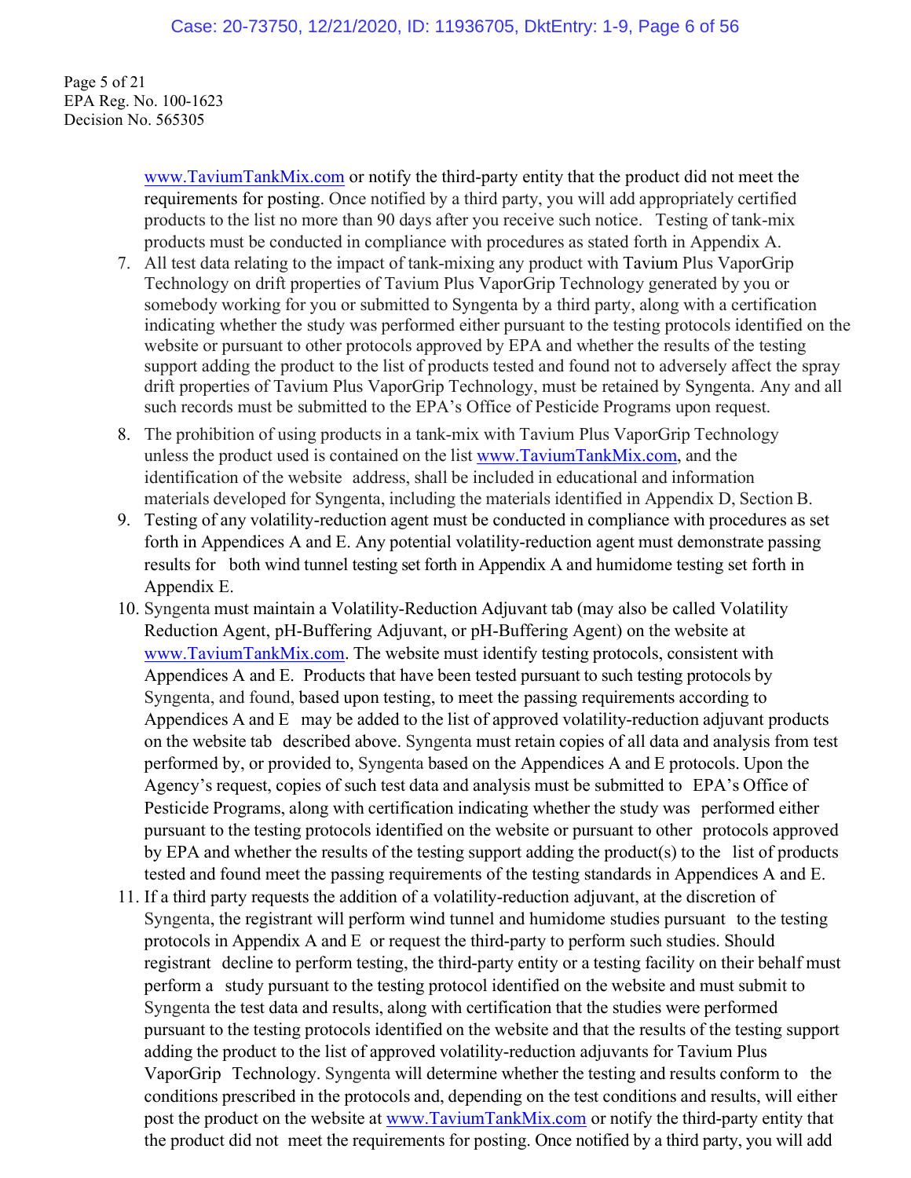Page 5 of 21
EPA Reg. No. 100-1623
Decision No. 565305

www.TaviumTankMix.com or notify the third-party entity that the product did not meet the requirements for posting. Once notified by a third party, you will add appropriately certified products to the list no more than 90 days after you receive such notice. Testing of tank-mix products must be conducted in compliance with procedures as stated forth in Appendix A.

7. All test data relating to the impact of tank-mixing any product with Tavium Plus VaporGrip Technology on drift properties of Tavium Plus VaporGrip Technology generated by you or somebody working for you or submitted to Syngenta by a third party, along with a certification indicating whether the study was performed either pursuant to the testing protocols identified on the website or pursuant to other protocols approved by EPA and whether the results of the testing support adding the product to the list of products tested and found not to adversely affect the spray drift properties of Tavium Plus VaporGrip Technology, must be retained by Syngenta. Any and all such records must be submitted to the EPA's Office of Pesticide Programs upon request.
8. The prohibition of using products in a tank-mix with Tavium Plus VaporGrip Technology unless the product used is contained on the list www.TaviumTankMix.com, and the identification of the website address, shall be included in educational and information materials developed for Syngenta, including the materials identified in Appendix D, Section B.
9. Testing of any volatility-reduction agent must be conducted in compliance with procedures as set forth in Appendices A and E. Any potential volatility-reduction agent must demonstrate passing results for both wind tunnel testing set forth in Appendix A and humidome testing set forth in Appendix E.
10. Syngenta must maintain a Volatility-Reduction Adjuvant tab (may also be called Volatility Reduction Agent, pH-Buffering Adjuvant, or pH-Buffering Agent) on the website at www.TaviumTankMix.com. The website must identify testing protocols, consistent with Appendices A and E. Products that have been tested pursuant to such testing protocols by Syngenta, and found, based upon testing, to meet the passing requirements according to Appendices A and E may be added to the list of approved volatility-reduction adjuvant products on the website tab described above. Syngenta must retain copies of all data and analysis from test performed by, or provided to, Syngenta based on the Appendices A and E protocols. Upon the Agency's request, copies of such test data and analysis must be submitted to EPA's Office of Pesticide Programs, along with certification indicating whether the study was performed either pursuant to the testing protocols identified on the website or pursuant to other protocols approved by EPA and whether the results of the testing support adding the product(s) to the list of products tested and found meet the passing requirements of the testing standards in Appendices A and E.
11. If a third party requests the addition of a volatility-reduction adjuvant, at the discretion of Syngenta, the registrant will perform wind tunnel and humidome studies pursuant to the testing protocols in Appendix A and E or request the third-party to perform such studies. Should registrant decline to perform testing, the third-party entity or a testing facility on their behalf must perform a study pursuant to the testing protocol identified on the website and must submit to Syngenta the test data and results, along with certification that the studies were performed pursuant to the testing protocols identified on the website and that the results of the testing support adding the product to the list of approved volatility-reduction adjuvants for Tavium Plus VaporGrip Technology. Syngenta will determine whether the testing and results conform to the conditions prescribed in the protocols and, depending on the test conditions and results, will either post the product on the website at www.TaviumTankMix.com or notify the third-party entity that the product did not meet the requirements for posting. Once notified by a third party, you will add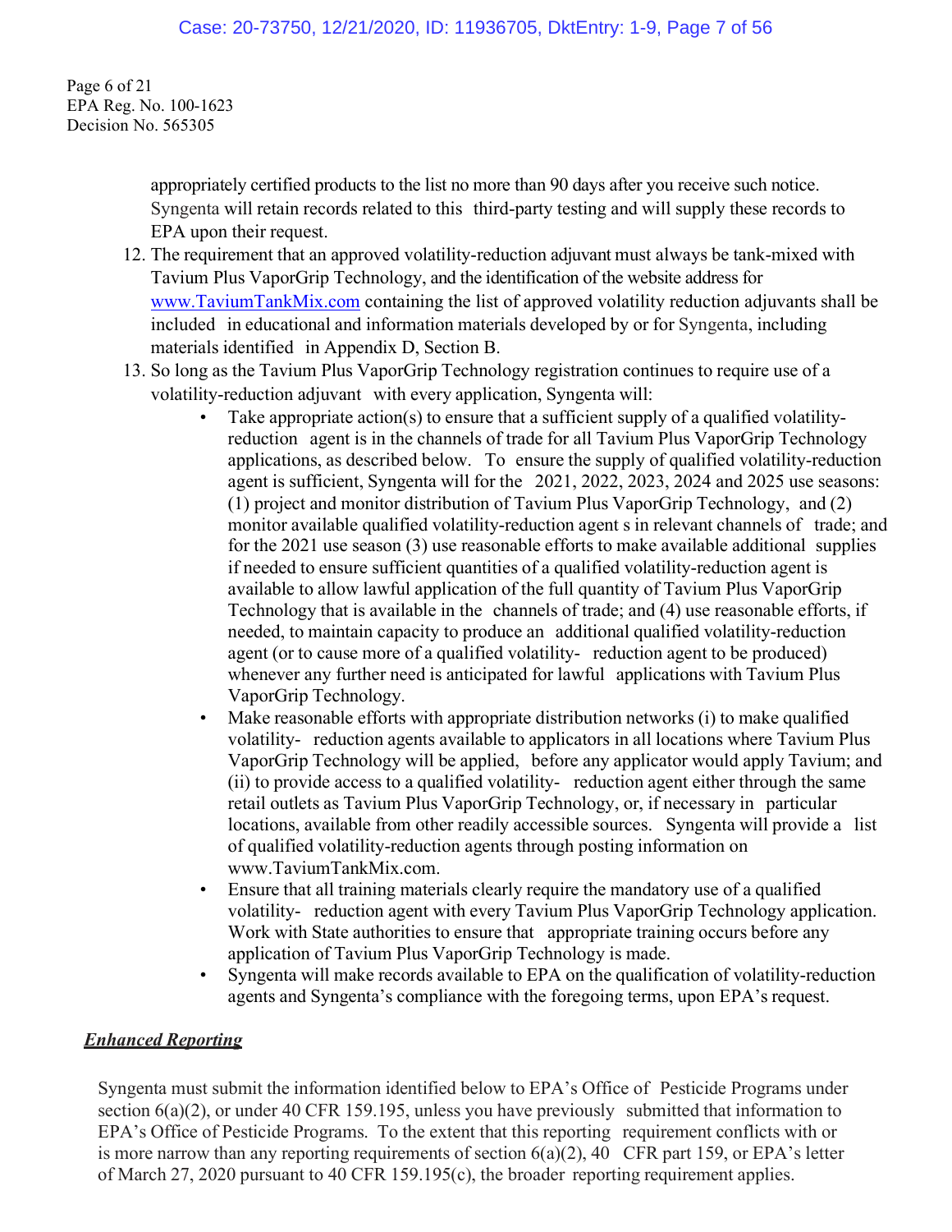appropriately certified products to the list no more than 90 days after you receive such notice. Syngenta will retain records related to this third-party testing and will supply these records to EPA upon their request.

12. The requirement that an approved volatility-reduction adjuvant must always be tank-mixed with Tavium Plus VaporGrip Technology, and the identification of the website address for www.TaviumTankMix.com containing the list of approved volatility reduction adjuvants shall be included in educational and information materials developed by or for Syngenta, including materials identified in Appendix D, Section B.
13. So long as the Tavium Plus VaporGrip Technology registration continues to require use of a volatility-reduction adjuvant with every application, Syngenta will:
    - Take appropriate action(s) to ensure that a sufficient supply of a qualified volatility-reduction agent is in the channels of trade for all Tavium Plus VaporGrip Technology applications, as described below. To ensure the supply of qualified volatility-reduction agent is sufficient, Syngenta will for the 2021, 2022, 2023, 2024 and 2025 use seasons: (1) project and monitor distribution of Tavium Plus VaporGrip Technology, and (2) monitor available qualified volatility-reduction agent s in relevant channels of trade; and for the 2021 use season (3) use reasonable efforts to make available additional supplies if needed to ensure sufficient quantities of a qualified volatility-reduction agent is available to allow lawful application of the full quantity of Tavium Plus VaporGrip Technology that is available in the channels of trade; and (4) use reasonable efforts, if needed, to maintain capacity to produce an additional qualified volatility-reduction agent (or to cause more of a qualified volatility- reduction agent to be produced) whenever any further need is anticipated for lawful applications with Tavium Plus VaporGrip Technology.
    - Make reasonable efforts with appropriate distribution networks (i) to make qualified volatility- reduction agents available to applicators in all locations where Tavium Plus VaporGrip Technology will be applied, before any applicator would apply Tavium; and (ii) to provide access to a qualified volatility- reduction agent either through the same retail outlets as Tavium Plus VaporGrip Technology, or, if necessary in particular locations, available from other readily accessible sources. Syngenta will provide a list of qualified volatility-reduction agents through posting information on www.TaviumTankMix.com.
    - Ensure that all training materials clearly require the mandatory use of a qualified volatility- reduction agent with every Tavium Plus VaporGrip Technology application. Work with State authorities to ensure that appropriate training occurs before any application of Tavium Plus VaporGrip Technology is made.
    - Syngenta will make records available to EPA on the qualification of volatility-reduction agents and Syngenta's compliance with the foregoing terms, upon EPA's request.

***Enhanced Reporting***

Syngenta must submit the information identified below to EPA's Office of Pesticide Programs under section 6(a)(2), or under 40 CFR 159.195, unless you have previously submitted that information to EPA's Office of Pesticide Programs. To the extent that this reporting requirement conflicts with or is more narrow than any reporting requirements of section 6(a)(2), 40 CFR part 159, or EPA's letter of March 27, 2020 pursuant to 40 CFR 159.195(c), the broader reporting requirement applies.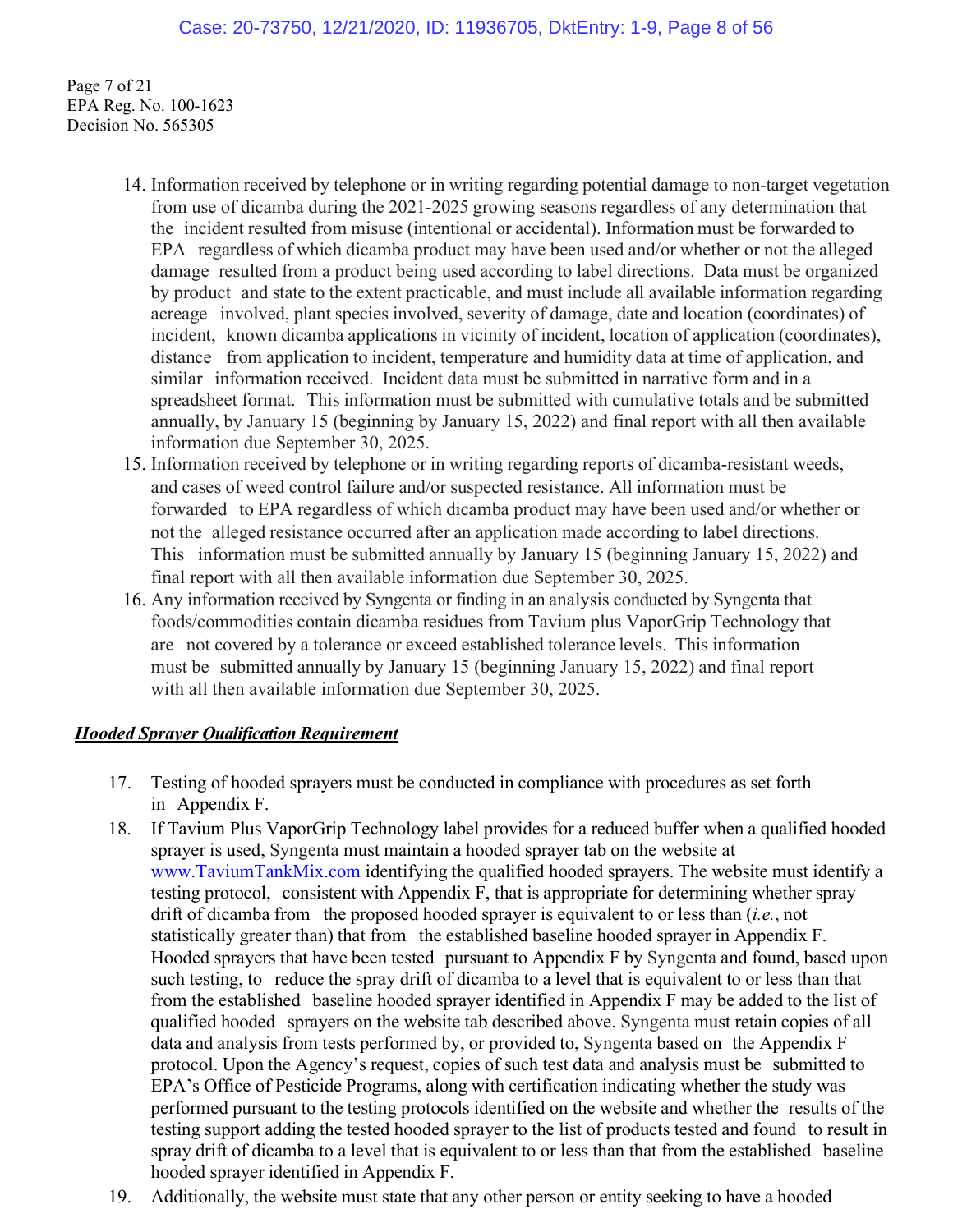Page 7 of 21
EPA Reg. No. 100-1623
Decision No. 565305

14. Information received by telephone or in writing regarding potential damage to non-target vegetation from use of dicamba during the 2021-2025 growing seasons regardless of any determination that the incident resulted from misuse (intentional or accidental). Information must be forwarded to EPA regardless of which dicamba product may have been used and/or whether or not the alleged damage resulted from a product being used according to label directions. Data must be organized by product and state to the extent practicable, and must include all available information regarding acreage involved, plant species involved, severity of damage, date and location (coordinates) of incident, known dicamba applications in vicinity of incident, location of application (coordinates), distance from application to incident, temperature and humidity data at time of application, and similar information received. Incident data must be submitted in narrative form and in a spreadsheet format. This information must be submitted with cumulative totals and be submitted annually, by January 15 (beginning by January 15, 2022) and final report with all then available information due September 30, 2025.
15. Information received by telephone or in writing regarding reports of dicamba-resistant weeds, and cases of weed control failure and/or suspected resistance. All information must be forwarded to EPA regardless of which dicamba product may have been used and/or whether or not the alleged resistance occurred after an application made according to label directions. This information must be submitted annually by January 15 (beginning January 15, 2022) and final report with all then available information due September 30, 2025.
16. Any information received by Syngenta or finding in an analysis conducted by Syngenta that foods/commodities contain dicamba residues from Tavium plus VaporGrip Technology that are not covered by a tolerance or exceed established tolerance levels. This information must be submitted annually by January 15 (beginning January 15, 2022) and final report with all then available information due September 30, 2025.

***Hooded Sprayer Qualification Requirement***

17. Testing of hooded sprayers must be conducted in compliance with procedures as set forth in Appendix F.
18. If Tavium Plus VaporGrip Technology label provides for a reduced buffer when a qualified hooded sprayer is used, Syngenta must maintain a hooded sprayer tab on the website at www.TaviumTankMix.com identifying the qualified hooded sprayers. The website must identify a testing protocol, consistent with Appendix F, that is appropriate for determining whether spray drift of dicamba from the proposed hooded sprayer is equivalent to or less than (*i.e.*, not statistically greater than) that from the established baseline hooded sprayer in Appendix F. Hooded sprayers that have been tested pursuant to Appendix F by Syngenta and found, based upon such testing, to reduce the spray drift of dicamba to a level that is equivalent to or less than that from the established baseline hooded sprayer identified in Appendix F may be added to the list of qualified hooded sprayers on the website tab described above. Syngenta must retain copies of all data and analysis from tests performed by, or provided to, Syngenta based on the Appendix F protocol. Upon the Agency's request, copies of such test data and analysis must be submitted to EPA's Office of Pesticide Programs, along with certification indicating whether the study was performed pursuant to the testing protocols identified on the website and whether the results of the testing support adding the tested hooded sprayer to the list of products tested and found to result in spray drift of dicamba to a level that is equivalent to or less than that from the established baseline hooded sprayer identified in Appendix F.
19. Additionally, the website must state that any other person or entity seeking to have a hooded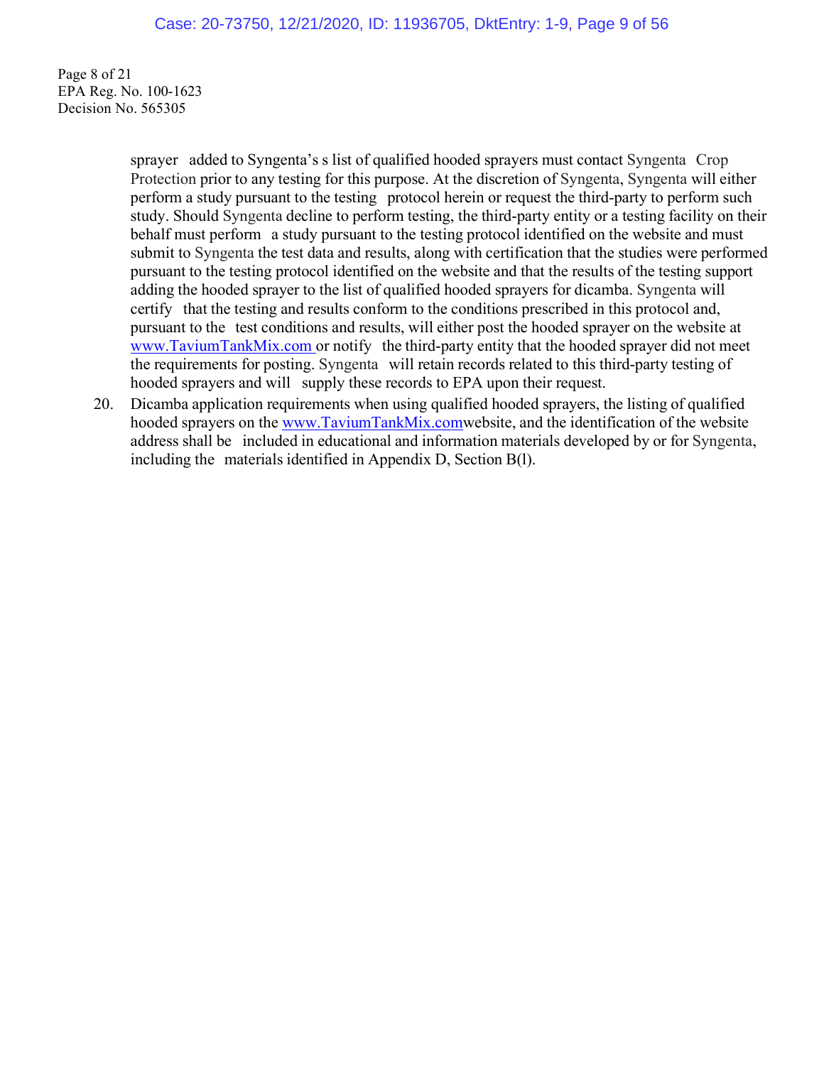sprayer added to Syngenta's s list of qualified hooded sprayers must contact Syngenta Crop Protection prior to any testing for this purpose. At the discretion of Syngenta, Syngenta will either perform a study pursuant to the testing protocol herein or request the third-party to perform such study. Should Syngenta decline to perform testing, the third-party entity or a testing facility on their behalf must perform a study pursuant to the testing protocol identified on the website and must submit to Syngenta the test data and results, along with certification that the studies were performed pursuant to the testing protocol identified on the website and that the results of the testing support adding the hooded sprayer to the list of qualified hooded sprayers for dicamba. Syngenta will certify that the testing and results conform to the conditions prescribed in this protocol and, pursuant to the test conditions and results, will either post the hooded sprayer on the website at www.TaviumTankMix.com or notify the third-party entity that the hooded sprayer did not meet the requirements for posting. Syngenta will retain records related to this third-party testing of hooded sprayers and will supply these records to EPA upon their request.

20. Dicamba application requirements when using qualified hooded sprayers, the listing of qualified hooded sprayers on the www.TaviumTankMix.comwebsite, and the identification of the website address shall be included in educational and information materials developed by or for Syngenta, including the materials identified in Appendix D, Section B(l).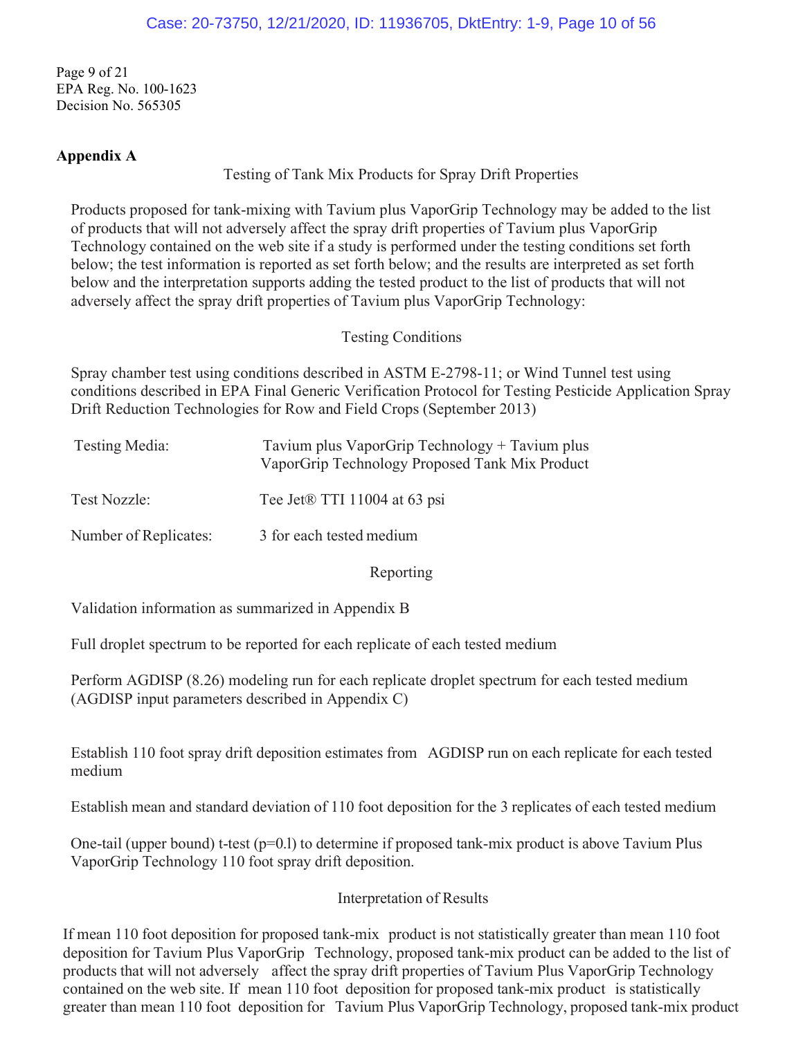Page 9 of 21
EPA Reg. No. 100-1623
Decision No. 565305

**Appendix A**

Testing of Tank Mix Products for Spray Drift Properties

Products proposed for tank-mixing with Tavium plus VaporGrip Technology may be added to the list of products that will not adversely affect the spray drift properties of Tavium plus VaporGrip Technology contained on the web site if a study is performed under the testing conditions set forth below; the test information is reported as set forth below; and the results are interpreted as set forth below and the interpretation supports adding the tested product to the list of products that will not adversely affect the spray drift properties of Tavium plus VaporGrip Technology:

Testing Conditions

Spray chamber test using conditions described in ASTM E-2798-11; or Wind Tunnel test using conditions described in EPA Final Generic Verification Protocol for Testing Pesticide Application Spray Drift Reduction Technologies for Row and Field Crops (September 2013)

| | |
|---|---|
| Testing Media: | Tavium plus VaporGrip Technology + Tavium plus VaporGrip Technology Proposed Tank Mix Product |
| Test Nozzle: | Tee Jet® TTI 11004 at 63 psi |
| Number of Replicates: | 3 for each tested medium |

Reporting

Validation information as summarized in Appendix B

Full droplet spectrum to be reported for each replicate of each tested medium

Perform AGDISP (8.26) modeling run for each replicate droplet spectrum for each tested medium (AGDISP input parameters described in Appendix C)

Establish 110 foot spray drift deposition estimates from AGDISP run on each replicate for each tested medium

Establish mean and standard deviation of 110 foot deposition for the 3 replicates of each tested medium

One-tail (upper bound) t-test (p=0.l) to determine if proposed tank-mix product is above Tavium Plus VaporGrip Technology 110 foot spray drift deposition.

Interpretation of Results

If mean 110 foot deposition for proposed tank-mix product is not statistically greater than mean 110 foot deposition for Tavium Plus VaporGrip Technology, proposed tank-mix product can be added to the list of products that will not adversely affect the spray drift properties of Tavium Plus VaporGrip Technology contained on the web site. If mean 110 foot deposition for proposed tank-mix product is statistically greater than mean 110 foot deposition for Tavium Plus VaporGrip Technology, proposed tank-mix product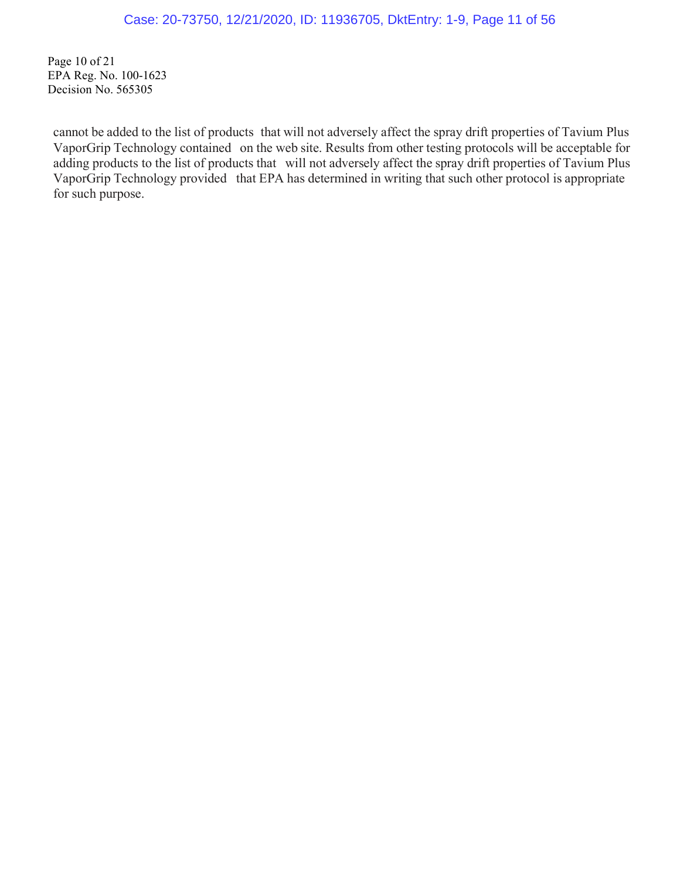cannot be added to the list of products that will not adversely affect the spray drift properties of Tavium Plus VaporGrip Technology contained on the web site. Results from other testing protocols will be acceptable for adding products to the list of products that will not adversely affect the spray drift properties of Tavium Plus VaporGrip Technology provided that EPA has determined in writing that such other protocol is appropriate for such purpose.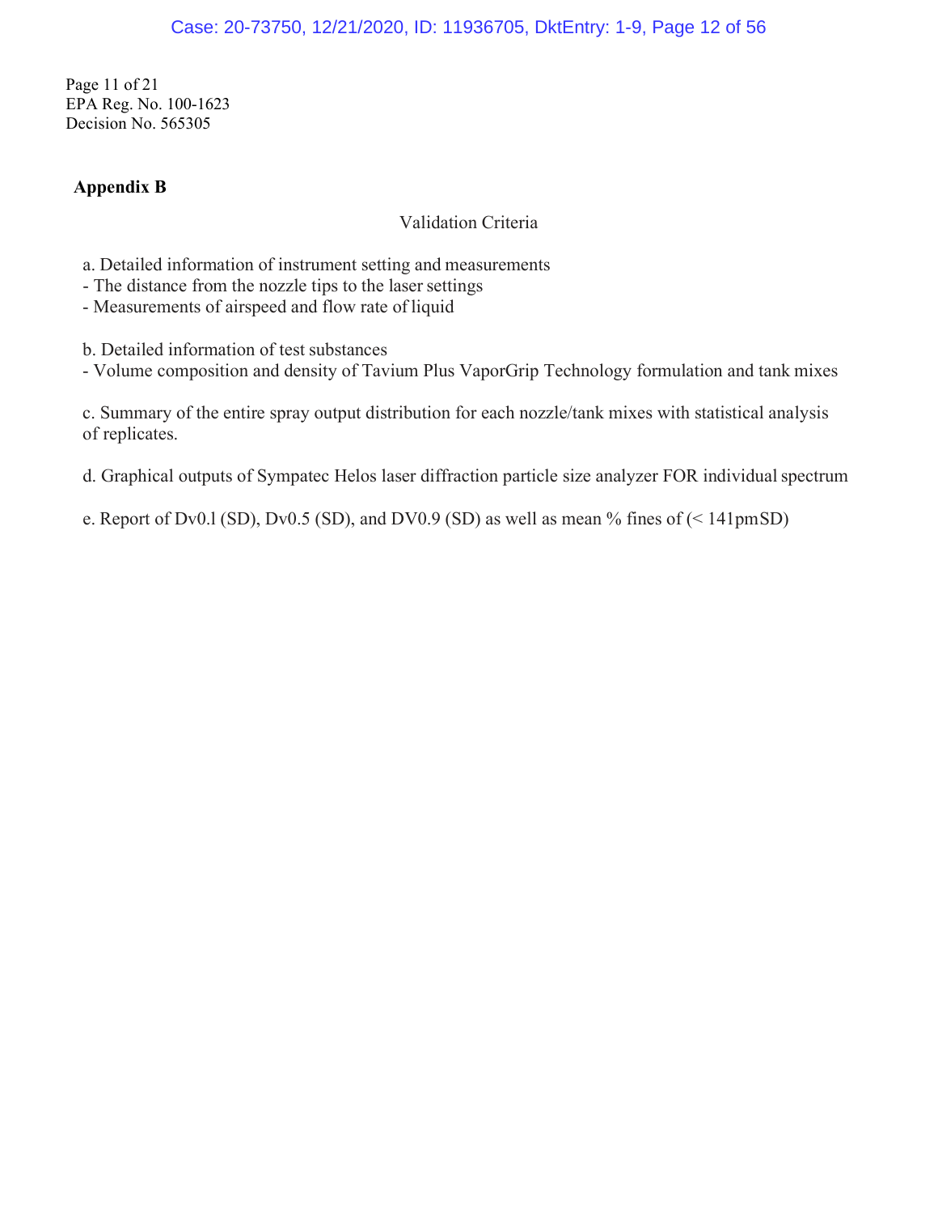Page 11 of 21
EPA Reg. No. 100-1623
Decision No. 565305

## Appendix B

Validation Criteria

a. Detailed information of instrument setting and measurements
- The distance from the nozzle tips to the laser settings
- Measurements of airspeed and flow rate of liquid

b. Detailed information of test substances
- Volume composition and density of Tavium Plus VaporGrip Technology formulation and tank mixes

c. Summary of the entire spray output distribution for each nozzle/tank mixes with statistical analysis of replicates.

d. Graphical outputs of Sympatec Helos laser diffraction particle size analyzer FOR individual spectrum

e. Report of Dv0.l (SD), Dv0.5 (SD), and DV0.9 (SD) as well as mean % fines of (< 141pmSD)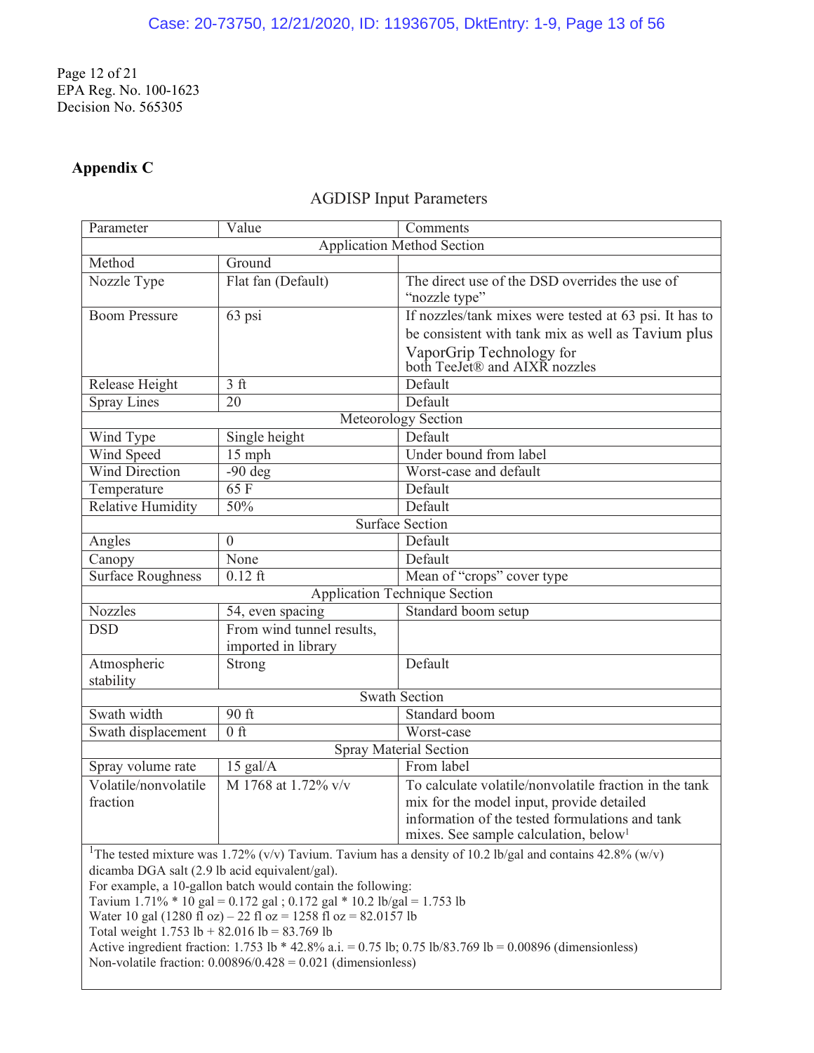Page 12 of 21
EPA Reg. No. 100-1623
Decision No. 565305

## Appendix C

AGDISP Input Parameters

| Parameter | Value | Comments |
|---|---|---|
| Application Method Section | | |
| Method | Ground | |
| Nozzle Type | Flat fan (Default) | The direct use of the DSD overrides the use of "nozzle type" |
| Boom Pressure | 63 psi | If nozzles/tank mixes were tested at 63 psi. It has to be consistent with tank mix as well as Tavium plus VaporGrip Technology for both TeeJet® and AIXR nozzles |
| Release Height | 3 ft | Default |
| Spray Lines | 20 | Default |
| Meteorology Section | | |
| Wind Type | Single height | Default |
| Wind Speed | 15 mph | Under bound from label |
| Wind Direction | -90 deg | Worst-case and default |
| Temperature | 65 F | Default |
| Relative Humidity | 50% | Default |
| Surface Section | | |
| Angles | 0 | Default |
| Canopy | None | Default |
| Surface Roughness | 0.12 ft | Mean of "crops" cover type |
| Application Technique Section | | |
| Nozzles | 54, even spacing | Standard boom setup |
| DSD | From wind tunnel results, imported in library | |
| Atmospheric stability | Strong | Default |
| Swath Section | | |
| Swath width | 90 ft | Standard boom |
| Swath displacement | 0 ft | Worst-case |
| Spray Material Section | | |
| Spray volume rate | 15 gal/A | From label |
| Volatile/nonvolatile fraction | M 1768 at 1.72% v/v | To calculate volatile/nonvolatile fraction in the tank mix for the model input, provide detailed information of the tested formulations and tank mixes. See sample calculation, below[1] |

[1]The tested mixture was 1.72% (v/v) Tavium. Tavium has a density of 10.2 lb/gal and contains 42.8% (w/v) dicamba DGA salt (2.9 lb acid equivalent/gal).
For example, a 10-gallon batch would contain the following:
Tavium 1.71% * 10 gal = 0.172 gal ; 0.172 gal * 10.2 lb/gal = 1.753 lb
Water 10 gal (1280 fl oz) – 22 fl oz = 1258 fl oz = 82.0157 lb
Total weight 1.753 lb + 82.016 lb = 83.769 lb
Active ingredient fraction: 1.753 lb * 42.8% a.i. = 0.75 lb; 0.75 lb/83.769 lb = 0.00896 (dimensionless)
Non-volatile fraction: 0.00896/0.428 = 0.021 (dimensionless)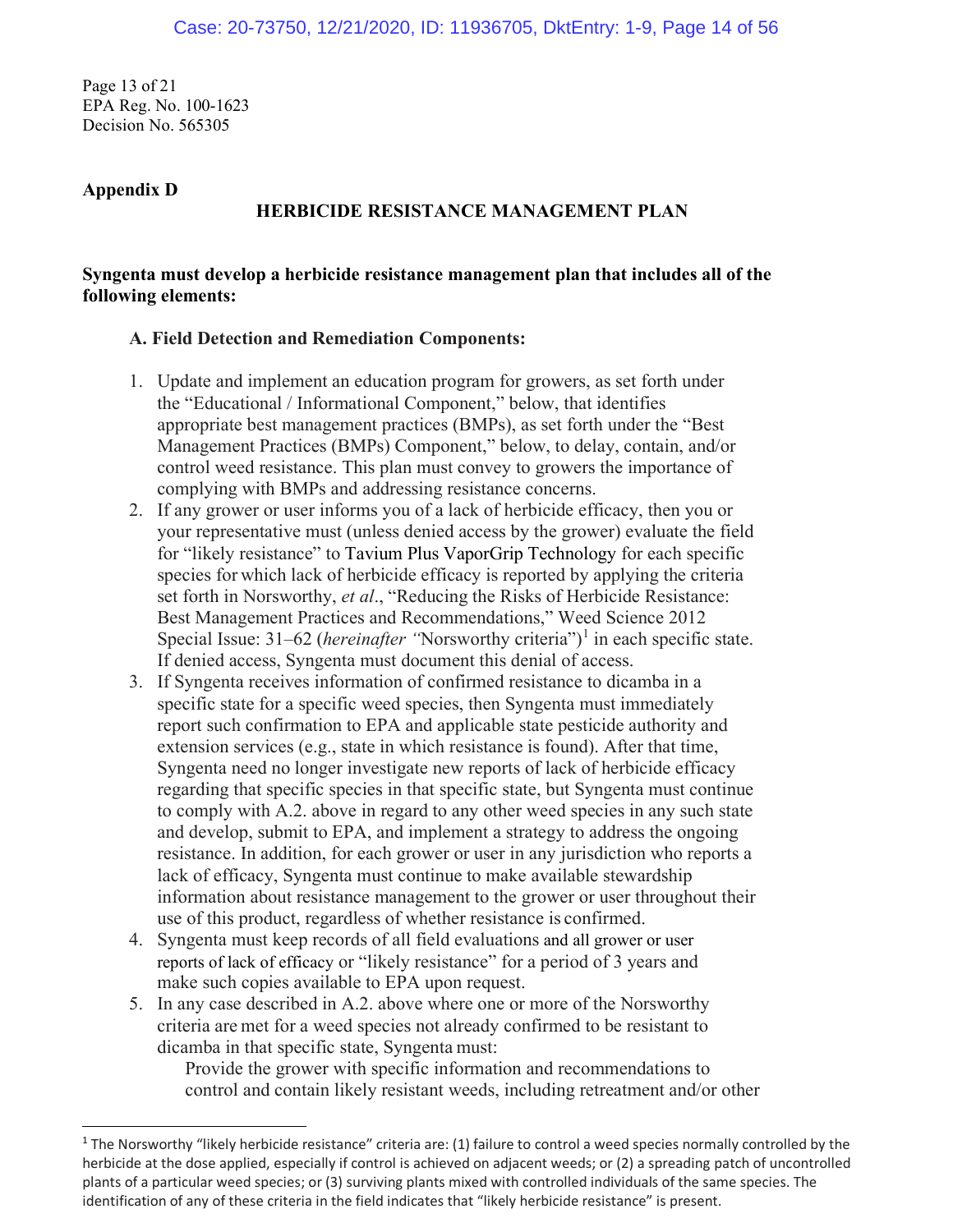Page 13 of 21
EPA Reg. No. 100-1623
Decision No. 565305

**Appendix D**

## HERBICIDE RESISTANCE MANAGEMENT PLAN

**Syngenta must develop a herbicide resistance management plan that includes all of the following elements:**

**A. Field Detection and Remediation Components:**

1. Update and implement an education program for growers, as set forth under the "Educational / Informational Component," below, that identifies appropriate best management practices (BMPs), as set forth under the "Best Management Practices (BMPs) Component," below, to delay, contain, and/or control weed resistance. This plan must convey to growers the importance of complying with BMPs and addressing resistance concerns.
2. If any grower or user informs you of a lack of herbicide efficacy, then you or your representative must (unless denied access by the grower) evaluate the field for "likely resistance" to Tavium Plus VaporGrip Technology for each specific species for which lack of herbicide efficacy is reported by applying the criteria set forth in Norsworthy, *et al*., "Reducing the Risks of Herbicide Resistance: Best Management Practices and Recommendations," Weed Science 2012 Special Issue: 31–62 (*hereinafter* "Norsworthy criteria")[1] in each specific state. If denied access, Syngenta must document this denial of access.
3. If Syngenta receives information of confirmed resistance to dicamba in a specific state for a specific weed species, then Syngenta must immediately report such confirmation to EPA and applicable state pesticide authority and extension services (e.g., state in which resistance is found). After that time, Syngenta need no longer investigate new reports of lack of herbicide efficacy regarding that specific species in that specific state, but Syngenta must continue to comply with A.2. above in regard to any other weed species in any such state and develop, submit to EPA, and implement a strategy to address the ongoing resistance. In addition, for each grower or user in any jurisdiction who reports a lack of efficacy, Syngenta must continue to make available stewardship information about resistance management to the grower or user throughout their use of this product, regardless of whether resistance is confirmed.
4. Syngenta must keep records of all field evaluations and all grower or user reports of lack of efficacy or "likely resistance" for a period of 3 years and make such copies available to EPA upon request.
5. In any case described in A.2. above where one or more of the Norsworthy criteria are met for a weed species not already confirmed to be resistant to dicamba in that specific state, Syngenta must:

   Provide the grower with specific information and recommendations to control and contain likely resistant weeds, including retreatment and/or other

[1] The Norsworthy "likely herbicide resistance" criteria are: (1) failure to control a weed species normally controlled by the herbicide at the dose applied, especially if control is achieved on adjacent weeds; or (2) a spreading patch of uncontrolled plants of a particular weed species; or (3) surviving plants mixed with controlled individuals of the same species. The identification of any of these criteria in the field indicates that "likely herbicide resistance" is present.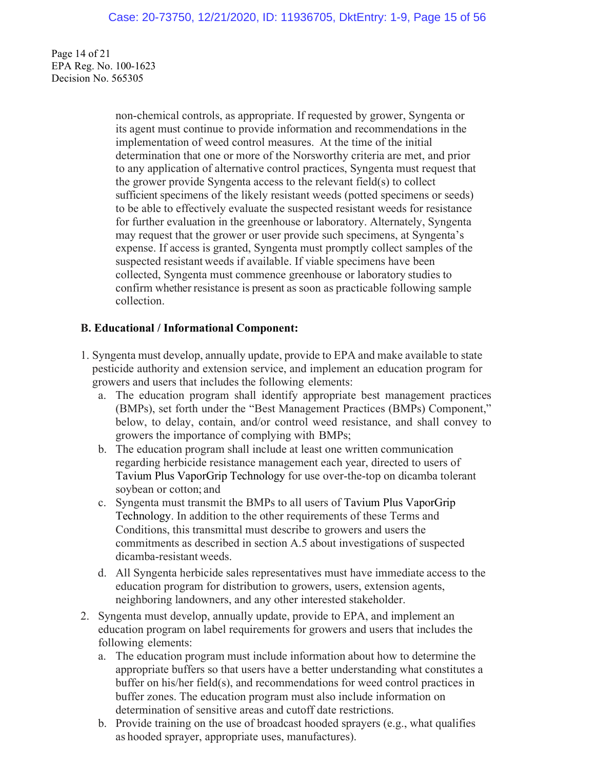non-chemical controls, as appropriate. If requested by grower, Syngenta or its agent must continue to provide information and recommendations in the implementation of weed control measures. At the time of the initial determination that one or more of the Norsworthy criteria are met, and prior to any application of alternative control practices, Syngenta must request that the grower provide Syngenta access to the relevant field(s) to collect sufficient specimens of the likely resistant weeds (potted specimens or seeds) to be able to effectively evaluate the suspected resistant weeds for resistance for further evaluation in the greenhouse or laboratory. Alternately, Syngenta may request that the grower or user provide such specimens, at Syngenta's expense. If access is granted, Syngenta must promptly collect samples of the suspected resistant weeds if available. If viable specimens have been collected, Syngenta must commence greenhouse or laboratory studies to confirm whether resistance is present as soon as practicable following sample collection.

**B. Educational / Informational Component:**

1. Syngenta must develop, annually update, provide to EPA and make available to state pesticide authority and extension service, and implement an education program for growers and users that includes the following elements:
   a. The education program shall identify appropriate best management practices (BMPs), set forth under the "Best Management Practices (BMPs) Component," below, to delay, contain, and/or control weed resistance, and shall convey to growers the importance of complying with BMPs;
   b. The education program shall include at least one written communication regarding herbicide resistance management each year, directed to users of Tavium Plus VaporGrip Technology for use over-the-top on dicamba tolerant soybean or cotton; and
   c. Syngenta must transmit the BMPs to all users of Tavium Plus VaporGrip Technology. In addition to the other requirements of these Terms and Conditions, this transmittal must describe to growers and users the commitments as described in section A.5 about investigations of suspected dicamba-resistant weeds.
   d. All Syngenta herbicide sales representatives must have immediate access to the education program for distribution to growers, users, extension agents, neighboring landowners, and any other interested stakeholder.
2. Syngenta must develop, annually update, provide to EPA, and implement an education program on label requirements for growers and users that includes the following elements:
   a. The education program must include information about how to determine the appropriate buffers so that users have a better understanding what constitutes a buffer on his/her field(s), and recommendations for weed control practices in buffer zones. The education program must also include information on determination of sensitive areas and cutoff date restrictions.
   b. Provide training on the use of broadcast hooded sprayers (e.g., what qualifies as hooded sprayer, appropriate uses, manufactures).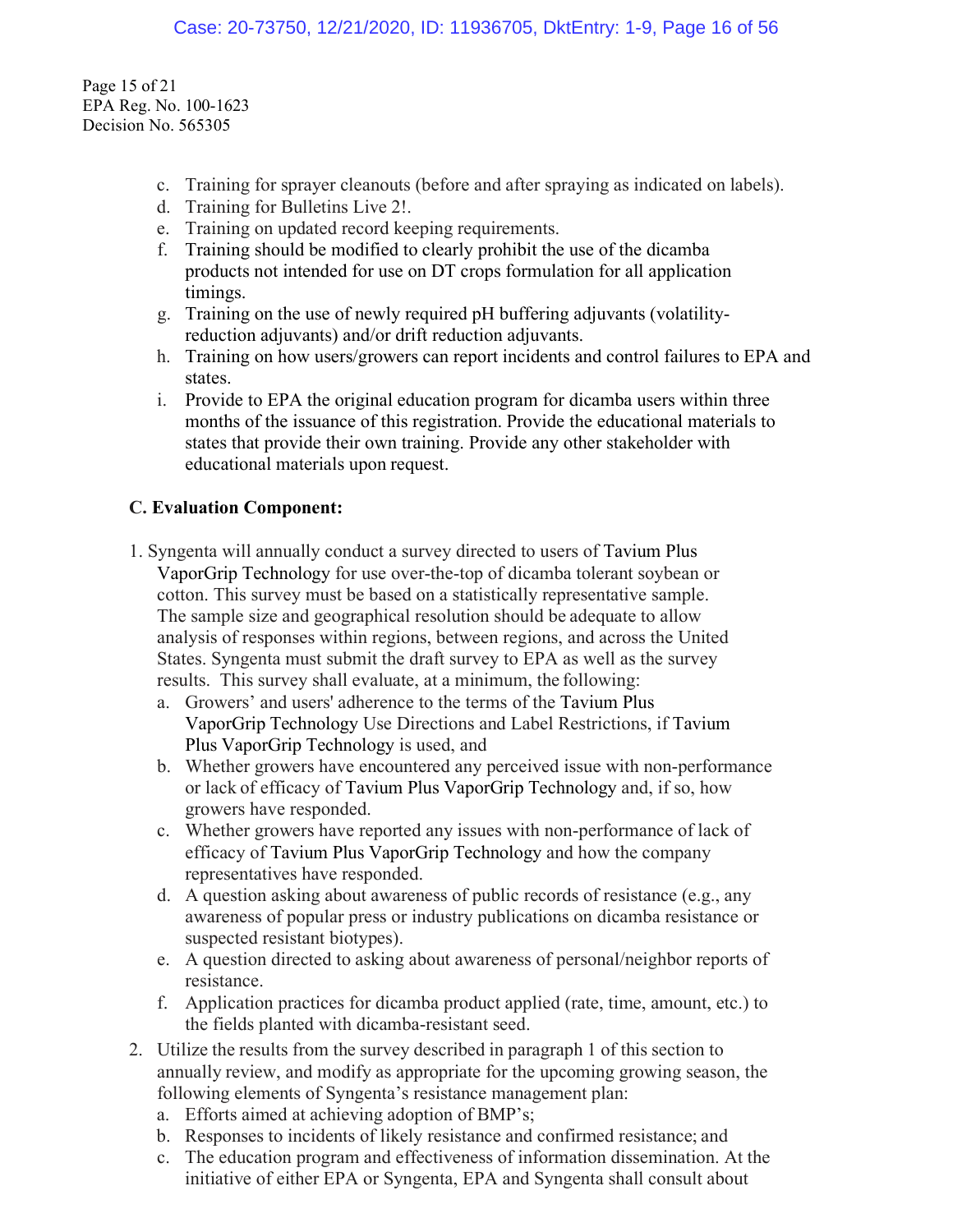c. Training for sprayer cleanouts (before and after spraying as indicated on labels).
d. Training for Bulletins Live 2!.
e. Training on updated record keeping requirements.
f. Training should be modified to clearly prohibit the use of the dicamba products not intended for use on DT crops formulation for all application timings.
g. Training on the use of newly required pH buffering adjuvants (volatility-reduction adjuvants) and/or drift reduction adjuvants.
h. Training on how users/growers can report incidents and control failures to EPA and states.
i. Provide to EPA the original education program for dicamba users within three months of the issuance of this registration. Provide the educational materials to states that provide their own training. Provide any other stakeholder with educational materials upon request.

**C. Evaluation Component:**

1. Syngenta will annually conduct a survey directed to users of Tavium Plus VaporGrip Technology for use over-the-top of dicamba tolerant soybean or cotton. This survey must be based on a statistically representative sample. The sample size and geographical resolution should be adequate to allow analysis of responses within regions, between regions, and across the United States. Syngenta must submit the draft survey to EPA as well as the survey results. This survey shall evaluate, at a minimum, the following:
   a. Growers' and users' adherence to the terms of the Tavium Plus VaporGrip Technology Use Directions and Label Restrictions, if Tavium Plus VaporGrip Technology is used, and
   b. Whether growers have encountered any perceived issue with non-performance or lack of efficacy of Tavium Plus VaporGrip Technology and, if so, how growers have responded.
   c. Whether growers have reported any issues with non-performance of lack of efficacy of Tavium Plus VaporGrip Technology and how the company representatives have responded.
   d. A question asking about awareness of public records of resistance (e.g., any awareness of popular press or industry publications on dicamba resistance or suspected resistant biotypes).
   e. A question directed to asking about awareness of personal/neighbor reports of resistance.
   f. Application practices for dicamba product applied (rate, time, amount, etc.) to the fields planted with dicamba-resistant seed.
2. Utilize the results from the survey described in paragraph 1 of this section to annually review, and modify as appropriate for the upcoming growing season, the following elements of Syngenta's resistance management plan:
   a. Efforts aimed at achieving adoption of BMP's;
   b. Responses to incidents of likely resistance and confirmed resistance; and
   c. The education program and effectiveness of information dissemination. At the initiative of either EPA or Syngenta, EPA and Syngenta shall consult about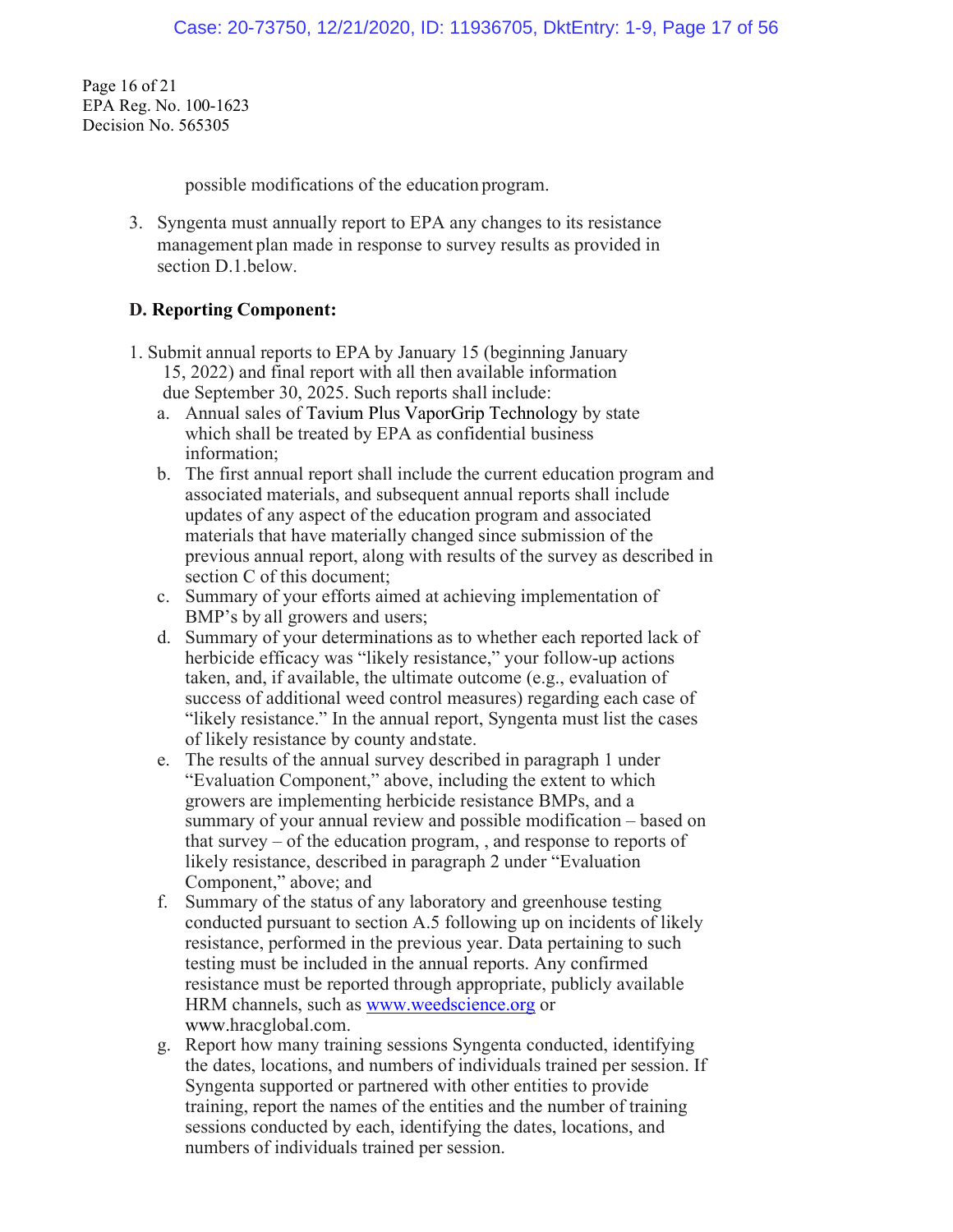possible modifications of the education program.

3. Syngenta must annually report to EPA any changes to its resistance management plan made in response to survey results as provided in section D.1.below.

**D. Reporting Component:**

1. Submit annual reports to EPA by January 15 (beginning January 15, 2022) and final report with all then available information due September 30, 2025. Such reports shall include:
   a. Annual sales of Tavium Plus VaporGrip Technology by state which shall be treated by EPA as confidential business information;
   b. The first annual report shall include the current education program and associated materials, and subsequent annual reports shall include updates of any aspect of the education program and associated materials that have materially changed since submission of the previous annual report, along with results of the survey as described in section C of this document;
   c. Summary of your efforts aimed at achieving implementation of BMP's by all growers and users;
   d. Summary of your determinations as to whether each reported lack of herbicide efficacy was "likely resistance," your follow-up actions taken, and, if available, the ultimate outcome (e.g., evaluation of success of additional weed control measures) regarding each case of "likely resistance." In the annual report, Syngenta must list the cases of likely resistance by county and state.
   e. The results of the annual survey described in paragraph 1 under "Evaluation Component," above, including the extent to which growers are implementing herbicide resistance BMPs, and a summary of your annual review and possible modification – based on that survey – of the education program, , and response to reports of likely resistance, described in paragraph 2 under "Evaluation Component," above; and
   f. Summary of the status of any laboratory and greenhouse testing conducted pursuant to section A.5 following up on incidents of likely resistance, performed in the previous year. Data pertaining to such testing must be included in the annual reports. Any confirmed resistance must be reported through appropriate, publicly available HRM channels, such as www.weedscience.org or www.hracglobal.com.
   g. Report how many training sessions Syngenta conducted, identifying the dates, locations, and numbers of individuals trained per session. If Syngenta supported or partnered with other entities to provide training, report the names of the entities and the number of training sessions conducted by each, identifying the dates, locations, and numbers of individuals trained per session.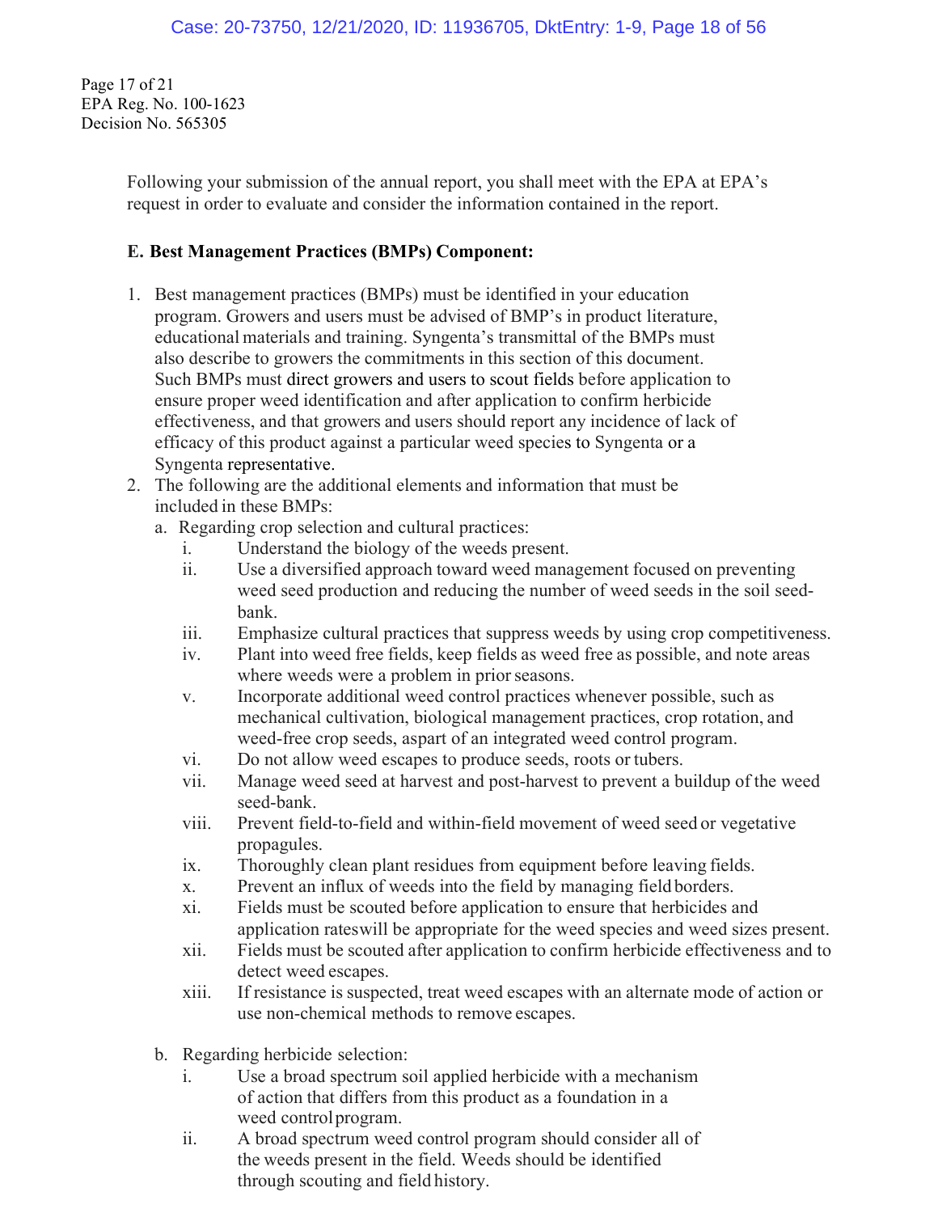Page 17 of 21
EPA Reg. No. 100-1623
Decision No. 565305

Following your submission of the annual report, you shall meet with the EPA at EPA's request in order to evaluate and consider the information contained in the report.

**E. Best Management Practices (BMPs) Component:**

1. Best management practices (BMPs) must be identified in your education program. Growers and users must be advised of BMP's in product literature, educational materials and training. Syngenta's transmittal of the BMPs must also describe to growers the commitments in this section of this document. Such BMPs must direct growers and users to scout fields before application to ensure proper weed identification and after application to confirm herbicide effectiveness, and that growers and users should report any incidence of lack of efficacy of this product against a particular weed species to Syngenta or a Syngenta representative.
2. The following are the additional elements and information that must be included in these BMPs:
   a. Regarding crop selection and cultural practices:
      i. Understand the biology of the weeds present.
      ii. Use a diversified approach toward weed management focused on preventing weed seed production and reducing the number of weed seeds in the soil seed-bank.
      iii. Emphasize cultural practices that suppress weeds by using crop competitiveness.
      iv. Plant into weed free fields, keep fields as weed free as possible, and note areas where weeds were a problem in prior seasons.
      v. Incorporate additional weed control practices whenever possible, such as mechanical cultivation, biological management practices, crop rotation, and weed-free crop seeds, aspart of an integrated weed control program.
      vi. Do not allow weed escapes to produce seeds, roots or tubers.
      vii. Manage weed seed at harvest and post-harvest to prevent a buildup of the weed seed-bank.
      viii. Prevent field-to-field and within-field movement of weed seed or vegetative propagules.
      ix. Thoroughly clean plant residues from equipment before leaving fields.
      x. Prevent an influx of weeds into the field by managing field borders.
      xi. Fields must be scouted before application to ensure that herbicides and application rateswill be appropriate for the weed species and weed sizes present.
      xii. Fields must be scouted after application to confirm herbicide effectiveness and to detect weed escapes.
      xiii. If resistance is suspected, treat weed escapes with an alternate mode of action or use non-chemical methods to remove escapes.

   b. Regarding herbicide selection:
      i. Use a broad spectrum soil applied herbicide with a mechanism of action that differs from this product as a foundation in a weed control program.
      ii. A broad spectrum weed control program should consider all of the weeds present in the field. Weeds should be identified through scouting and field history.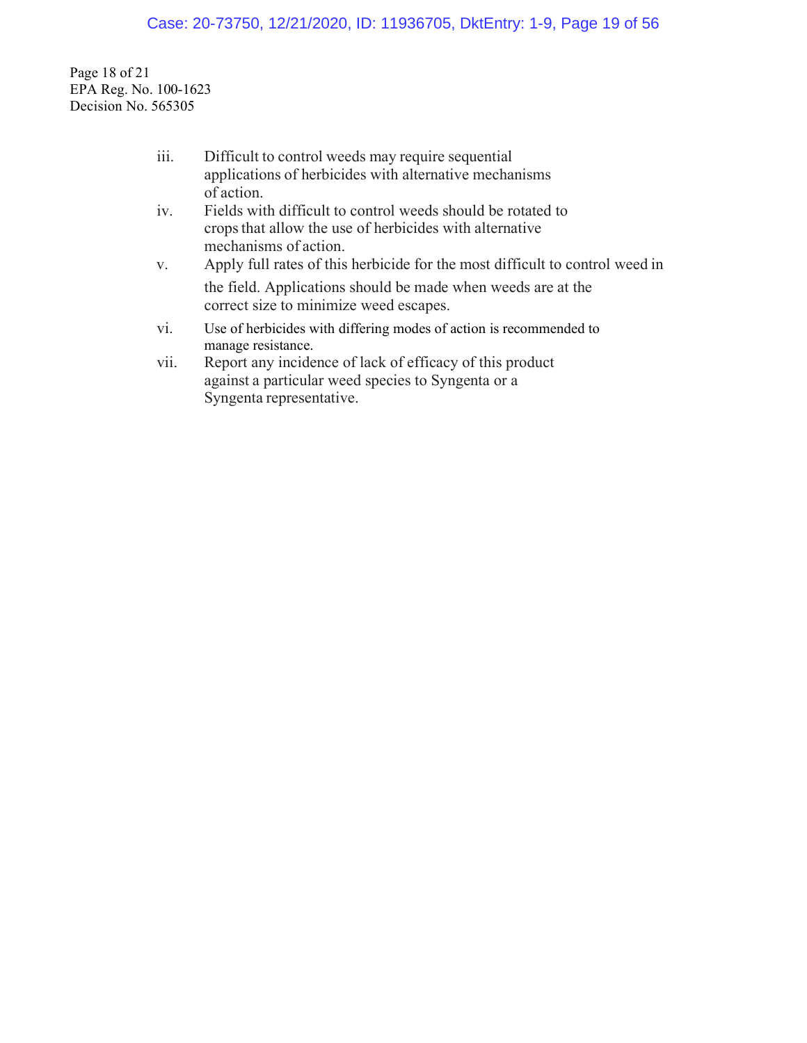Page 18 of 21
EPA Reg. No. 100-1623
Decision No. 565305

iii. Difficult to control weeds may require sequential applications of herbicides with alternative mechanisms of action.
iv. Fields with difficult to control weeds should be rotated to crops that allow the use of herbicides with alternative mechanisms of action.
v. Apply full rates of this herbicide for the most difficult to control weed in the field. Applications should be made when weeds are at the correct size to minimize weed escapes.
vi. Use of herbicides with differing modes of action is recommended to manage resistance.
vii. Report any incidence of lack of efficacy of this product against a particular weed species to Syngenta or a Syngenta representative.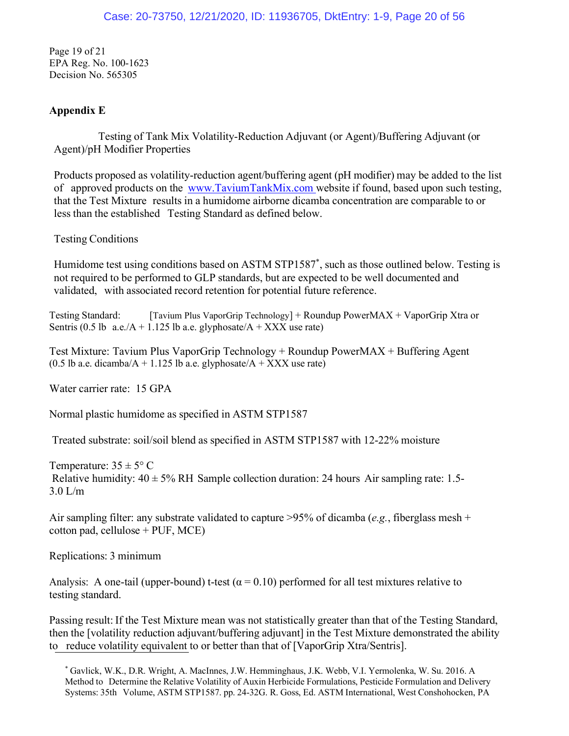Page 19 of 21
EPA Reg. No. 100-1623
Decision No. 565305

## Appendix E

Testing of Tank Mix Volatility-Reduction Adjuvant (or Agent)/Buffering Adjuvant (or Agent)/pH Modifier Properties

Products proposed as volatility-reduction agent/buffering agent (pH modifier) may be added to the list of approved products on the www.TaviumTankMix.com website if found, based upon such testing, that the Test Mixture results in a humidome airborne dicamba concentration are comparable to or less than the established Testing Standard as defined below.

Testing Conditions

Humidome test using conditions based on ASTM STP1587*, such as those outlined below. Testing is not required to be performed to GLP standards, but are expected to be well documented and validated, with associated record retention for potential future reference.

Testing Standard: [Tavium Plus VaporGrip Technology] + Roundup PowerMAX + VaporGrip Xtra or Sentris (0.5 lb a.e./A + 1.125 lb a.e. glyphosate/A + XXX use rate)

Test Mixture: Tavium Plus VaporGrip Technology + Roundup PowerMAX + Buffering Agent (0.5 lb a.e. dicamba/A + 1.125 lb a.e. glyphosate/A + XXX use rate)

Water carrier rate: 15 GPA

Normal plastic humidome as specified in ASTM STP1587

Treated substrate: soil/soil blend as specified in ASTM STP1587 with 12-22% moisture

Temperature: 35 ± 5° C
Relative humidity: 40 ± 5% RH Sample collection duration: 24 hours Air sampling rate: 1.5-3.0 L/m

Air sampling filter: any substrate validated to capture >95% of dicamba (*e.g.*, fiberglass mesh + cotton pad, cellulose + PUF, MCE)

Replications: 3 minimum

Analysis: A one-tail (upper-bound) t-test ($\alpha = 0.10$) performed for all test mixtures relative to testing standard.

Passing result: If the Test Mixture mean was not statistically greater than that of the Testing Standard, then the [volatility reduction adjuvant/buffering adjuvant] in the Test Mixture demonstrated the ability to reduce volatility equivalent to or better than that of [VaporGrip Xtra/Sentris].

* Gavlick, W.K., D.R. Wright, A. MacInnes, J.W. Hemminghaus, J.K. Webb, V.I. Yermolenka, W. Su. 2016. A Method to Determine the Relative Volatility of Auxin Herbicide Formulations, Pesticide Formulation and Delivery Systems: 35th Volume, ASTM STP1587. pp. 24-32G. R. Goss, Ed. ASTM International, West Conshohocken, PA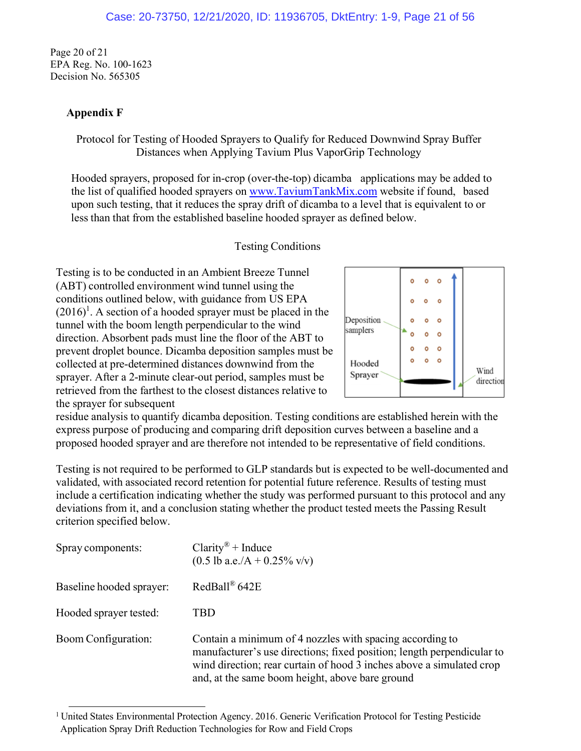Page 20 of 21
EPA Reg. No. 100-1623
Decision No. 565305

## Appendix F

Protocol for Testing of Hooded Sprayers to Qualify for Reduced Downwind Spray Buffer Distances when Applying Tavium Plus VaporGrip Technology

Hooded sprayers, proposed for in-crop (over-the-top) dicamba applications may be added to the list of qualified hooded sprayers on www.TaviumTankMix.com website if found, based upon such testing, that it reduces the spray drift of dicamba to a level that is equivalent to or less than that from the established baseline hooded sprayer as defined below.

### Testing Conditions

Testing is to be conducted in an Ambient Breeze Tunnel (ABT) controlled environment wind tunnel using the conditions outlined below, with guidance from US EPA (2016)[1]. A section of a hooded sprayer must be placed in the tunnel with the boom length perpendicular to the wind direction. Absorbent pads must line the floor of the ABT to prevent droplet bounce. Dicamba deposition samples must be collected at pre-determined distances downwind from the sprayer. After a 2-minute clear-out period, samples must be retrieved from the farthest to the closest distances relative to the sprayer for subsequent residue analysis to quantify dicamba deposition. Testing conditions are established herein with the express purpose of producing and comparing drift deposition curves between a baseline and a proposed hooded sprayer and are therefore not intended to be representative of field conditions.

Deposition samplers

Hooded Sprayer

Wind direction

Testing is not required to be performed to GLP standards but is expected to be well-documented and validated, with associated record retention for potential future reference. Results of testing must include a certification indicating whether the study was performed pursuant to this protocol and any deviations from it, and a conclusion stating whether the product tested meets the Passing Result criterion specified below.

| | |
|---|---|
| Spray components: | Clarity® + Induce (0.5 lb a.e./A + 0.25% v/v) |
| Baseline hooded sprayer: | RedBall® 642E |
| Hooded sprayer tested: | TBD |
| Boom Configuration: | Contain a minimum of 4 nozzles with spacing according to manufacturer's use directions; fixed position; length perpendicular to wind direction; rear curtain of hood 3 inches above a simulated crop and, at the same boom height, above bare ground |

[1] United States Environmental Protection Agency. 2016. Generic Verification Protocol for Testing Pesticide Application Spray Drift Reduction Technologies for Row and Field Crops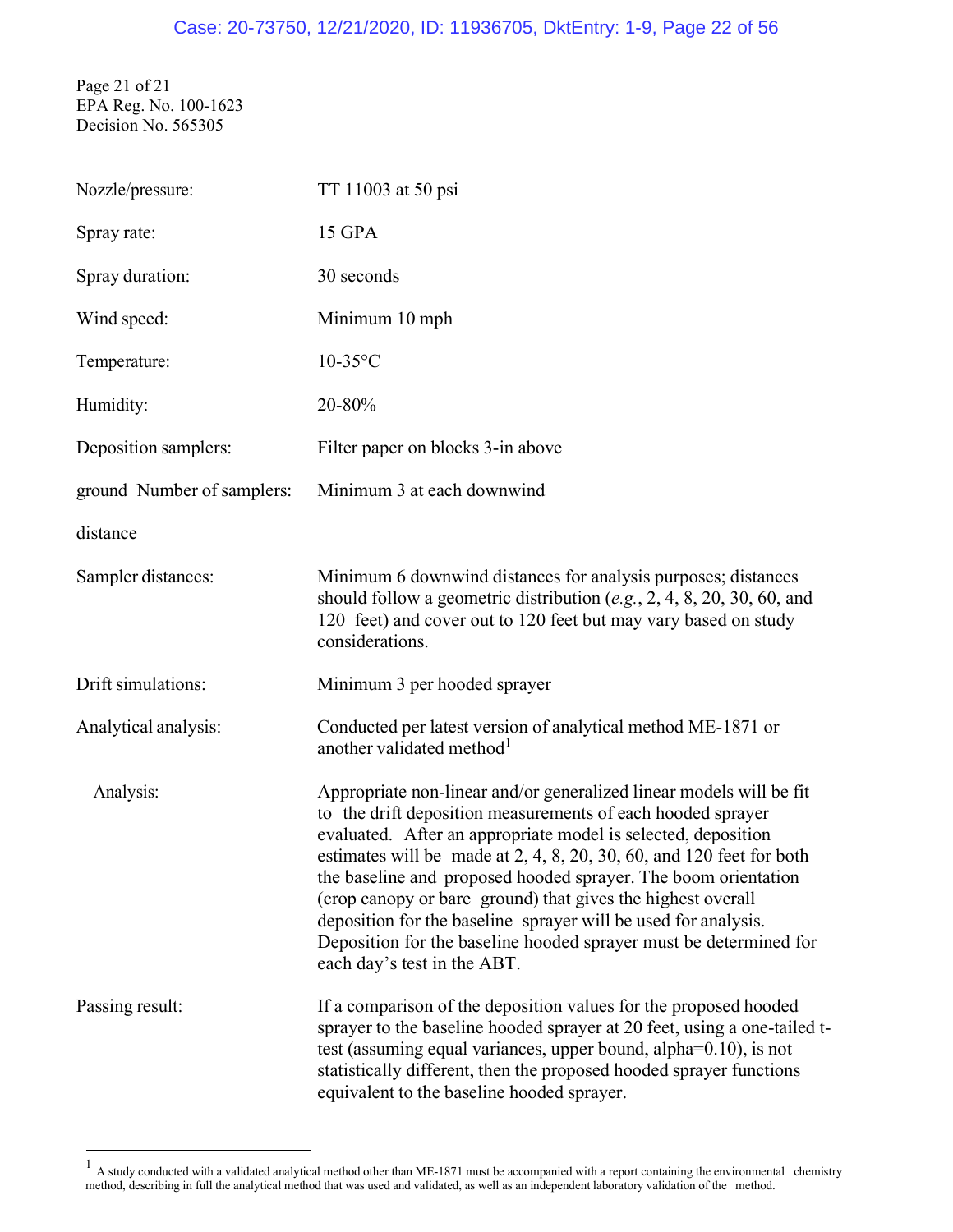Page 21 of 21
EPA Reg. No. 100-1623
Decision No. 565305

| | |
|---|---|
| Nozzle/pressure: | TT 11003 at 50 psi |
| Spray rate: | 15 GPA |
| Spray duration: | 30 seconds |
| Wind speed: | Minimum 10 mph |
| Temperature: | 10-35°C |
| Humidity: | 20-80% |
| Deposition samplers: | Filter paper on blocks 3-in above ground |
| Number of samplers: | Minimum 3 at each downwind distance |
| Sampler distances: | Minimum 6 downwind distances for analysis purposes; distances should follow a geometric distribution (*e.g.*, 2, 4, 8, 20, 30, 60, and 120 feet) and cover out to 120 feet but may vary based on study considerations. |
| Drift simulations: | Minimum 3 per hooded sprayer |
| Analytical analysis: | Conducted per latest version of analytical method ME-1871 or another validated method[1] |
| Analysis: | Appropriate non-linear and/or generalized linear models will be fit to the drift deposition measurements of each hooded sprayer evaluated. After an appropriate model is selected, deposition estimates will be made at 2, 4, 8, 20, 30, 60, and 120 feet for both the baseline and proposed hooded sprayer. The boom orientation (crop canopy or bare ground) that gives the highest overall deposition for the baseline sprayer will be used for analysis. Deposition for the baseline hooded sprayer must be determined for each day's test in the ABT. |
| Passing result: | If a comparison of the deposition values for the proposed hooded sprayer to the baseline hooded sprayer at 20 feet, using a one-tailed t-test (assuming equal variances, upper bound, alpha=0.10), is not statistically different, then the proposed hooded sprayer functions equivalent to the baseline hooded sprayer. |

[1] A study conducted with a validated analytical method other than ME-1871 must be accompanied with a report containing the environmental chemistry method, describing in full the analytical method that was used and validated, as well as an independent laboratory validation of the method.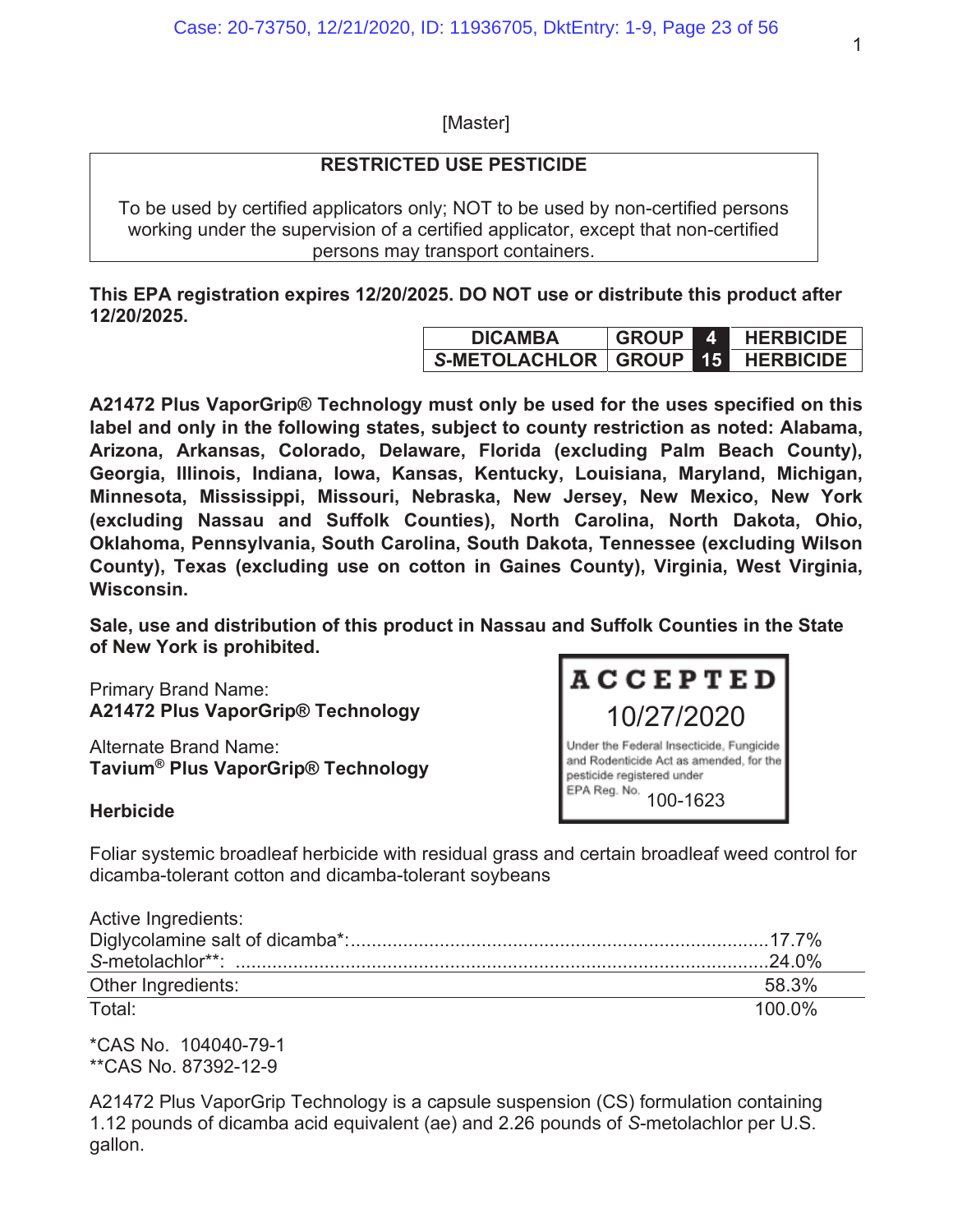[Master]

| RESTRICTED USE PESTICIDE |
|---|
| To be used by certified applicators only; NOT to be used by non-certified persons working under the certification of a certified applicator, except that non-certified persons may transport containers. |

**This EPA registration expires 12/20/2025. DO NOT use or distribute this product after 12/20/2025.**

| | | | |
|---|---|---|---|
| DICAMBA | GROUP | 4 | HERBICIDE |
| *S*-METOLACHLOR | GROUP | 15 | HERBICIDE |

**A21472 Plus VaporGrip® Technology must only be used for the uses specified on this label and only in the following states, subject to county restriction as noted: Alabama, Arizona, Arkansas, Colorado, Delaware, Florida (excluding Palm Beach County), Georgia, Illinois, Indiana, Iowa, Kansas, Kentucky, Louisiana, Maryland, Michigan, Minnesota, Mississippi, Missouri, Nebraska, New Jersey, New Mexico, New York (excluding Nassau and Suffolk Counties), North Carolina, North Dakota, Ohio, Oklahoma, Pennsylvania, South Carolina, South Dakota, Tennessee (excluding Wilson County), Texas (excluding use on cotton in Gaines County), Virginia, West Virginia, Wisconsin.**

**Sale, use and distribution of this product in Nassau and Suffolk Counties in the State of New York is prohibited.**

ACCEPTED
10/27/2020
Under the Federal Insecticide, Fungicide and Rodenticide Act as amended, for the pesticide registered under EPA Reg. No. 100-1623

Primary Brand Name:
**A21472 Plus VaporGrip® Technology**

Alternate Brand Name:
**Tavium® Plus VaporGrip® Technology**

**Herbicide**

Foliar systemic broadleaf herbicide with residual grass and certain broadleaf weed control for dicamba-tolerant cotton and dicamba-tolerant soybeans

| Active Ingredients: | |
|---|---|
| Diglycolamine salt of dicamba*: | 17.7% |
| *S*-metolachlor**: | 24.0% |
| Other Ingredients: | 58.3% |
| Total: | 100.0% |

*CAS No. 104040-79-1
**CAS No. 87392-12-9

A21472 Plus VaporGrip Technology is a capsule suspension (CS) formulation containing 1.12 pounds of dicamba acid equivalent (ae) and 2.26 pounds of *S*-metolachlor per U.S. gallon.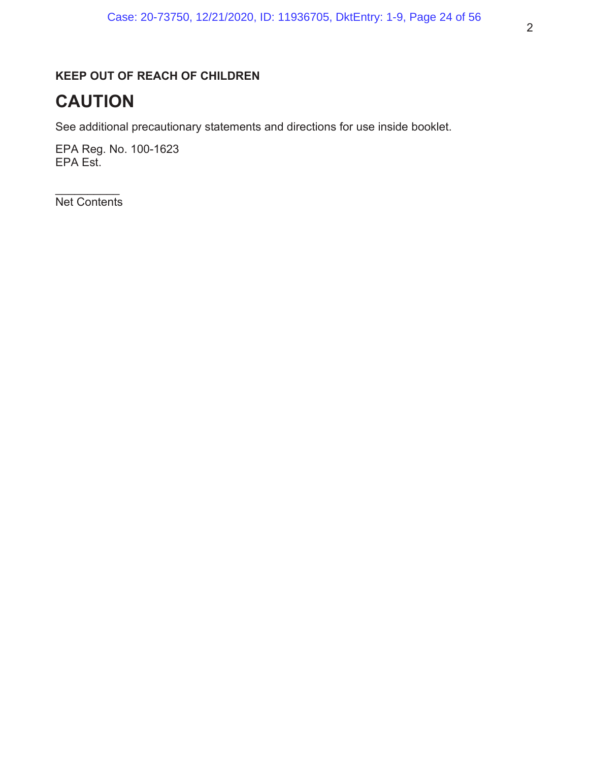**KEEP OUT OF REACH OF CHILDREN**

# CAUTION

See additional precautionary statements and directions for use inside booklet.

EPA Reg. No. 100-1623
EPA Est.

__________
Net Contents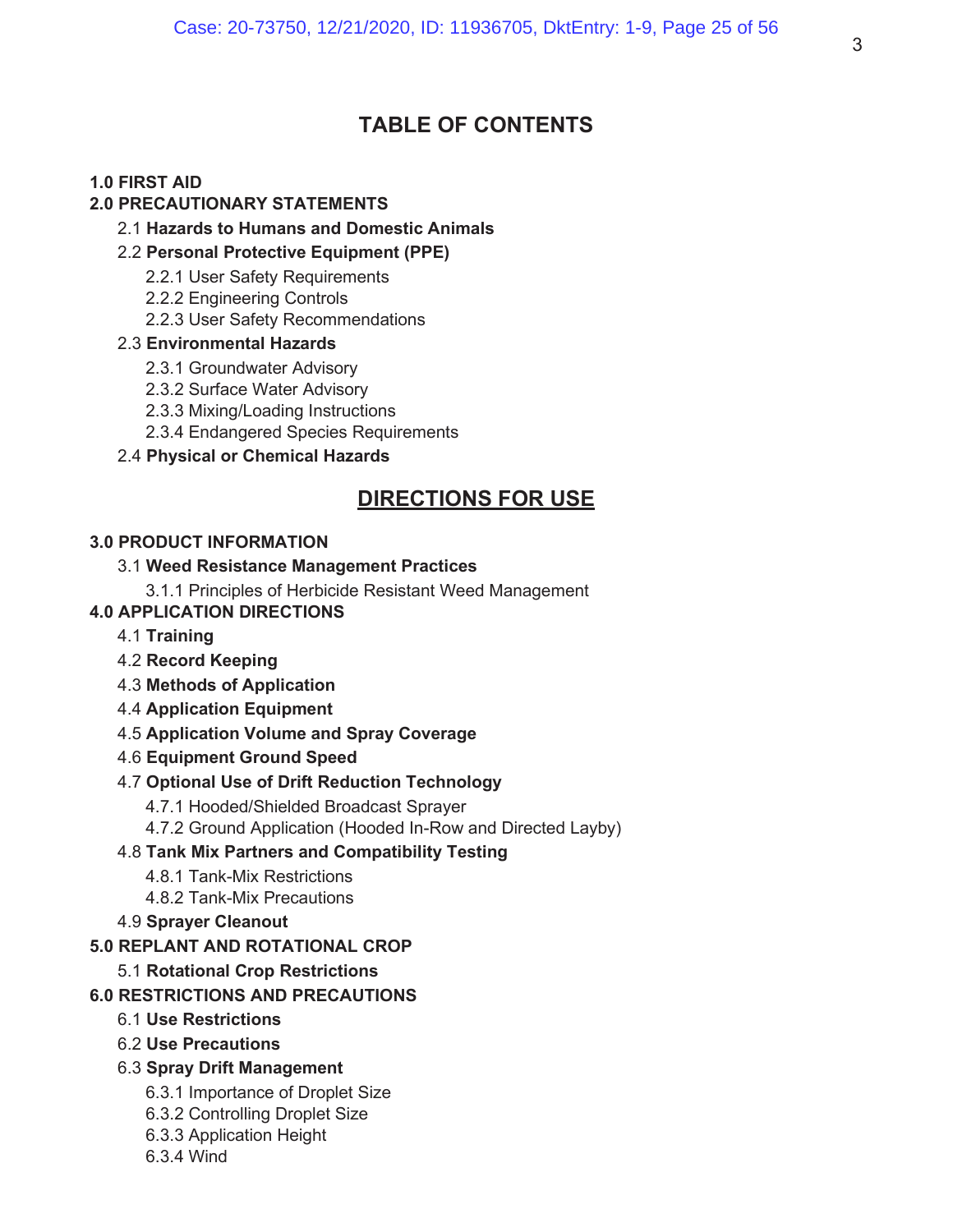# TABLE OF CONTENTS

**1.0 FIRST AID**

**2.0 PRECAUTIONARY STATEMENTS**

- 2.1 **Hazards to Humans and Domestic Animals**
- 2.2 **Personal Protective Equipment (PPE)**
  - 2.2.1 User Safety Requirements
  - 2.2.2 Engineering Controls
  - 2.2.3 User Safety Recommendations
- 2.3 **Environmental Hazards**
  - 2.3.1 Groundwater Advisory
  - 2.3.2 Surface Water Advisory
  - 2.3.3 Mixing/Loading Instructions
  - 2.3.4 Endangered Species Requirements
- 2.4 **Physical or Chemical Hazards**

## DIRECTIONS FOR USE

**3.0 PRODUCT INFORMATION**

- 3.1 **Weed Resistance Management Practices**
  - 3.1.1 Principles of Herbicide Resistant Weed Management

**4.0 APPLICATION DIRECTIONS**

- 4.1 **Training**
- 4.2 **Record Keeping**
- 4.3 **Methods of Application**
- 4.4 **Application Equipment**
- 4.5 **Application Volume and Spray Coverage**
- 4.6 **Equipment Ground Speed**
- 4.7 **Optional Use of Drift Reduction Technology**
  - 4.7.1 Hooded/Shielded Broadcast Sprayer
  - 4.7.2 Ground Application (Hooded In-Row and Directed Layby)
- 4.8 **Tank Mix Partners and Compatibility Testing**
  - 4.8.1 Tank-Mix Restrictions
  - 4.8.2 Tank-Mix Precautions
- 4.9 **Sprayer Cleanout**

**5.0 REPLANT AND ROTATIONAL CROP**

- 5.1 **Rotational Crop Restrictions**

**6.0 RESTRICTIONS AND PRECAUTIONS**

- 6.1 **Use Restrictions**
- 6.2 **Use Precautions**
- 6.3 **Spray Drift Management**
  - 6.3.1 Importance of Droplet Size
  - 6.3.2 Controlling Droplet Size
  - 6.3.3 Application Height
  - 6.3.4 Wind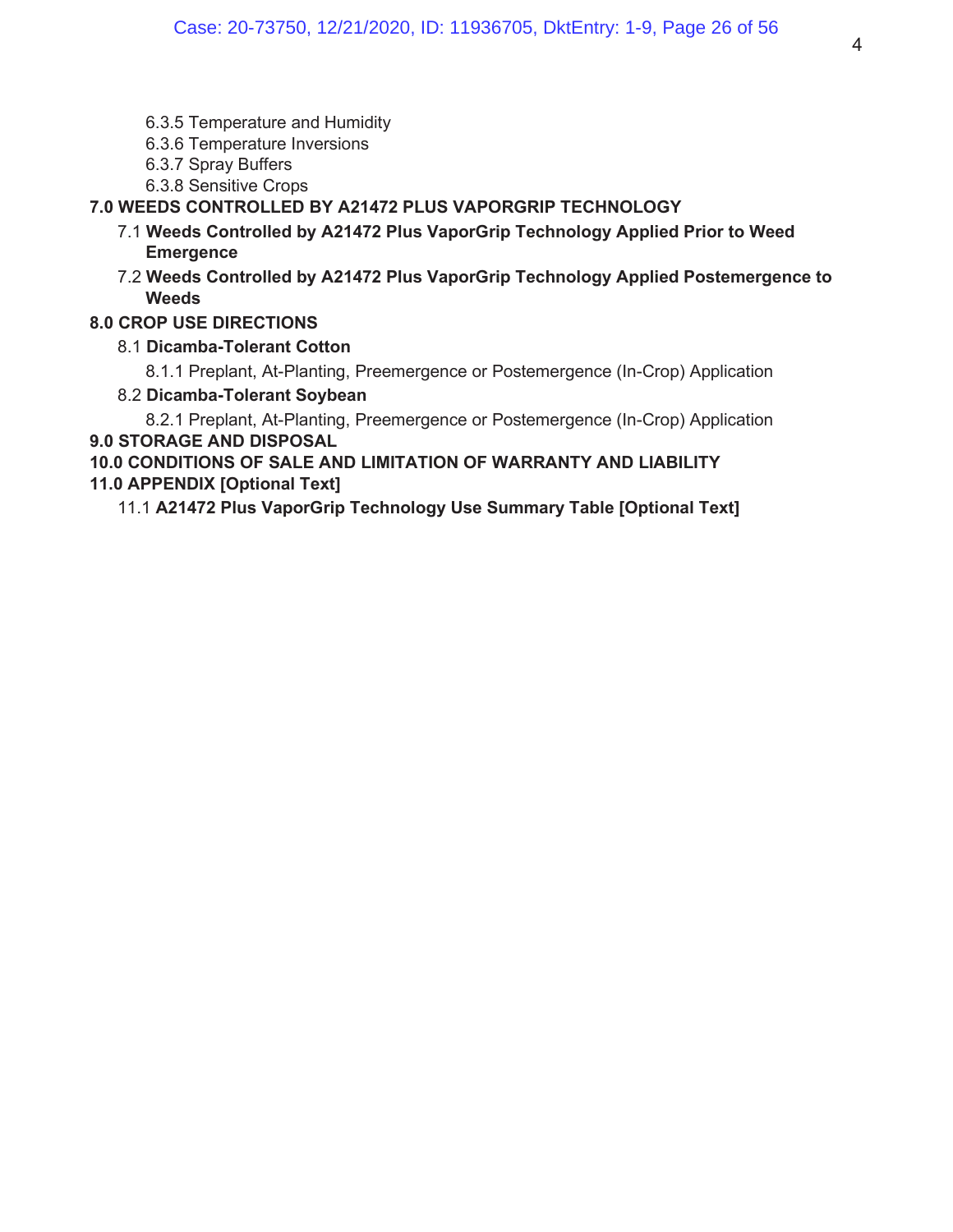6.3.5 Temperature and Humidity
6.3.6 Temperature Inversions
6.3.7 Spray Buffers
6.3.8 Sensitive Crops

**7.0 WEEDS CONTROLLED BY A21472 PLUS VAPORGRIP TECHNOLOGY**

7.1 **Weeds Controlled by A21472 Plus VaporGrip Technology Applied Prior to Weed Emergence**

7.2 **Weeds Controlled by A21472 Plus VaporGrip Technology Applied Postemergence to Weeds**

**8.0 CROP USE DIRECTIONS**

8.1 **Dicamba-Tolerant Cotton**

8.1.1 Preplant, At-Planting, Preemergence or Postemergence (In-Crop) Application

8.2 **Dicamba-Tolerant Soybean**

8.2.1 Preplant, At-Planting, Preemergence or Postemergence (In-Crop) Application

**9.0 STORAGE AND DISPOSAL**

**10.0 CONDITIONS OF SALE AND LIMITATION OF WARRANTY AND LIABILITY**

**11.0 APPENDIX [Optional Text]**

11.1 **A21472 Plus VaporGrip Technology Use Summary Table [Optional Text]**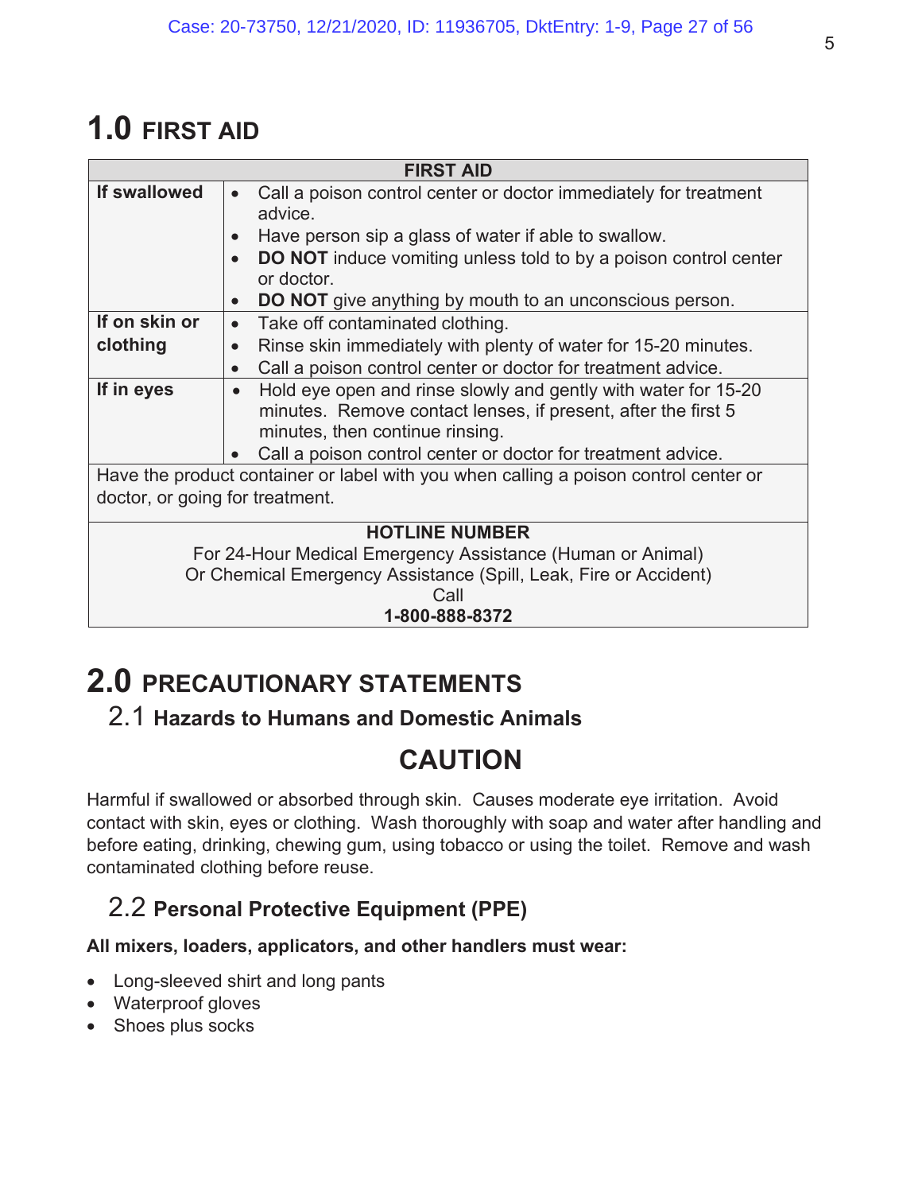# 1.0 FIRST AID

| FIRST AID | |
|---|---|
| **If swallowed** | • Call a poison control center or doctor immediately for treatment advice.<br>• Have person sip a glass of water if able to swallow.<br>• **DO NOT** induce vomiting unless told to by a poison control center or doctor.<br>• **DO NOT** give anything by mouth to an unconscious person. |
| **If on skin or clothing** | • Take off contaminated clothing.<br>• Rinse skin immediately with plenty of water for 15-20 minutes.<br>• Call a poison control center or doctor for treatment advice. |
| **If in eyes** | • Hold eye open and rinse slowly and gently with water for 15-20 minutes. Remove contact lenses, if present, after the first 5 minutes, then continue rinsing.<br>• Call a poison control center or doctor for treatment advice. |
| Have the product container or label with you when calling a poison control center or doctor, or going for treatment. | |
| **HOTLINE NUMBER**<br>For 24-Hour Medical Emergency Assistance (Human or Animal)<br>Or Chemical Emergency Assistance (Spill, Leak, Fire or Accident)<br>Call<br>**1-800-888-8372** | |

# 2.0 PRECAUTIONARY STATEMENTS

## 2.1 Hazards to Humans and Domestic Animals

### CAUTION

Harmful if swallowed or absorbed through skin. Causes moderate eye irritation. Avoid contact with skin, eyes or clothing. Wash thoroughly with soap and water after handling and before eating, drinking, chewing gum, using tobacco or using the toilet. Remove and wash contaminated clothing before reuse.

## 2.2 Personal Protective Equipment (PPE)

**All mixers, loaders, applicators, and other handlers must wear:**

- Long-sleeved shirt and long pants
- Waterproof gloves
- Shoes plus socks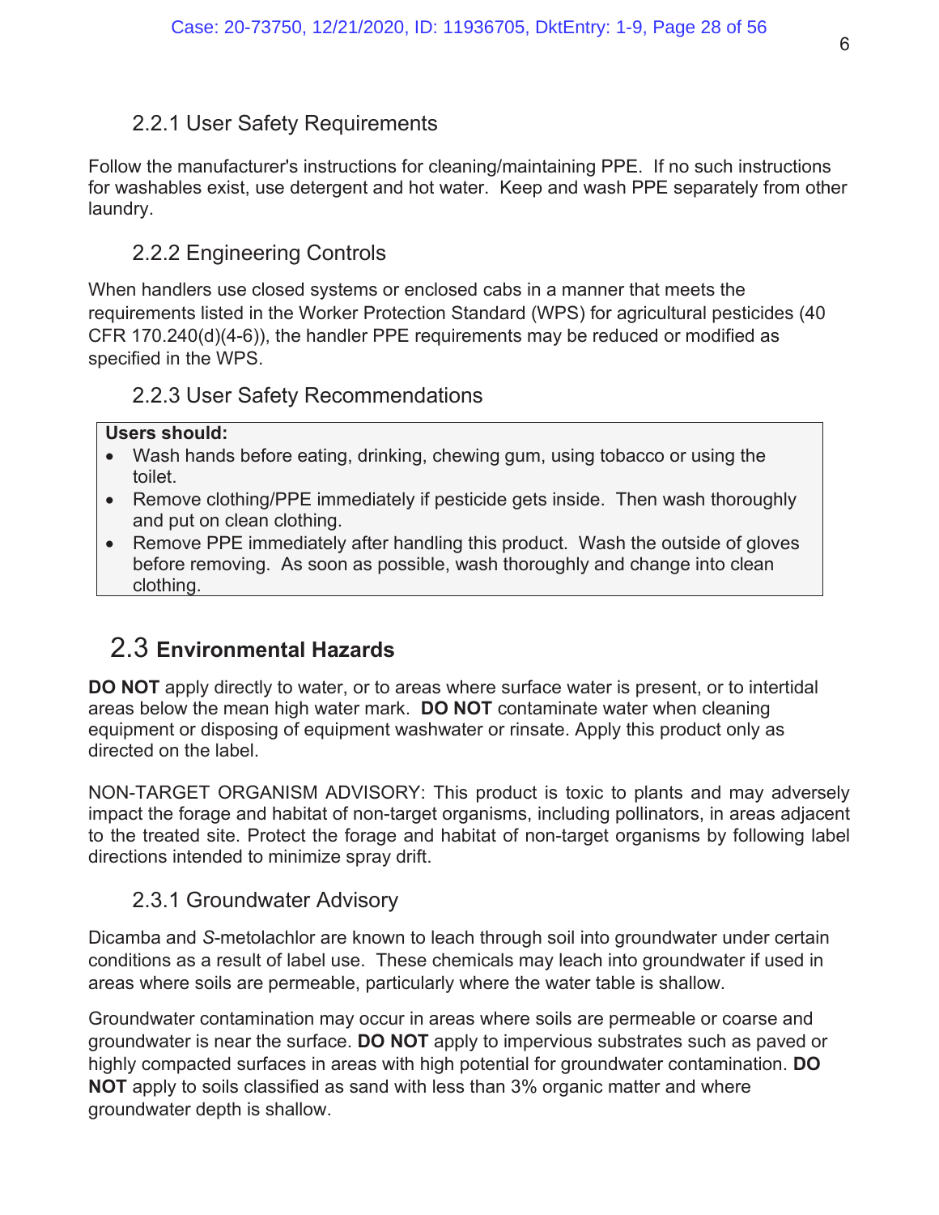### 2.2.1 User Safety Requirements

Follow the manufacturer's instructions for cleaning/maintaining PPE. If no such instructions for washables exist, use detergent and hot water. Keep and wash PPE separately from other laundry.

### 2.2.2 Engineering Controls

When handlers use closed systems or enclosed cabs in a manner that meets the requirements listed in the Worker Protection Standard (WPS) for agricultural pesticides (40 CFR 170.240(d)(4-6)), the handler PPE requirements may be reduced or modified as specified in the WPS.

### 2.2.3 User Safety Recommendations

**Users should:**

- Wash hands before eating, drinking, chewing gum, using tobacco or using the toilet.
- Remove clothing/PPE immediately if pesticide gets inside. Then wash thoroughly and put on clean clothing.
- Remove PPE immediately after handling this product. Wash the outside of gloves before removing. As soon as possible, wash thoroughly and change into clean clothing.

## 2.3 Environmental Hazards

**DO NOT** apply directly to water, or to areas where surface water is present, or to intertidal areas below the mean high water mark. **DO NOT** contaminate water when cleaning equipment or disposing of equipment washwater or rinsate. Apply this product only as directed on the label.

NON-TARGET ORGANISM ADVISORY: This product is toxic to plants and may adversely impact the forage and habitat of non-target organisms, including pollinators, in areas adjacent to the treated site. Protect the forage and habitat of non-target organisms by following label directions intended to minimize spray drift.

### 2.3.1 Groundwater Advisory

Dicamba and *S*-metolachlor are known to leach through soil into groundwater under certain conditions as a result of label use. These chemicals may leach into groundwater if used in areas where soils are permeable, particularly where the water table is shallow.

Groundwater contamination may occur in areas where soils are permeable or coarse and groundwater is near the surface. **DO NOT** apply to impervious substrates such as paved or highly compacted surfaces in areas with high potential for groundwater contamination. **DO NOT** apply to soils classified as sand with less than 3% organic matter and where groundwater depth is shallow.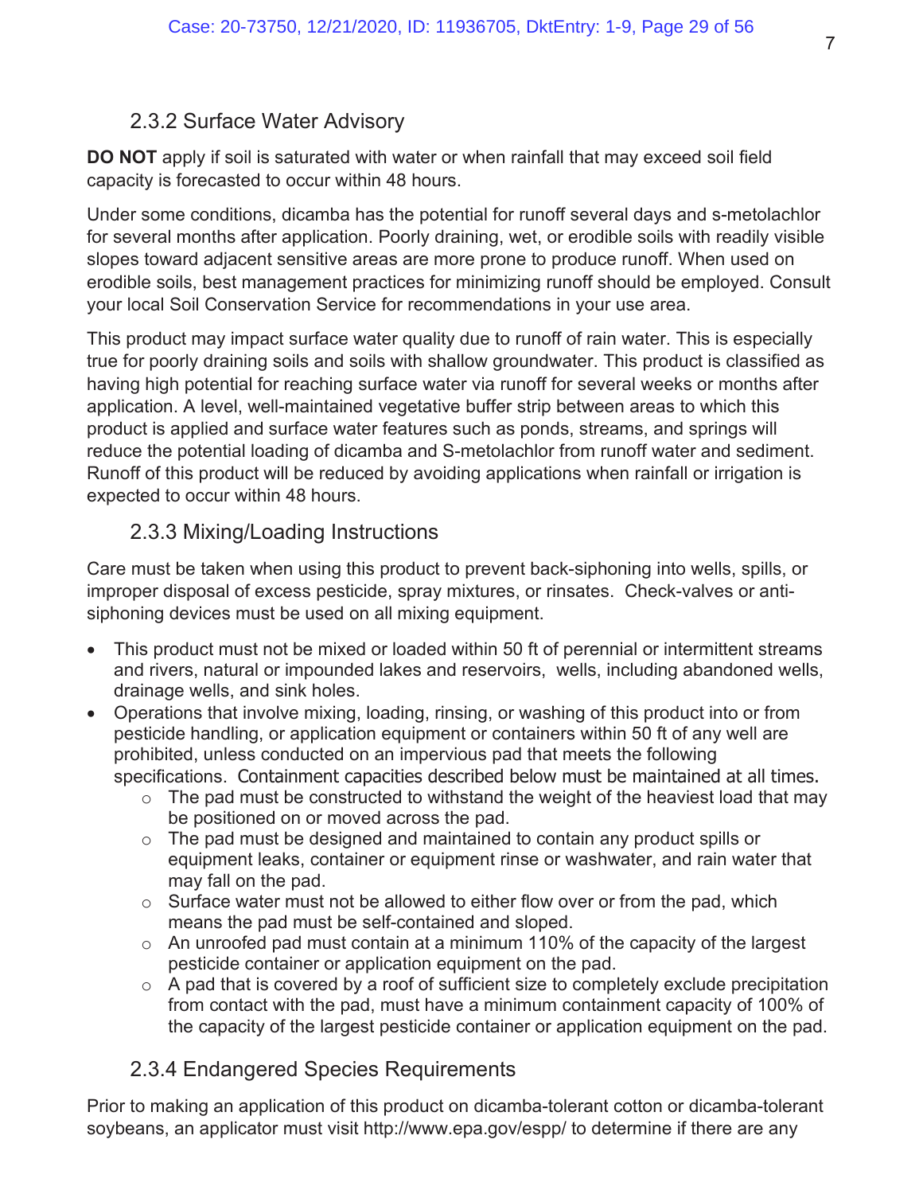### 2.3.2 Surface Water Advisory

**DO NOT** apply if soil is saturated with water or when rainfall that may exceed soil field capacity is forecasted to occur within 48 hours.

Under some conditions, dicamba has the potential for runoff several days and s-metolachlor for several months after application. Poorly draining, wet, or erodible soils with readily visible slopes toward adjacent sensitive areas are more prone to produce runoff. When used on erodible soils, best management practices for minimizing runoff should be employed. Consult your local Soil Conservation Service for recommendations in your use area.

This product may impact surface water quality due to runoff of rain water. This is especially true for poorly draining soils and soils with shallow groundwater. This product is classified as having high potential for reaching surface water via runoff for several weeks or months after application. A level, well-maintained vegetative buffer strip between areas to which this product is applied and surface water features such as ponds, streams, and springs will reduce the potential loading of dicamba and S-metolachlor from runoff water and sediment. Runoff of this product will be reduced by avoiding applications when rainfall or irrigation is expected to occur within 48 hours.

### 2.3.3 Mixing/Loading Instructions

Care must be taken when using this product to prevent back-siphoning into wells, spills, or improper disposal of excess pesticide, spray mixtures, or rinsates. Check-valves or anti-siphoning devices must be used on all mixing equipment.

- This product must not be mixed or loaded within 50 ft of perennial or intermittent streams and rivers, natural or impounded lakes and reservoirs, wells, including abandoned wells, drainage wells, and sink holes.
- Operations that involve mixing, loading, rinsing, or washing of this product into or from pesticide handling, or application equipment or containers within 50 ft of any well are prohibited, unless conducted on an impervious pad that meets the following specifications. Containment capacities described below must be maintained at all times.
    - The pad must be constructed to withstand the weight of the heaviest load that may be positioned on or moved across the pad.
    - The pad must be designed and maintained to contain any product spills or equipment leaks, container or equipment rinse or washwater, and rain water that may fall on the pad.
    - Surface water must not be allowed to either flow over or from the pad, which means the pad must be self-contained and sloped.
    - An unroofed pad must contain at a minimum 110% of the capacity of the largest pesticide container or application equipment on the pad.
    - A pad that is covered by a roof of sufficient size to completely exclude precipitation from contact with the pad, must have a minimum containment capacity of 100% of the capacity of the largest pesticide container or application equipment on the pad.

### 2.3.4 Endangered Species Requirements

Prior to making an application of this product on dicamba-tolerant cotton or dicamba-tolerant soybeans, an applicator must visit http://www.epa.gov/espp/ to determine if there are any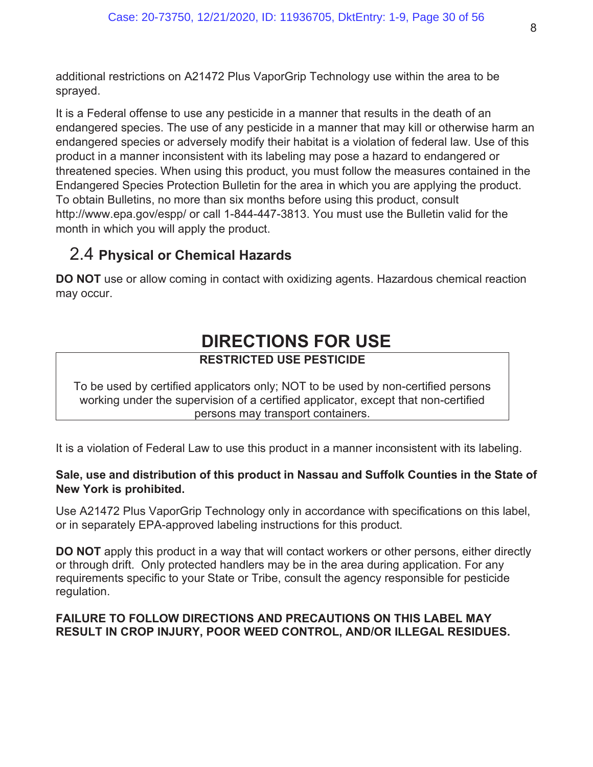additional restrictions on A21472 Plus VaporGrip Technology use within the area to be sprayed.

It is a Federal offense to use any pesticide in a manner that results in the death of an endangered species. The use of any pesticide in a manner that may kill or otherwise harm an endangered species or adversely modify their habitat is a violation of federal law. Use of this product in a manner inconsistent with its labeling may pose a hazard to endangered or threatened species. When using this product, you must follow the measures contained in the Endangered Species Protection Bulletin for the area in which you are applying the product. To obtain Bulletins, no more than six months before using this product, consult http://www.epa.gov/espp/ or call 1-844-447-3813. You must use the Bulletin valid for the month in which you will apply the product.

## 2.4 Physical or Chemical Hazards

**DO NOT** use or allow coming in contact with oxidizing agents. Hazardous chemical reaction may occur.

# DIRECTIONS FOR USE

**RESTRICTED USE PESTICIDE**

To be used by certified applicators only; NOT to be used by non-certified persons working under the supervision of a certified applicator, except that non-certified persons may transport containers.

It is a violation of Federal Law to use this product in a manner inconsistent with its labeling.

**Sale, use and distribution of this product in Nassau and Suffolk Counties in the State of New York is prohibited.**

Use A21472 Plus VaporGrip Technology only in accordance with specifications on this label, or in separately EPA-approved labeling instructions for this product.

**DO NOT** apply this product in a way that will contact workers or other persons, either directly or through drift. Only protected handlers may be in the area during application. For any requirements specific to your State or Tribe, consult the agency responsible for pesticide regulation.

**FAILURE TO FOLLOW DIRECTIONS AND PRECAUTIONS ON THIS LABEL MAY RESULT IN CROP INJURY, POOR WEED CONTROL, AND/OR ILLEGAL RESIDUES.**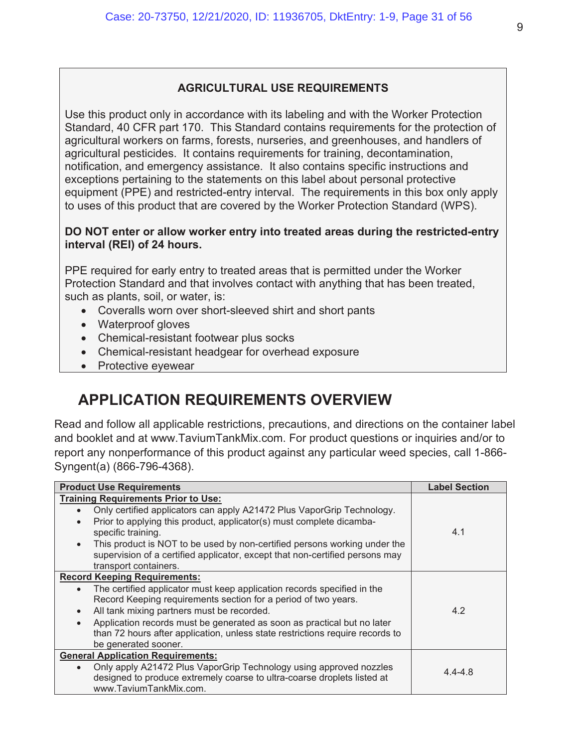**AGRICULTURAL USE REQUIREMENTS**

Use this product only in accordance with its labeling and with the Worker Protection Standard, 40 CFR part 170. This Standard contains requirements for the protection of agricultural workers on farms, forests, nurseries, and greenhouses, and handlers of agricultural pesticides. It contains requirements for training, decontamination, notification, and emergency assistance. It also contains specific instructions and exceptions pertaining to the statements on this label about personal protective equipment (PPE) and restricted-entry interval. The requirements in this box only apply to uses of this product that are covered by the Worker Protection Standard (WPS).

**DO NOT enter or allow worker entry into treated areas during the restricted-entry interval (REI) of 24 hours.**

PPE required for early entry to treated areas that is permitted under the Worker Protection Standard and that involves contact with anything that has been treated, such as plants, soil, or water, is:

- Coveralls worn over short-sleeved shirt and short pants
- Waterproof gloves
- Chemical-resistant footwear plus socks
- Chemical-resistant headgear for overhead exposure
- Protective eyewear

## APPLICATION REQUIREMENTS OVERVIEW

Read and follow all applicable restrictions, precautions, and directions on the container label and booklet and at www.TaviumTankMix.com. For product questions or inquiries and/or to report any nonperformance of this product against any particular weed species, call 1-866-Syngent(a) (866-796-4368).

| Product Use Requirements | Label Section |
|---|---|
| **Training Requirements Prior to Use:**<br>• Only certified applicators can apply A21472 Plus VaporGrip Technology.<br>• Prior to applying this product, applicator(s) must complete dicamba-specific training.<br>• This product is NOT to be used by non-certified persons working under the supervision of a certified applicator, except that non-certified persons may transport containers. | 4.1 |
| **Record Keeping Requirements:**<br>• The certified applicator must keep application records specified in the Record Keeping requirements section for a period of two years.<br>• All tank mixing partners must be recorded.<br>• Application records must be generated as soon as practical but no later than 72 hours after application, unless state restrictions require records to be generated sooner. | 4.2 |
| **General Application Requirements:**<br>• Only apply A21472 Plus VaporGrip Technology using approved nozzles designed to produce extremely coarse to ultra-coarse droplets listed at www.TaviumTankMix.com. | 4.4-4.8 |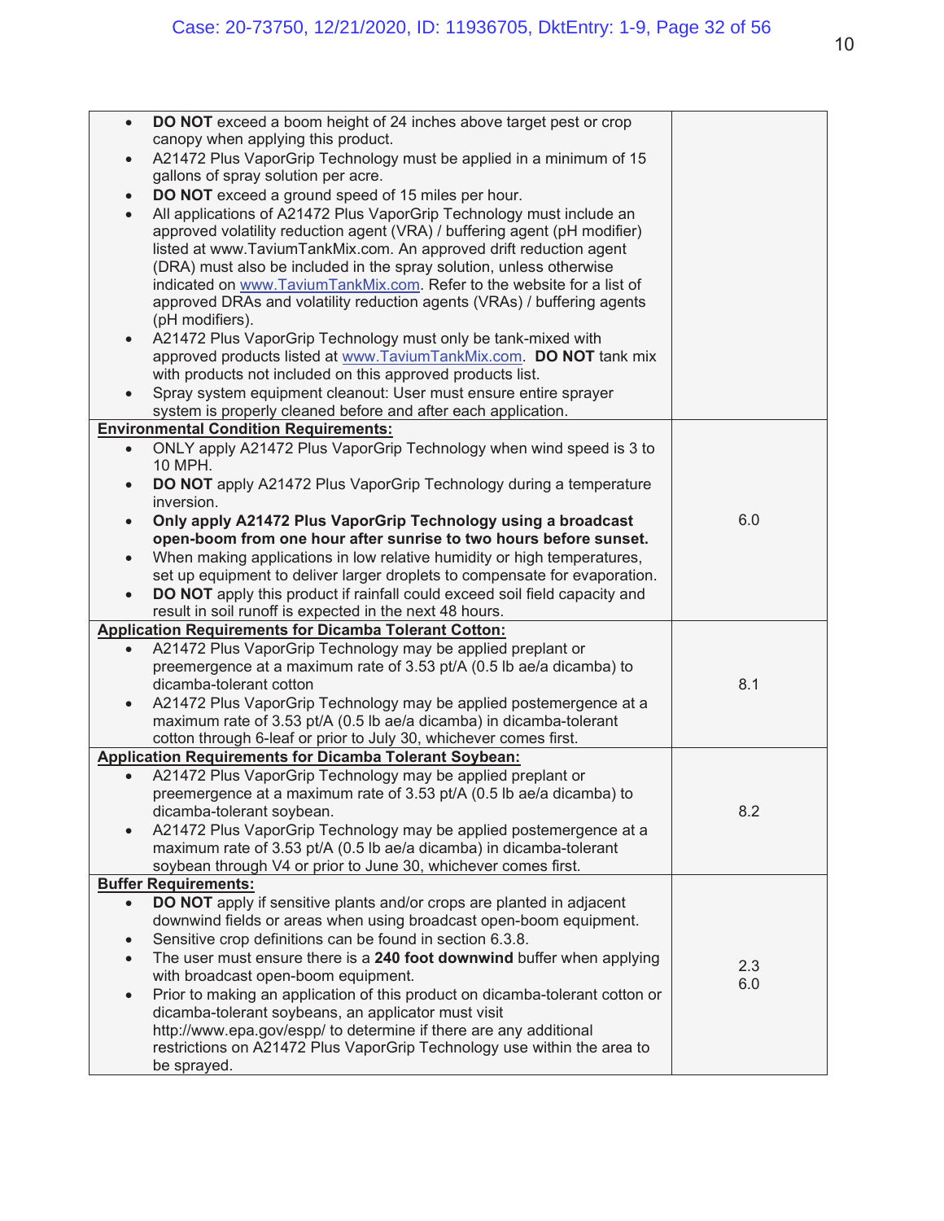| | |
|---|---|
| • **DO NOT** exceed a boom height of 24 inches above target pest or crop canopy when applying this product.<br>• A21472 Plus VaporGrip Technology must be applied in a minimum of 15 gallons of spray solution per acre.<br>• **DO NOT** exceed a ground speed of 15 miles per hour.<br>• All applications of A21472 Plus VaporGrip Technology must include an approved volatility reduction agent (VRA) / buffering agent (pH modifier) listed at www.TaviumTankMix.com. An approved drift reduction agent (DRA) must also be included in the spray solution, unless otherwise indicated on www.TaviumTankMix.com. Refer to the website for a list of approved DRAs and volatility reduction agents (VRAs) / buffering agents (pH modifiers).<br>• A21472 Plus VaporGrip Technology must only be tank-mixed with approved products listed at www.TaviumTankMix.com. **DO NOT** tank mix with products not included on this approved products list.<br>• Spray system equipment cleanout: User must ensure entire sprayer system is properly cleaned before and after each application. | |
| **Environmental Condition Requirements:**<br>• ONLY apply A21472 Plus VaporGrip Technology when wind speed is 3 to 10 MPH.<br>• **DO NOT** apply A21472 Plus VaporGrip Technology during a temperature inversion.<br>• **Only apply A21472 Plus VaporGrip Technology using a broadcast open-boom from one hour after sunrise to two hours before sunset.**<br>• When making applications in low relative humidity or high temperatures, set up equipment to deliver larger droplets to compensate for evaporation.<br>• **DO NOT** apply this product if rainfall could exceed soil field capacity and result in soil runoff is expected in the next 48 hours. | 6.0 |
| **Application Requirements for Dicamba Tolerant Cotton:**<br>• A21472 Plus VaporGrip Technology may be applied preplant or preemergence at a maximum rate of 3.53 pt/A (0.5 lb ae/a dicamba) to dicamba-tolerant cotton<br>• A21472 Plus VaporGrip Technology may be applied postemergence at a maximum rate of 3.53 pt/A (0.5 lb ae/a dicamba) in dicamba-tolerant cotton through 6-leaf or prior to July 30, whichever comes first. | 8.1 |
| **Application Requirements for Dicamba Tolerant Soybean:**<br>• A21472 Plus VaporGrip Technology may be applied preplant or preemergence at a maximum rate of 3.53 pt/A (0.5 lb ae/a dicamba) to dicamba-tolerant soybean.<br>• A21472 Plus VaporGrip Technology may be applied postemergence at a maximum rate of 3.53 pt/A (0.5 lb ae/a dicamba) in dicamba-tolerant soybean through V4 or prior to June 30, whichever comes first. | 8.2 |
| **Buffer Requirements:**<br>• **DO NOT** apply if sensitive plants and/or crops are planted in adjacent downwind fields or areas when using broadcast open-boom equipment.<br>• Sensitive crop definitions can be found in section 6.3.8.<br>• The user must ensure there is a **240 foot downwind** buffer when applying with broadcast open-boom equipment.<br>• Prior to making an application of this product on dicamba-tolerant cotton or dicamba-tolerant soybeans, an applicator must visit http://www.epa.gov/espp/ to determine if there are any additional restrictions on A21472 Plus VaporGrip Technology use within the area to be sprayed. | 2.3<br>6.0 |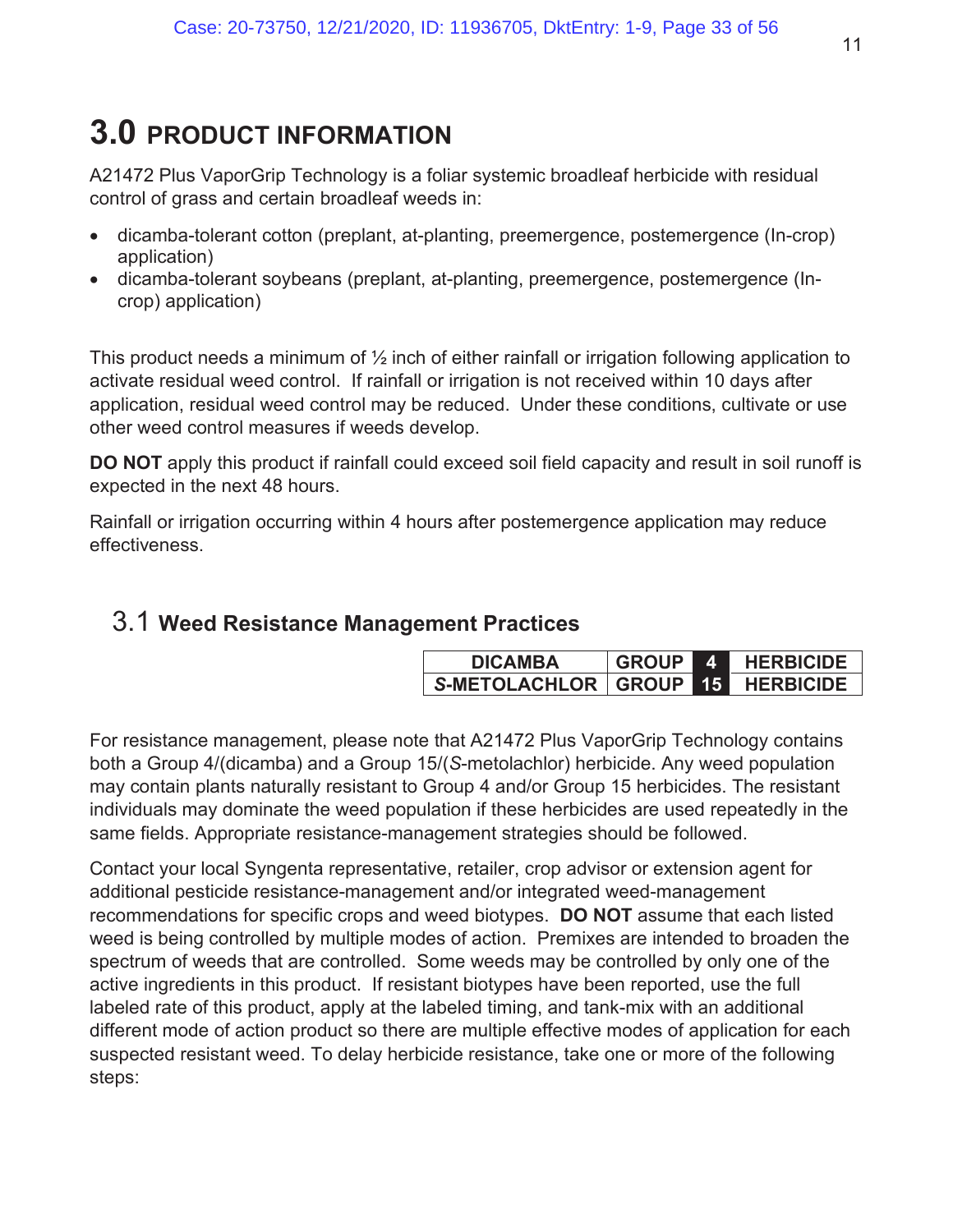# 3.0 PRODUCT INFORMATION

A21472 Plus VaporGrip Technology is a foliar systemic broadleaf herbicide with residual control of grass and certain broadleaf weeds in:

- dicamba-tolerant cotton (preplant, at-planting, preemergence, postemergence (In-crop) application)
- dicamba-tolerant soybeans (preplant, at-planting, preemergence, postemergence (In-crop) application)

This product needs a minimum of ½ inch of either rainfall or irrigation following application to activate residual weed control. If rainfall or irrigation is not received within 10 days after application, residual weed control may be reduced. Under these conditions, cultivate or use other weed control measures if weeds develop.

**DO NOT** apply this product if rainfall could exceed soil field capacity and result in soil runoff is expected in the next 48 hours.

Rainfall or irrigation occurring within 4 hours after postemergence application may reduce effectiveness.

## 3.1 Weed Resistance Management Practices

| | | | |
|---|---|---|---|
| DICAMBA | GROUP | 4 | HERBICIDE |
| *S*-METOLACHLOR | GROUP | 15 | HERBICIDE |

For resistance management, please note that A21472 Plus VaporGrip Technology contains both a Group 4/(dicamba) and a Group 15/(*S*-metolachlor) herbicide. Any weed population may contain plants naturally resistant to Group 4 and/or Group 15 herbicides. The resistant individuals may dominate the weed population if these herbicides are used repeatedly in the same fields. Appropriate resistance-management strategies should be followed.

Contact your local Syngenta representative, retailer, crop advisor or extension agent for additional pesticide resistance-management and/or integrated weed-management recommendations for specific crops and weed biotypes. **DO NOT** assume that each listed weed is being controlled by multiple modes of action. Premixes are intended to broaden the spectrum of weeds that are controlled. Some weeds may be controlled by only one of the active ingredients in this product. If resistant biotypes have been reported, use the full labeled rate of this product, apply at the labeled timing, and tank-mix with an additional different mode of action product so there are multiple effective modes of application for each suspected resistant weed. To delay herbicide resistance, take one or more of the following steps: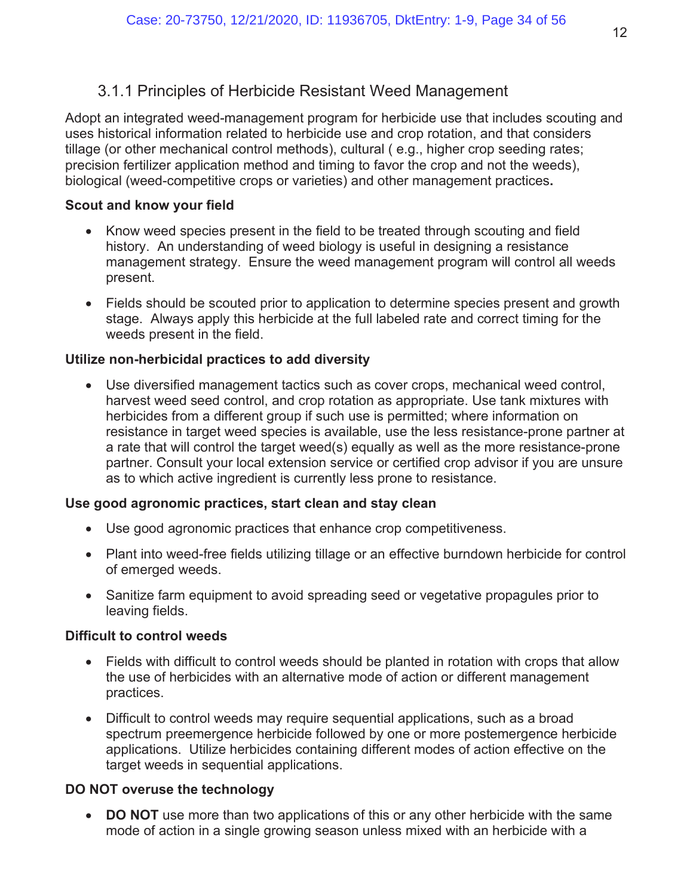### 3.1.1 Principles of Herbicide Resistant Weed Management

Adopt an integrated weed-management program for herbicide use that includes scouting and uses historical information related to herbicide use and crop rotation, and that considers tillage (or other mechanical control methods), cultural ( e.g., higher crop seeding rates; precision fertilizer application method and timing to favor the crop and not the weeds), biological (weed-competitive crops or varieties) and other management practices**.**

**Scout and know your field**

- Know weed species present in the field to be treated through scouting and field history. An understanding of weed biology is useful in designing a resistance management strategy. Ensure the weed management program will control all weeds present.
- Fields should be scouted prior to application to determine species present and growth stage. Always apply this herbicide at the full labeled rate and correct timing for the weeds present in the field.

**Utilize non-herbicidal practices to add diversity**

- Use diversified management tactics such as cover crops, mechanical weed control, harvest weed seed control, and crop rotation as appropriate. Use tank mixtures with herbicides from a different group if such use is permitted; where information on resistance in target weed species is available, use the less resistance-prone partner at a rate that will control the target weed(s) equally as well as the more resistance-prone partner. Consult your local extension service or certified crop advisor if you are unsure as to which active ingredient is currently less prone to resistance.

**Use good agronomic practices, start clean and stay clean**

- Use good agronomic practices that enhance crop competitiveness.
- Plant into weed-free fields utilizing tillage or an effective burndown herbicide for control of emerged weeds.
- Sanitize farm equipment to avoid spreading seed or vegetative propagules prior to leaving fields.

**Difficult to control weeds**

- Fields with difficult to control weeds should be planted in rotation with crops that allow the use of herbicides with an alternative mode of action or different management practices.
- Difficult to control weeds may require sequential applications, such as a broad spectrum preemergence herbicide followed by one or more postemergence herbicide applications. Utilize herbicides containing different modes of action effective on the target weeds in sequential applications.

**DO NOT overuse the technology**

- **DO NOT** use more than two applications of this or any other herbicide with the same mode of action in a single growing season unless mixed with an herbicide with a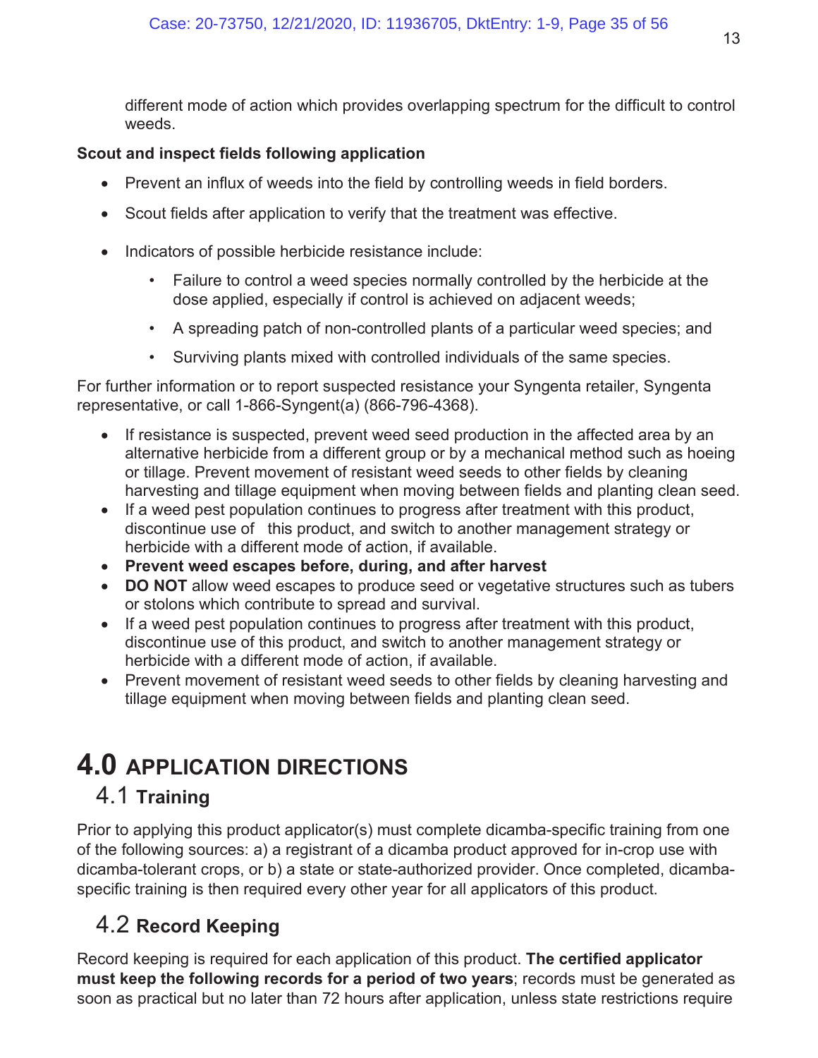different mode of action which provides overlapping spectrum for the difficult to control weeds.

**Scout and inspect fields following application**

- Prevent an influx of weeds into the field by controlling weeds in field borders.
- Scout fields after application to verify that the treatment was effective.
- Indicators of possible herbicide resistance include:
  - Failure to control a weed species normally controlled by the herbicide at the dose applied, especially if control is achieved on adjacent weeds;
  - A spreading patch of non-controlled plants of a particular weed species; and
  - Surviving plants mixed with controlled individuals of the same species.

For further information or to report suspected resistance your Syngenta retailer, Syngenta representative, or call 1-866-Syngent(a) (866-796-4368).

- If resistance is suspected, prevent weed seed production in the affected area by an alternative herbicide from a different group or by a mechanical method such as hoeing or tillage. Prevent movement of resistant weed seeds to other fields by cleaning harvesting and tillage equipment when moving between fields and planting clean seed.
- If a weed pest population continues to progress after treatment with this product, discontinue use of this product, and switch to another management strategy or herbicide with a different mode of action, if available.
- **Prevent weed escapes before, during, and after harvest**
- **DO NOT** allow weed escapes to produce seed or vegetative structures such as tubers or stolons which contribute to spread and survival.
- If a weed pest population continues to progress after treatment with this product, discontinue use of this product, and switch to another management strategy or herbicide with a different mode of action, if available.
- Prevent movement of resistant weed seeds to other fields by cleaning harvesting and tillage equipment when moving between fields and planting clean seed.

# 4.0 APPLICATION DIRECTIONS

## 4.1 Training

Prior to applying this product applicator(s) must complete dicamba-specific training from one of the following sources: a) a registrant of a dicamba product approved for in-crop use with dicamba-tolerant crops, or b) a state or state-authorized provider. Once completed, dicamba-specific training is then required every other year for all applicators of this product.

## 4.2 Record Keeping

Record keeping is required for each application of this product. **The certified applicator must keep the following records for a period of two years**; records must be generated as soon as practical but no later than 72 hours after application, unless state restrictions require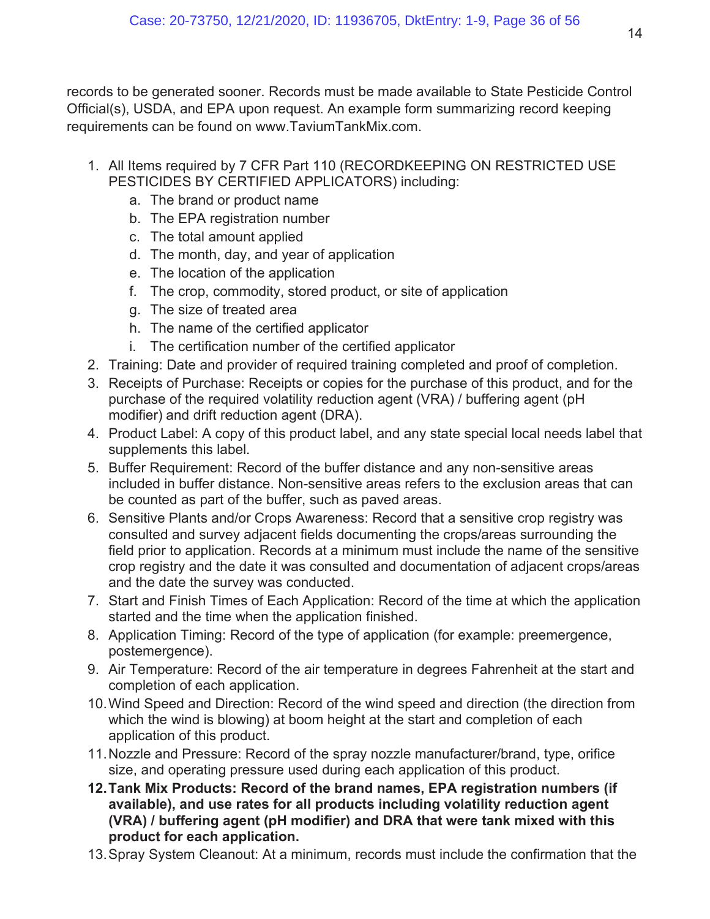records to be generated sooner. Records must be made available to State Pesticide Control Official(s), USDA, and EPA upon request. An example form summarizing record keeping requirements can be found on www.TaviumTankMix.com.

1. All Items required by 7 CFR Part 110 (RECORDKEEPING ON RESTRICTED USE PESTICIDES BY CERTIFIED APPLICATORS) including:
   a. The brand or product name
   b. The EPA registration number
   c. The total amount applied
   d. The month, day, and year of application
   e. The location of the application
   f. The crop, commodity, stored product, or site of application
   g. The size of treated area
   h. The name of the certified applicator
   i. The certification number of the certified applicator
2. Training: Date and provider of required training completed and proof of completion.
3. Receipts of Purchase: Receipts or copies for the purchase of this product, and for the purchase of the required volatility reduction agent (VRA) / buffering agent (pH modifier) and drift reduction agent (DRA).
4. Product Label: A copy of this product label, and any state special local needs label that supplements this label.
5. Buffer Requirement: Record of the buffer distance and any non-sensitive areas included in buffer distance. Non-sensitive areas refers to the exclusion areas that can be counted as part of the buffer, such as paved areas.
6. Sensitive Plants and/or Crops Awareness: Record that a sensitive crop registry was consulted and survey adjacent fields documenting the crops/areas surrounding the field prior to application. Records at a minimum must include the name of the sensitive crop registry and the date it was consulted and documentation of adjacent crops/areas and the date the survey was conducted.
7. Start and Finish Times of Each Application: Record of the time at which the application started and the time when the application finished.
8. Application Timing: Record of the type of application (for example: preemergence, postemergence).
9. Air Temperature: Record of the air temperature in degrees Fahrenheit at the start and completion of each application.
10. Wind Speed and Direction: Record of the wind speed and direction (the direction from which the wind is blowing) at boom height at the start and completion of each application of this product.
11. Nozzle and Pressure: Record of the spray nozzle manufacturer/brand, type, orifice size, and operating pressure used during each application of this product.
12. **Tank Mix Products: Record of the brand names, EPA registration numbers (if available), and use rates for all products including volatility reduction agent (VRA) / buffering agent (pH modifier) and DRA that were tank mixed with this product for each application.**
13. Spray System Cleanout: At a minimum, records must include the confirmation that the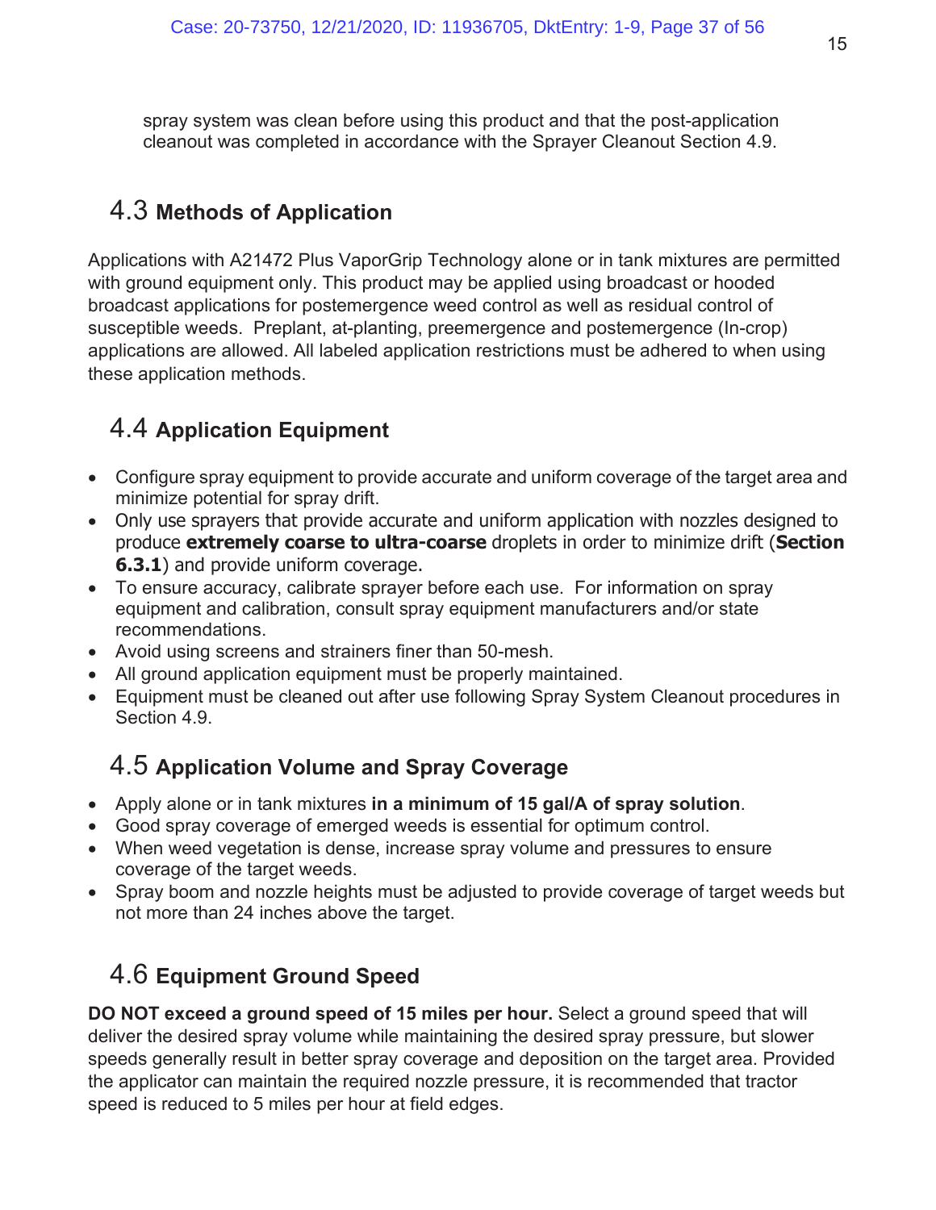spray system was clean before using this product and that the post-application cleanout was completed in accordance with the Sprayer Cleanout Section 4.9.

## 4.3 Methods of Application

Applications with A21472 Plus VaporGrip Technology alone or in tank mixtures are permitted with ground equipment only. This product may be applied using broadcast or hooded broadcast applications for postemergence weed control as well as residual control of susceptible weeds. Preplant, at-planting, preemergence and postemergence (In-crop) applications are allowed. All labeled application restrictions must be adhered to when using these application methods.

## 4.4 Application Equipment

- Configure spray equipment to provide accurate and uniform coverage of the target area and minimize potential for spray drift.
- Only use sprayers that provide accurate and uniform application with nozzles designed to produce **extremely coarse to ultra-coarse** droplets in order to minimize drift (**Section 6.3.1**) and provide uniform coverage.
- To ensure accuracy, calibrate sprayer before each use. For information on spray equipment and calibration, consult spray equipment manufacturers and/or state recommendations.
- Avoid using screens and strainers finer than 50-mesh.
- All ground application equipment must be properly maintained.
- Equipment must be cleaned out after use following Spray System Cleanout procedures in Section 4.9.

## 4.5 Application Volume and Spray Coverage

- Apply alone or in tank mixtures **in a minimum of 15 gal/A of spray solution**.
- Good spray coverage of emerged weeds is essential for optimum control.
- When weed vegetation is dense, increase spray volume and pressures to ensure coverage of the target weeds.
- Spray boom and nozzle heights must be adjusted to provide coverage of target weeds but not more than 24 inches above the target.

## 4.6 Equipment Ground Speed

**DO NOT exceed a ground speed of 15 miles per hour.** Select a ground speed that will deliver the desired spray volume while maintaining the desired spray pressure, but slower speeds generally result in better spray coverage and deposition on the target area. Provided the applicator can maintain the required nozzle pressure, it is recommended that tractor speed is reduced to 5 miles per hour at field edges.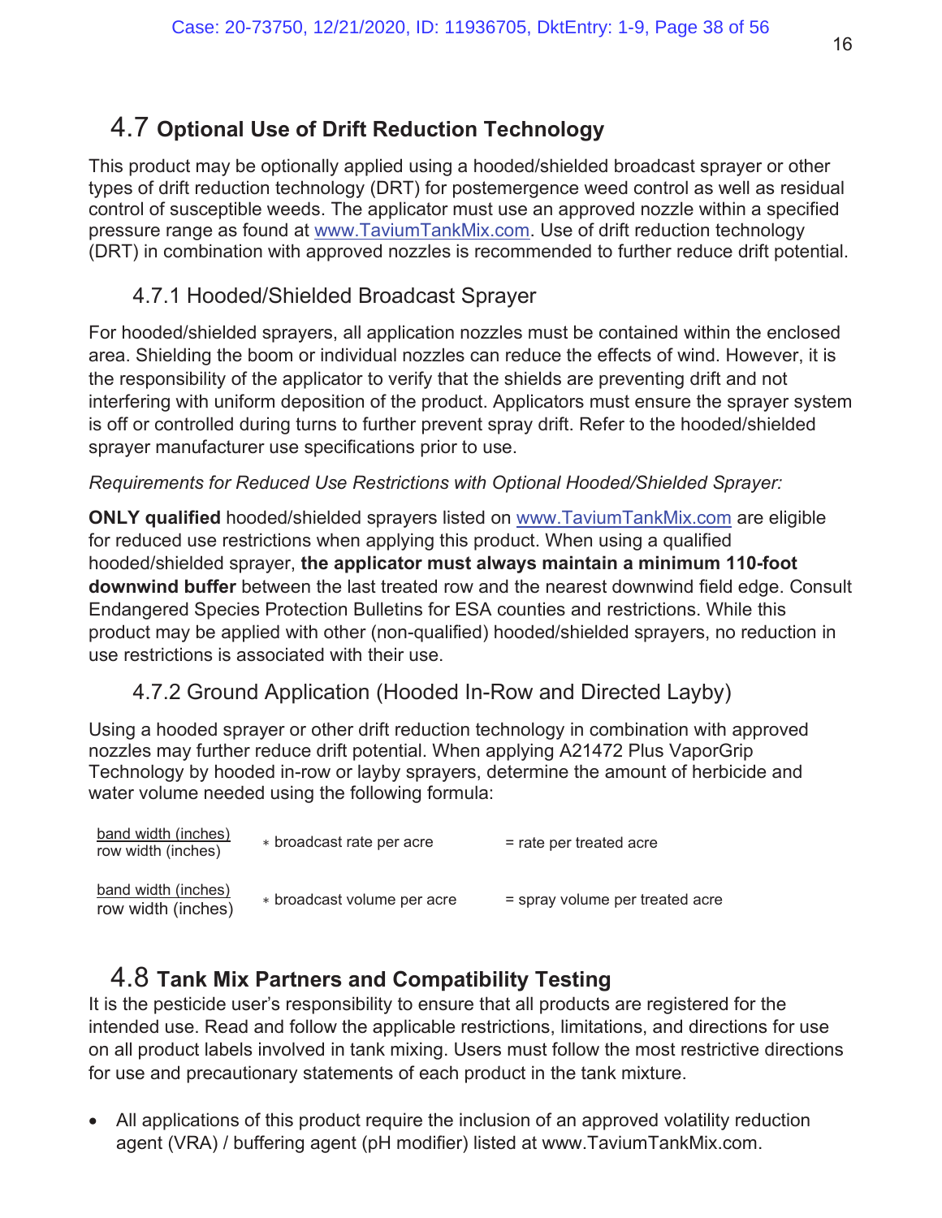## 4.7 Optional Use of Drift Reduction Technology

This product may be optionally applied using a hooded/shielded broadcast sprayer or other types of drift reduction technology (DRT) for postemergence weed control as well as residual control of susceptible weeds. The applicator must use an approved nozzle within a specified pressure range as found at www.TaviumTankMix.com. Use of drift reduction technology (DRT) in combination with approved nozzles is recommended to further reduce drift potential.

### 4.7.1 Hooded/Shielded Broadcast Sprayer

For hooded/shielded sprayers, all application nozzles must be contained within the enclosed area. Shielding the boom or individual nozzles can reduce the effects of wind. However, it is the responsibility of the applicator to verify that the shields are preventing drift and not interfering with uniform deposition of the product. Applicators must ensure the sprayer system is off or controlled during turns to further prevent spray drift. Refer to the hooded/shielded sprayer manufacturer use specifications prior to use.

*Requirements for Reduced Use Restrictions with Optional Hooded/Shielded Sprayer:*

**ONLY qualified** hooded/shielded sprayers listed on www.TaviumTankMix.com are eligible for reduced use restrictions when applying this product. When using a qualified hooded/shielded sprayer, **the applicator must always maintain a minimum 110-foot downwind buffer** between the last treated row and the nearest downwind field edge. Consult Endangered Species Protection Bulletins for ESA counties and restrictions. While this product may be applied with other (non-qualified) hooded/shielded sprayers, no reduction in use restrictions is associated with their use.

### 4.7.2 Ground Application (Hooded In-Row and Directed Layby)

Using a hooded sprayer or other drift reduction technology in combination with approved nozzles may further reduce drift potential. When applying A21472 Plus VaporGrip Technology by hooded in-row or layby sprayers, determine the amount of herbicide and water volume needed using the following formula:

$$\frac{\text{band width (inches)}}{\text{row width (inches)}} * \text{broadcast rate per acre} = \text{rate per treated acre}$$

$$\frac{\text{band width (inches)}}{\text{row width (inches)}} * \text{broadcast volume per acre} = \text{spray volume per treated acre}$$

## 4.8 Tank Mix Partners and Compatibility Testing

It is the pesticide user's responsibility to ensure that all products are registered for the intended use. Read and follow the applicable restrictions, limitations, and directions for use on all product labels involved in tank mixing. Users must follow the most restrictive directions for use and precautionary statements of each product in the tank mixture.

- All applications of this product require the inclusion of an approved volatility reduction agent (VRA) / buffering agent (pH modifier) listed at www.TaviumTankMix.com.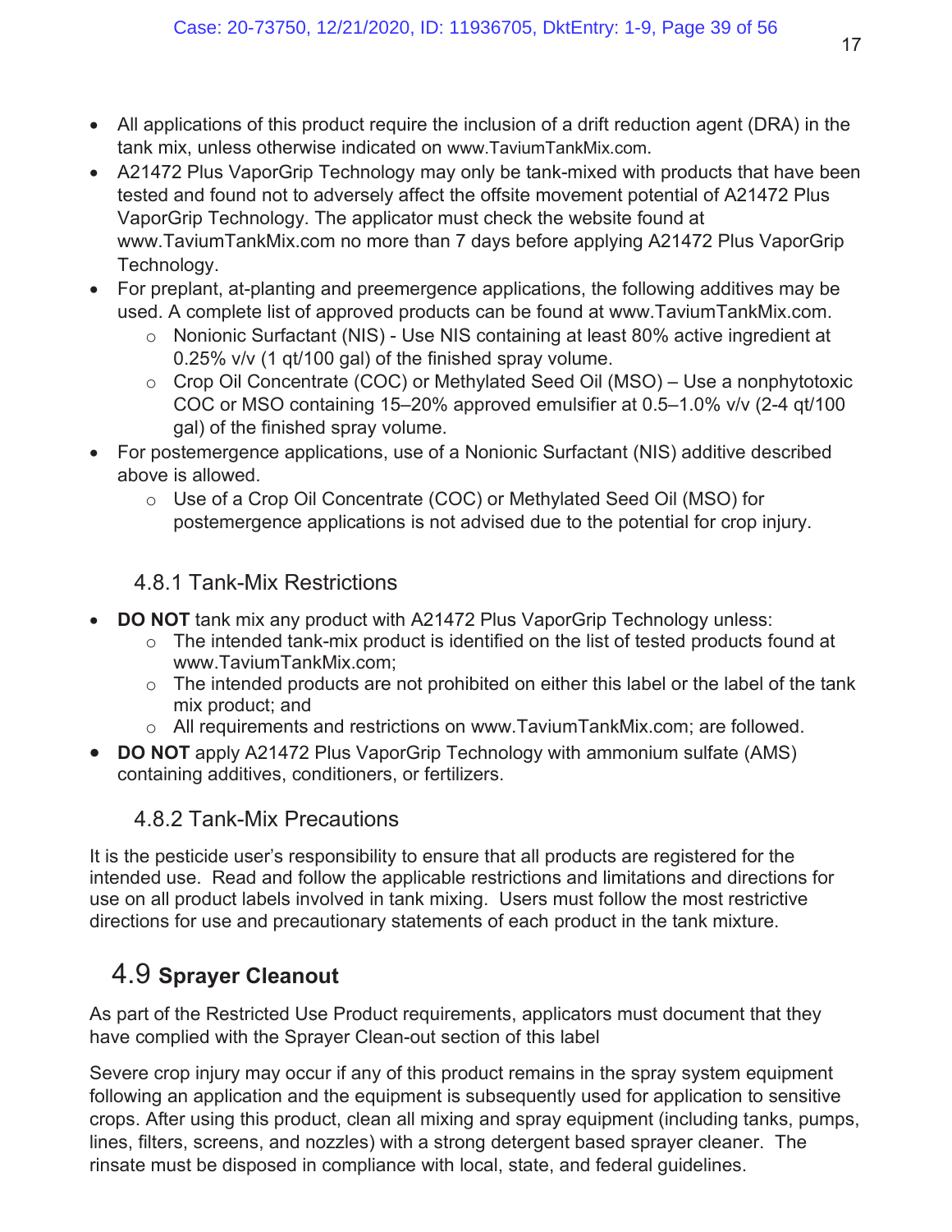- All applications of this product require the inclusion of a drift reduction agent (DRA) in the tank mix, unless otherwise indicated on www.TaviumTankMix.com.
- A21472 Plus VaporGrip Technology may only be tank-mixed with products that have been tested and found not to adversely affect the offsite movement potential of A21472 Plus VaporGrip Technology. The applicator must check the website found at www.TaviumTankMix.com no more than 7 days before applying A21472 Plus VaporGrip Technology.
- For preplant, at-planting and preemergence applications, the following additives may be used. A complete list of approved products can be found at www.TaviumTankMix.com.
  - Nonionic Surfactant (NIS) - Use NIS containing at least 80% active ingredient at 0.25% v/v (1 qt/100 gal) of the finished spray volume.
  - Crop Oil Concentrate (COC) or Methylated Seed Oil (MSO) – Use a nonphytotoxic COC or MSO containing 15–20% approved emulsifier at 0.5–1.0% v/v (2-4 qt/100 gal) of the finished spray volume.
- For postemergence applications, use of a Nonionic Surfactant (NIS) additive described above is allowed.
  - Use of a Crop Oil Concentrate (COC) or Methylated Seed Oil (MSO) for postemergence applications is not advised due to the potential for crop injury.

### 4.8.1 Tank-Mix Restrictions

- **DO NOT** tank mix any product with A21472 Plus VaporGrip Technology unless:
  - The intended tank-mix product is identified on the list of tested products found at www.TaviumTankMix.com;
  - The intended products are not prohibited on either this label or the label of the tank mix product; and
  - All requirements and restrictions on www.TaviumTankMix.com; are followed.
- **DO NOT** apply A21472 Plus VaporGrip Technology with ammonium sulfate (AMS) containing additives, conditioners, or fertilizers.

### 4.8.2 Tank-Mix Precautions

It is the pesticide user's responsibility to ensure that all products are registered for the intended use. Read and follow the applicable restrictions and limitations and directions for use on all product labels involved in tank mixing. Users must follow the most restrictive directions for use and precautionary statements of each product in the tank mixture.

## 4.9 Sprayer Cleanout

As part of the Restricted Use Product requirements, applicators must document that they have complied with the Sprayer Clean-out section of this label

Severe crop injury may occur if any of this product remains in the spray system equipment following an application and the equipment is subsequently used for application to sensitive crops. After using this product, clean all mixing and spray equipment (including tanks, pumps, lines, filters, screens, and nozzles) with a strong detergent based sprayer cleaner. The rinsate must be disposed in compliance with local, state, and federal guidelines.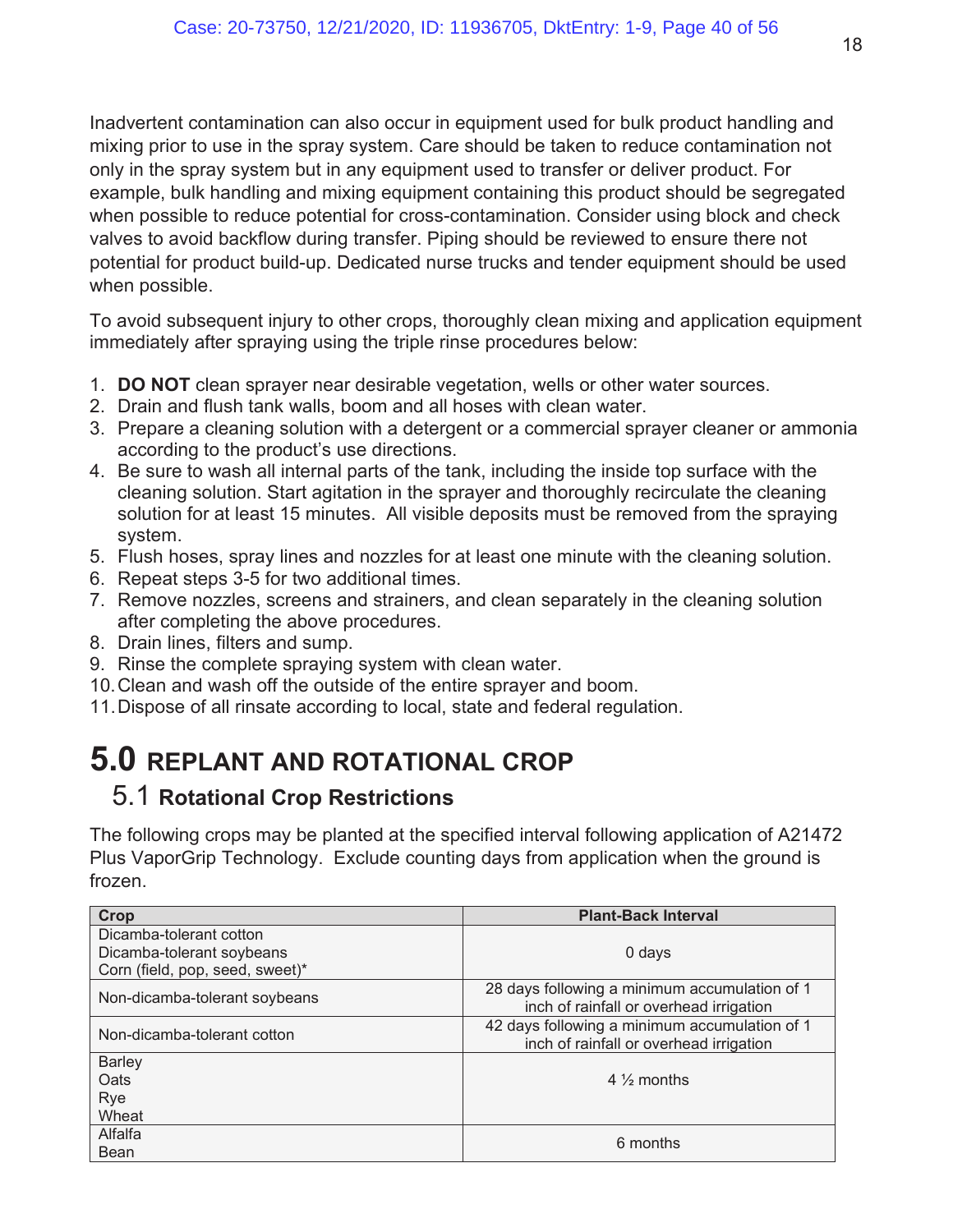Inadvertent contamination can also occur in equipment used for bulk product handling and mixing prior to use in the spray system. Care should be taken to reduce contamination not only in the spray system but in any equipment used to transfer or deliver product. For example, bulk handling and mixing equipment containing this product should be segregated when possible to reduce potential for cross-contamination. Consider using block and check valves to avoid backflow during transfer. Piping should be reviewed to ensure there not potential for product build-up. Dedicated nurse trucks and tender equipment should be used when possible.

To avoid subsequent injury to other crops, thoroughly clean mixing and application equipment immediately after spraying using the triple rinse procedures below:

1. **DO NOT** clean sprayer near desirable vegetation, wells or other water sources.
2. Drain and flush tank walls, boom and all hoses with clean water.
3. Prepare a cleaning solution with a detergent or a commercial sprayer cleaner or ammonia according to the product's use directions.
4. Be sure to wash all internal parts of the tank, including the inside top surface with the cleaning solution. Start agitation in the sprayer and thoroughly recirculate the cleaning solution for at least 15 minutes. All visible deposits must be removed from the spraying system.
5. Flush hoses, spray lines and nozzles for at least one minute with the cleaning solution.
6. Repeat steps 3-5 for two additional times.
7. Remove nozzles, screens and strainers, and clean separately in the cleaning solution after completing the above procedures.
8. Drain lines, filters and sump.
9. Rinse the complete spraying system with clean water.
10. Clean and wash off the outside of the entire sprayer and boom.
11. Dispose of all rinsate according to local, state and federal regulation.

# 5.0 REPLANT AND ROTATIONAL CROP

## 5.1 Rotational Crop Restrictions

The following crops may be planted at the specified interval following application of A21472 Plus VaporGrip Technology. Exclude counting days from application when the ground is frozen.

| Crop | Plant-Back Interval |
|---|---|
| Dicamba-tolerant cotton<br>Dicamba-tolerant soybeans<br>Corn (field, pop, seed, sweet)* | 0 days |
| Non-dicamba-tolerant soybeans | 28 days following a minimum accumulation of 1 inch of rainfall or overhead irrigation |
| Non-dicamba-tolerant cotton | 42 days following a minimum accumulation of 1 inch of rainfall or overhead irrigation |
| Barley<br>Oats<br>Rye<br>Wheat | 4 ½ months |
| Alfalfa<br>Bean | 6 months |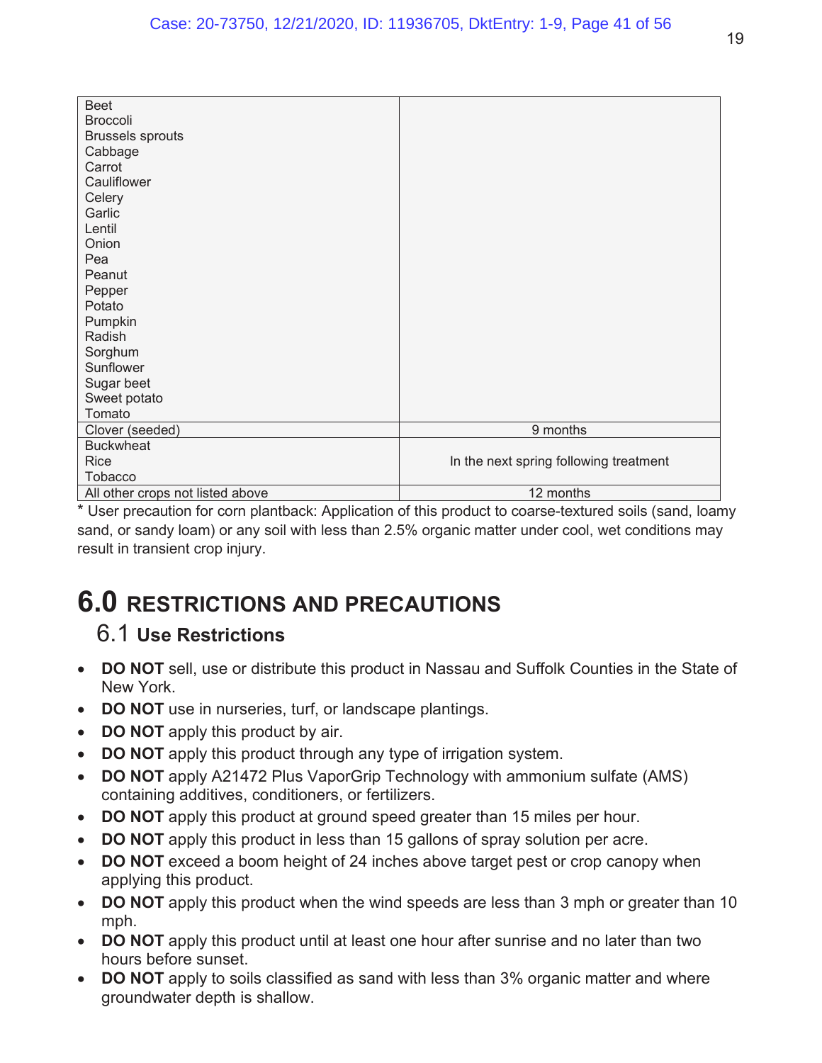| | |
|---|---|
| Beet<br>Broccoli<br>Brussels sprouts<br>Cabbage<br>Carrot<br>Cauliflower<br>Celery<br>Garlic<br>Lentil<br>Onion<br>Pea<br>Peanut<br>Pepper<br>Potato<br>Pumpkin<br>Radish<br>Sorghum<br>Sunflower<br>Sugar beet<br>Sweet potato<br>Tomato | |
| Clover (seeded) | 9 months |
| Buckwheat<br>Rice<br>Tobacco | In the next spring following treatment |
| All other crops not listed above | 12 months |

* User precaution for corn plantback: Application of this product to coarse-textured soils (sand, loamy sand, or sandy loam) or any soil with less than 2.5% organic matter under cool, wet conditions may result in transient crop injury.

# 6.0 RESTRICTIONS AND PRECAUTIONS

## 6.1 Use Restrictions

- **DO NOT** sell, use or distribute this product in Nassau and Suffolk Counties in the State of New York.
- **DO NOT** use in nurseries, turf, or landscape plantings.
- **DO NOT** apply this product by air.
- **DO NOT** apply this product through any type of irrigation system.
- **DO NOT** apply A21472 Plus VaporGrip Technology with ammonium sulfate (AMS) containing additives, conditioners, or fertilizers.
- **DO NOT** apply this product at ground speed greater than 15 miles per hour.
- **DO NOT** apply this product in less than 15 gallons of spray solution per acre.
- **DO NOT** exceed a boom height of 24 inches above target pest or crop canopy when applying this product.
- **DO NOT** apply this product when the wind speeds are less than 3 mph or greater than 10 mph.
- **DO NOT** apply this product until at least one hour after sunrise and no later than two hours before sunset.
- **DO NOT** apply to soils classified as sand with less than 3% organic matter and where groundwater depth is shallow.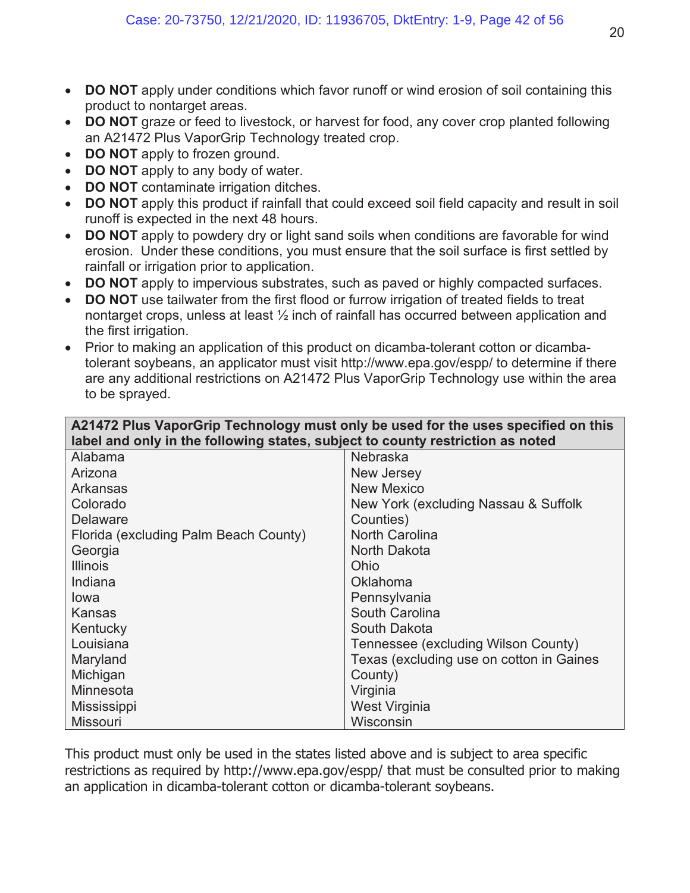- **DO NOT** apply under conditions which favor runoff or wind erosion of soil containing this product to nontarget areas.
- **DO NOT** graze or feed to livestock, or harvest for food, any cover crop planted following an A21472 Plus VaporGrip Technology treated crop.
- **DO NOT** apply to frozen ground.
- **DO NOT** apply to any body of water.
- **DO NOT** contaminate irrigation ditches.
- **DO NOT** apply this product if rainfall that could exceed soil field capacity and result in soil runoff is expected in the next 48 hours.
- **DO NOT** apply to powdery dry or light sand soils when conditions are favorable for wind erosion. Under these conditions, you must ensure that the soil surface is first settled by rainfall or irrigation prior to application.
- **DO NOT** apply to impervious substrates, such as paved or highly compacted surfaces.
- **DO NOT** use tailwater from the first flood or furrow irrigation of treated fields to treat nontarget crops, unless at least ½ inch of rainfall has occurred between application and the first irrigation.
- Prior to making an application of this product on dicamba-tolerant cotton or dicamba-tolerant soybeans, an applicator must visit http://www.epa.gov/espp/ to determine if there are any additional restrictions on A21472 Plus VaporGrip Technology use within the area to be sprayed.

| **A21472 Plus VaporGrip Technology must only be used for the uses specified on this label and only in the following states, subject to county restriction as noted** | |
|---|---|
| Alabama | Nebraska |
| Arizona | New Jersey |
| Arkansas | New Mexico |
| Colorado | New York (excluding Nassau & Suffolk Counties) |
| Delaware | North Carolina |
| Florida (excluding Palm Beach County) | North Dakota |
| Georgia | Ohio |
| Illinois | Oklahoma |
| Indiana | Pennsylvania |
| Iowa | South Carolina |
| Kansas | South Dakota |
| Kentucky | Tennessee (excluding Wilson County) |
| Louisiana | Texas (excluding use on cotton in Gaines County) |
| Maryland | Virginia |
| Michigan | West Virginia |
| Minnesota | Wisconsin |
| Mississippi | |
| Missouri | |

This product must only be used in the states listed above and is subject to area specific restrictions as required by http://www.epa.gov/espp/ that must be consulted prior to making an application in dicamba-tolerant cotton or dicamba-tolerant soybeans.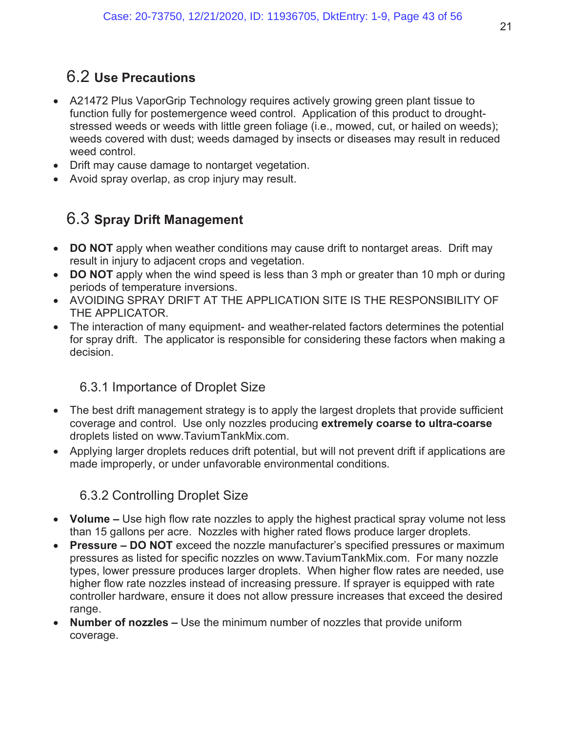## 6.2 **Use Precautions**

- A21472 Plus VaporGrip Technology requires actively growing green plant tissue to function fully for postemergence weed control. Application of this product to drought-stressed weeds or weeds with little green foliage (i.e., mowed, cut, or hailed on weeds); weeds covered with dust; weeds damaged by insects or diseases may result in reduced weed control.
- Drift may cause damage to nontarget vegetation.
- Avoid spray overlap, as crop injury may result.

## 6.3 **Spray Drift Management**

- **DO NOT** apply when weather conditions may cause drift to nontarget areas. Drift may result in injury to adjacent crops and vegetation.
- **DO NOT** apply when the wind speed is less than 3 mph or greater than 10 mph or during periods of temperature inversions.
- AVOIDING SPRAY DRIFT AT THE APPLICATION SITE IS THE RESPONSIBILITY OF THE APPLICATOR.
- The interaction of many equipment- and weather-related factors determines the potential for spray drift. The applicator is responsible for considering these factors when making a decision.

### 6.3.1 Importance of Droplet Size

- The best drift management strategy is to apply the largest droplets that provide sufficient coverage and control. Use only nozzles producing **extremely coarse to ultra-coarse** droplets listed on www.TaviumTankMix.com.
- Applying larger droplets reduces drift potential, but will not prevent drift if applications are made improperly, or under unfavorable environmental conditions.

### 6.3.2 Controlling Droplet Size

- **Volume –** Use high flow rate nozzles to apply the highest practical spray volume not less than 15 gallons per acre. Nozzles with higher rated flows produce larger droplets.
- **Pressure – DO NOT** exceed the nozzle manufacturer's specified pressures or maximum pressures as listed for specific nozzles on www.TaviumTankMix.com. For many nozzle types, lower pressure produces larger droplets. When higher flow rates are needed, use higher flow rate nozzles instead of increasing pressure. If sprayer is equipped with rate controller hardware, ensure it does not allow pressure increases that exceed the desired range.
- **Number of nozzles –** Use the minimum number of nozzles that provide uniform coverage.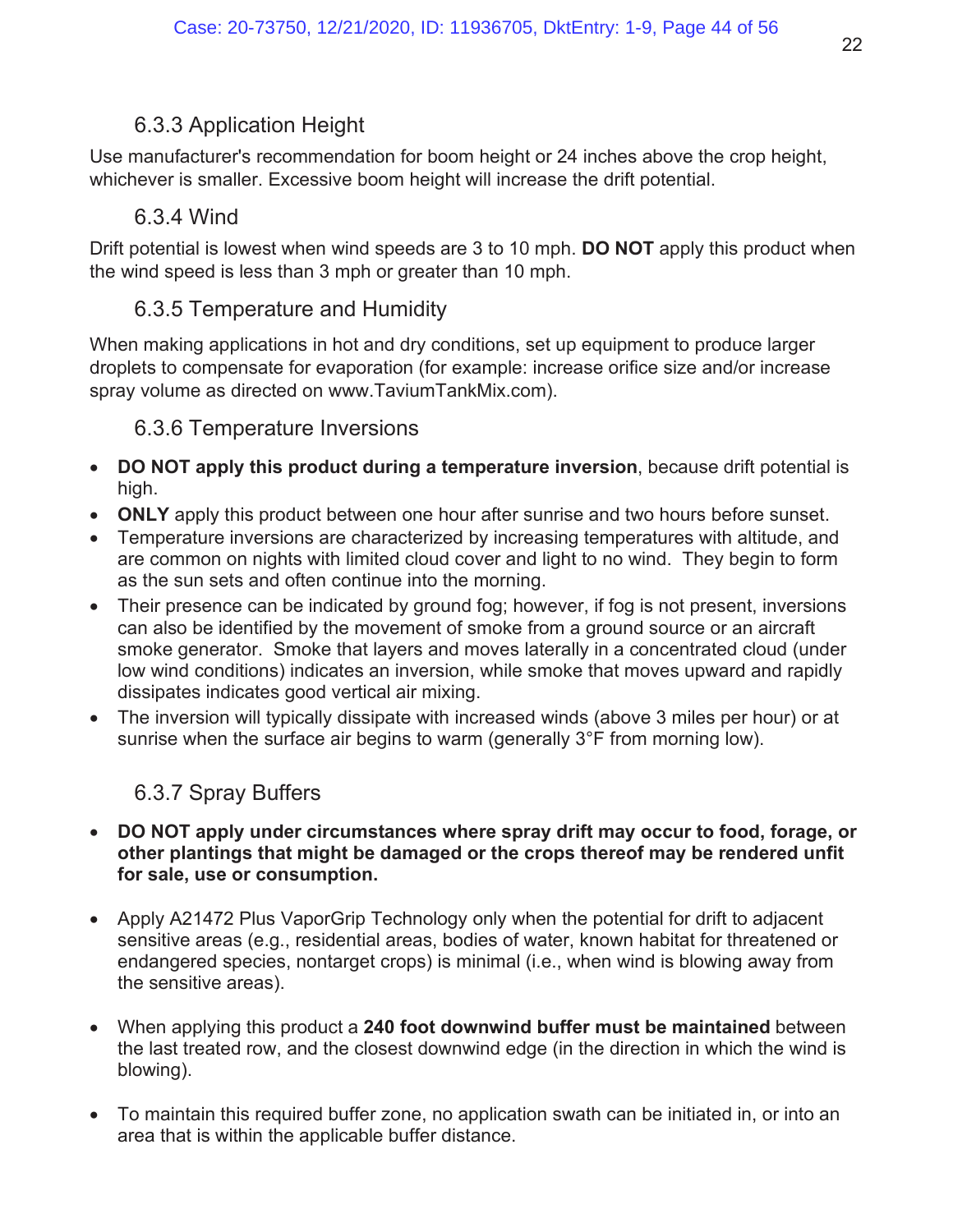### 6.3.3 Application Height

Use manufacturer's recommendation for boom height or 24 inches above the crop height, whichever is smaller. Excessive boom height will increase the drift potential.

### 6.3.4 Wind

Drift potential is lowest when wind speeds are 3 to 10 mph. **DO NOT** apply this product when the wind speed is less than 3 mph or greater than 10 mph.

### 6.3.5 Temperature and Humidity

When making applications in hot and dry conditions, set up equipment to produce larger droplets to compensate for evaporation (for example: increase orifice size and/or increase spray volume as directed on www.TaviumTankMix.com).

### 6.3.6 Temperature Inversions

- **DO NOT apply this product during a temperature inversion**, because drift potential is high.
- **ONLY** apply this product between one hour after sunrise and two hours before sunset.
- Temperature inversions are characterized by increasing temperatures with altitude, and are common on nights with limited cloud cover and light to no wind. They begin to form as the sun sets and often continue into the morning.
- Their presence can be indicated by ground fog; however, if fog is not present, inversions can also be identified by the movement of smoke from a ground source or an aircraft smoke generator. Smoke that layers and moves laterally in a concentrated cloud (under low wind conditions) indicates an inversion, while smoke that moves upward and rapidly dissipates indicates good vertical air mixing.
- The inversion will typically dissipate with increased winds (above 3 miles per hour) or at sunrise when the surface air begins to warm (generally 3°F from morning low).

### 6.3.7 Spray Buffers

- **DO NOT apply under circumstances where spray drift may occur to food, forage, or other plantings that might be damaged or the crops thereof may be rendered unfit for sale, use or consumption.**

- Apply A21472 Plus VaporGrip Technology only when the potential for drift to adjacent sensitive areas (e.g., residential areas, bodies of water, known habitat for threatened or endangered species, nontarget crops) is minimal (i.e., when wind is blowing away from the sensitive areas).

- When applying this product a **240 foot downwind buffer must be maintained** between the last treated row, and the closest downwind edge (in the direction in which the wind is blowing).

- To maintain this required buffer zone, no application swath can be initiated in, or into an area that is within the applicable buffer distance.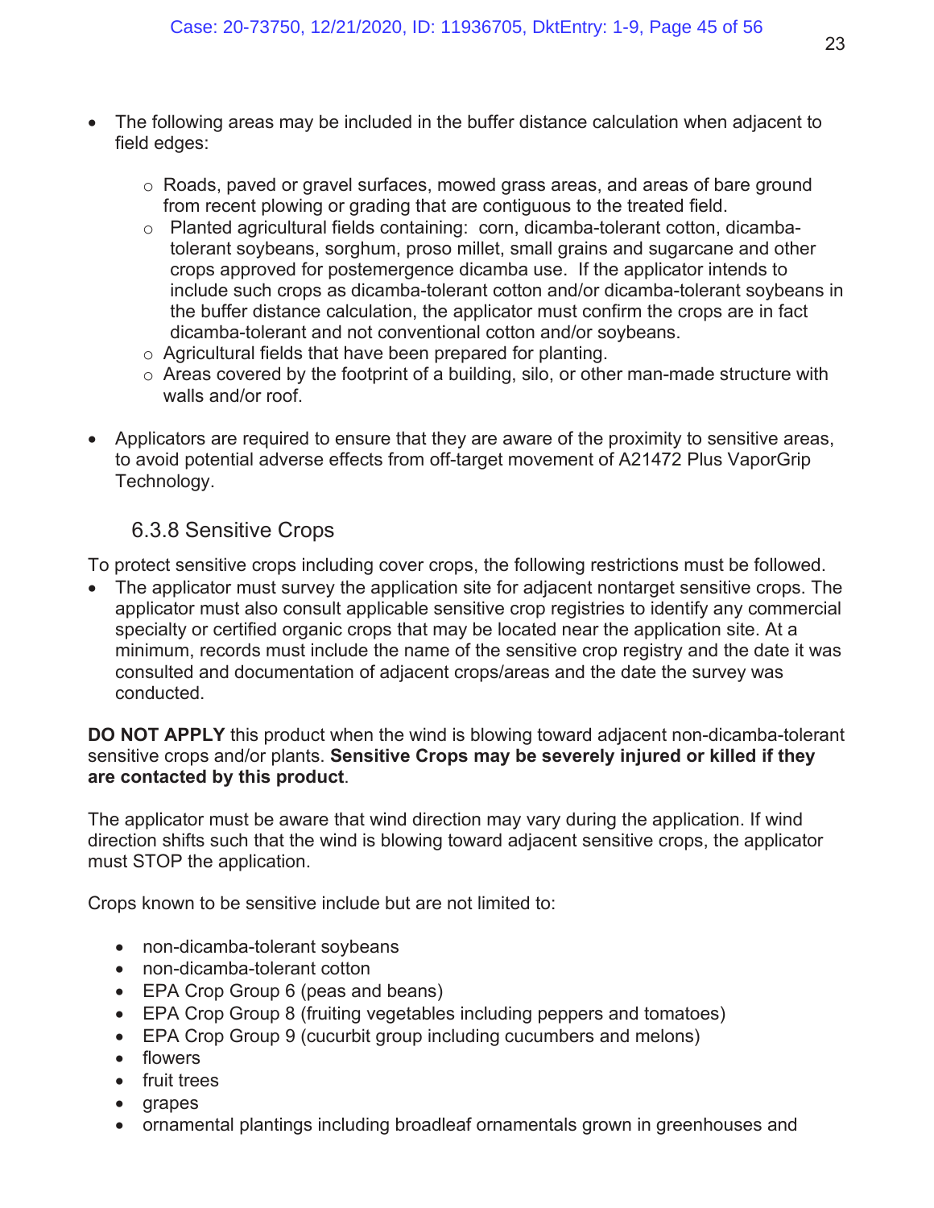- The following areas may be included in the buffer distance calculation when adjacent to field edges:

    - Roads, paved or gravel surfaces, mowed grass areas, and areas of bare ground from recent plowing or grading that are contiguous to the treated field.
    - Planted agricultural fields containing: corn, dicamba-tolerant cotton, dicamba-tolerant soybeans, sorghum, proso millet, small grains and sugarcane and other crops approved for postemergence dicamba use. If the applicator intends to include such crops as dicamba-tolerant cotton and/or dicamba-tolerant soybeans in the buffer distance calculation, the applicator must confirm the crops are in fact dicamba-tolerant and not conventional cotton and/or soybeans.
    - Agricultural fields that have been prepared for planting.
    - Areas covered by the footprint of a building, silo, or other man-made structure with walls and/or roof.

- Applicators are required to ensure that they are aware of the proximity to sensitive areas, to avoid potential adverse effects from off-target movement of A21472 Plus VaporGrip Technology.

### 6.3.8 Sensitive Crops

To protect sensitive crops including cover crops, the following restrictions must be followed.

- The applicator must survey the application site for adjacent nontarget sensitive crops. The applicator must also consult applicable sensitive crop registries to identify any commercial specialty or certified organic crops that may be located near the application site. At a minimum, records must include the name of the sensitive crop registry and the date it was consulted and documentation of adjacent crops/areas and the date the survey was conducted.

**DO NOT APPLY** this product when the wind is blowing toward adjacent non-dicamba-tolerant sensitive crops and/or plants. **Sensitive Crops may be severely injured or killed if they are contacted by this product**.

The applicator must be aware that wind direction may vary during the application. If wind direction shifts such that the wind is blowing toward adjacent sensitive crops, the applicator must STOP the application.

Crops known to be sensitive include but are not limited to:

- non-dicamba-tolerant soybeans
- non-dicamba-tolerant cotton
- EPA Crop Group 6 (peas and beans)
- EPA Crop Group 8 (fruiting vegetables including peppers and tomatoes)
- EPA Crop Group 9 (cucurbit group including cucumbers and melons)
- flowers
- fruit trees
- grapes
- ornamental plantings including broadleaf ornamentals grown in greenhouses and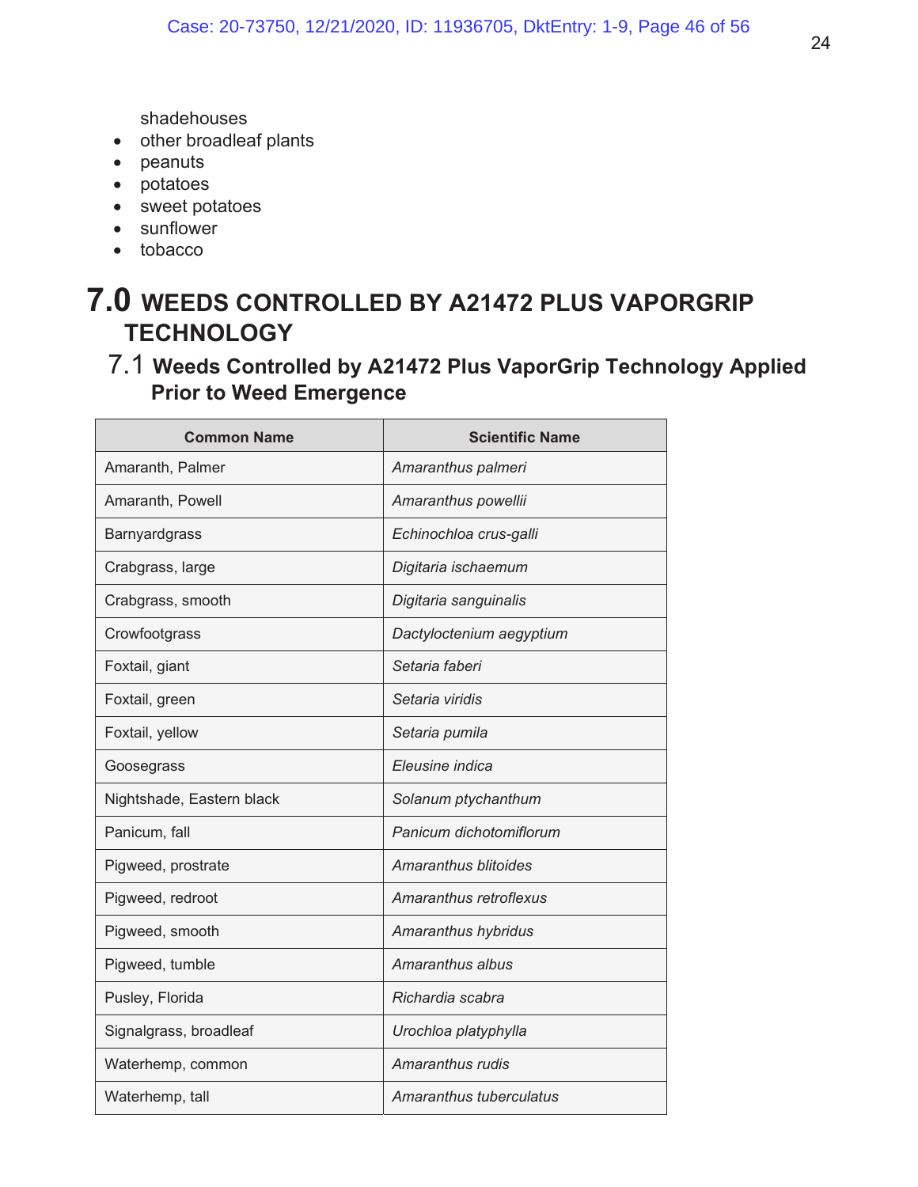shadehouses

- other broadleaf plants
- peanuts
- potatoes
- sweet potatoes
- sunflower
- tobacco

# 7.0 WEEDS CONTROLLED BY A21472 PLUS VAPORGRIP TECHNOLOGY

## 7.1 Weeds Controlled by A21472 Plus VaporGrip Technology Applied Prior to Weed Emergence

| Common Name | Scientific Name |
|---|---|
| Amaranth, Palmer | *Amaranthus palmeri* |
| Amaranth, Powell | *Amaranthus powellii* |
| Barnyardgrass | *Echinochloa crus-galli* |
| Crabgrass, large | *Digitaria ischaemum* |
| Crabgrass, smooth | *Digitaria sanguinalis* |
| Crowfootgrass | *Dactyloctenium aegyptium* |
| Foxtail, giant | *Setaria faberi* |
| Foxtail, green | *Setaria viridis* |
| Foxtail, yellow | *Setaria pumila* |
| Goosegrass | *Eleusine indica* |
| Nightshade, Eastern black | *Solanum ptychanthum* |
| Panicum, fall | *Panicum dichotomiflorum* |
| Pigweed, prostrate | *Amaranthus blitoides* |
| Pigweed, redroot | *Amaranthus retroflexus* |
| Pigweed, smooth | *Amaranthus hybridus* |
| Pigweed, tumble | *Amaranthus albus* |
| Pusley, Florida | *Richardia scabra* |
| Signalgrass, broadleaf | *Urochloa platyphylla* |
| Waterhemp, common | *Amaranthus rudis* |
| Waterhemp, tall | *Amaranthus tuberculatus* |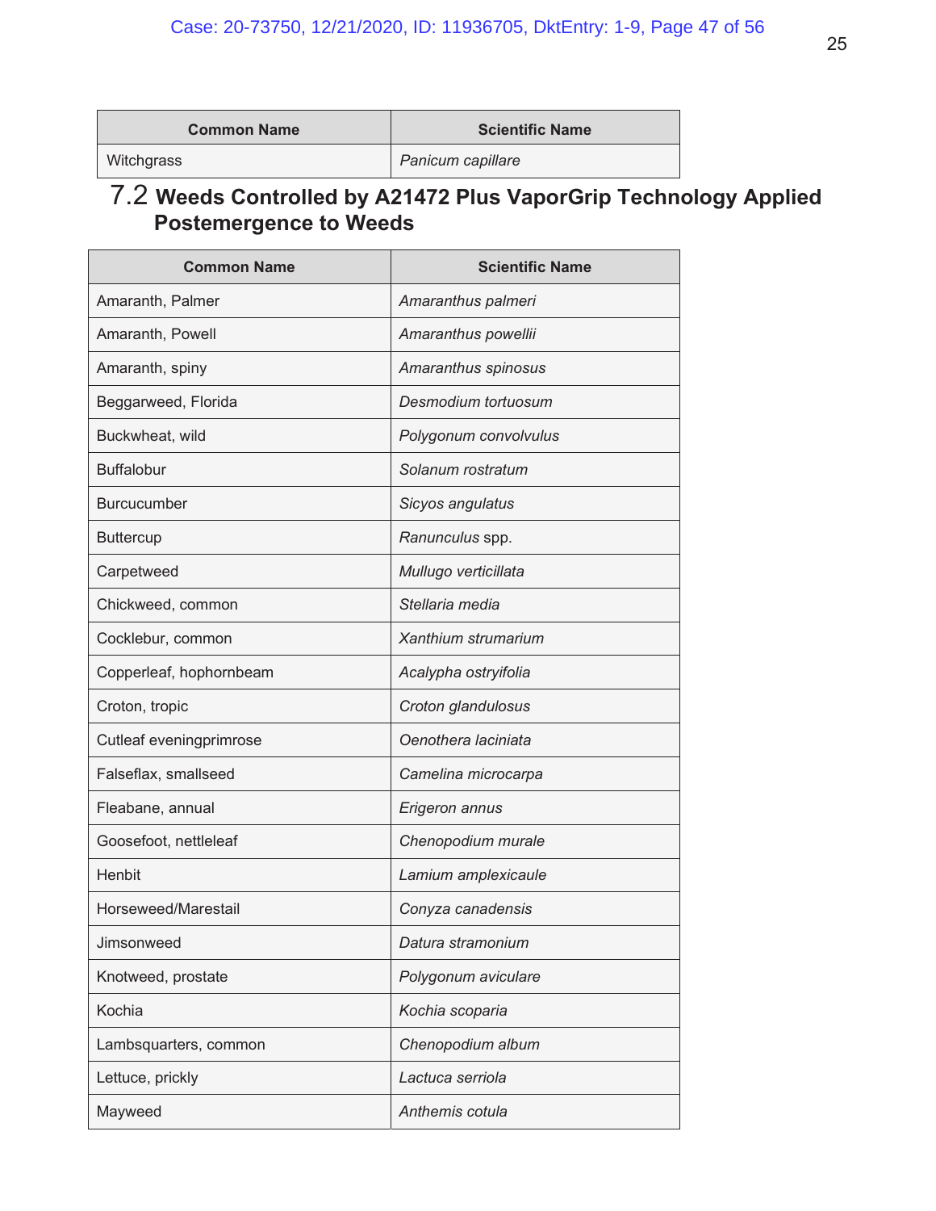| Common Name | Scientific Name |
|---|---|
| Witchgrass | *Panicum capillare* |

## 7.2 Weeds Controlled by A21472 Plus VaporGrip Technology Applied Postemergence to Weeds

| Common Name | Scientific Name |
|---|---|
| Amaranth, Palmer | *Amaranthus palmeri* |
| Amaranth, Powell | *Amaranthus powellii* |
| Amaranth, spiny | *Amaranthus spinosus* |
| Beggarweed, Florida | *Desmodium tortuosum* |
| Buckwheat, wild | *Polygonum convolvulus* |
| Buffalobur | *Solanum rostratum* |
| Burcucumber | *Sicyos angulatus* |
| Buttercup | *Ranunculus* spp. |
| Carpetweed | *Mullugo verticillata* |
| Chickweed, common | *Stellaria media* |
| Cocklebur, common | *Xanthium strumarium* |
| Copperleaf, hophornbeam | *Acalypha ostryifolia* |
| Croton, tropic | *Croton glandulosus* |
| Cutleaf eveningprimrose | *Oenothera laciniata* |
| Falseflax, smallseed | *Camelina microcarpa* |
| Fleabane, annual | *Erigeron annus* |
| Goosefoot, nettleleaf | *Chenopodium murale* |
| Henbit | *Lamium amplexicaule* |
| Horseweed/Marestail | *Conyza canadensis* |
| Jimsonweed | *Datura stramonium* |
| Knotweed, prostate | *Polygonum aviculare* |
| Kochia | *Kochia scoparia* |
| Lambsquarters, common | *Chenopodium album* |
| Lettuce, prickly | *Lactuca serriola* |
| Mayweed | *Anthemis cotula* |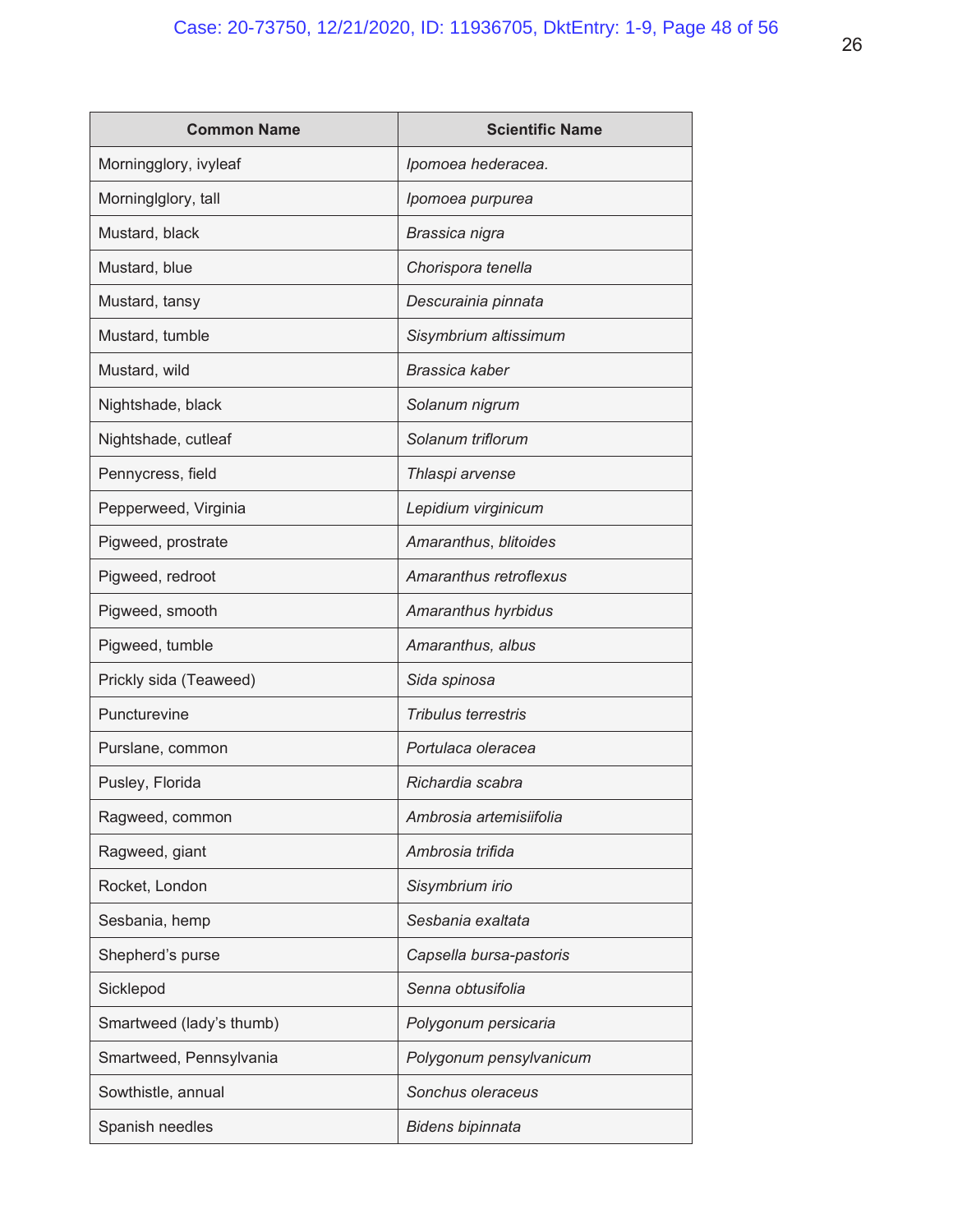| Common Name | Scientific Name |
| --- | --- |
| Morningglory, ivyleaf | *Ipomoea hederacea.* |
| Morninglglory, tall | *Ipomoea purpurea* |
| Mustard, black | *Brassica nigra* |
| Mustard, blue | *Chorispora tenella* |
| Mustard, tansy | *Descurainia pinnata* |
| Mustard, tumble | *Sisymbrium altissimum* |
| Mustard, wild | *Brassica kaber* |
| Nightshade, black | *Solanum nigrum* |
| Nightshade, cutleaf | *Solanum triflorum* |
| Pennycress, field | *Thlaspi arvense* |
| Pepperweed, Virginia | *Lepidium virginicum* |
| Pigweed, prostrate | *Amaranthus, blitoides* |
| Pigweed, redroot | *Amaranthus retroflexus* |
| Pigweed, smooth | *Amaranthus hyrbidus* |
| Pigweed, tumble | *Amaranthus, albus* |
| Prickly sida (Teaweed) | *Sida spinosa* |
| Puncturevine | *Tribulus terrestris* |
| Purslane, common | *Portulaca oleracea* |
| Pusley, Florida | *Richardia scabra* |
| Ragweed, common | *Ambrosia artemisiifolia* |
| Ragweed, giant | *Ambrosia trifida* |
| Rocket, London | *Sisymbrium irio* |
| Sesbania, hemp | *Sesbania exaltata* |
| Shepherd's purse | *Capsella bursa-pastoris* |
| Sicklepod | *Senna obtusifolia* |
| Smartweed (lady's thumb) | *Polygonum persicaria* |
| Smartweed, Pennsylvania | *Polygonum pensylvanicum* |
| Sowthistle, annual | *Sonchus oleraceus* |
| Spanish needles | *Bidens bipinnata* |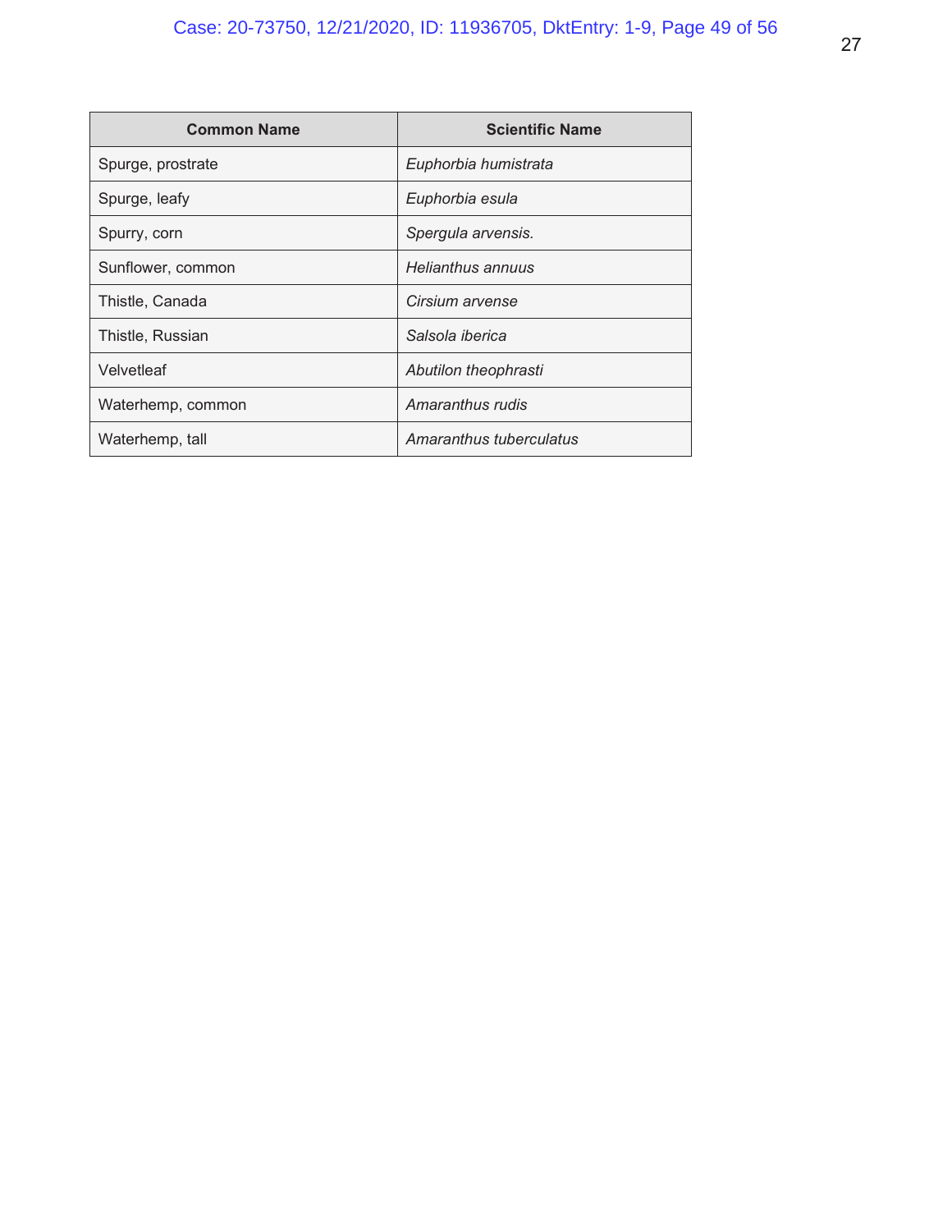| Common Name | Scientific Name |
| --- | --- |
| Spurge, prostrate | *Euphorbia humistrata* |
| Spurge, leafy | *Euphorbia esula* |
| Spurry, corn | *Spergula arvensis.* |
| Sunflower, common | *Helianthus annuus* |
| Thistle, Canada | *Cirsium arvense* |
| Thistle, Russian | *Salsola iberica* |
| Velvetleaf | *Abutilon theophrasti* |
| Waterhemp, common | *Amaranthus rudis* |
| Waterhemp, tall | *Amaranthus tuberculatus* |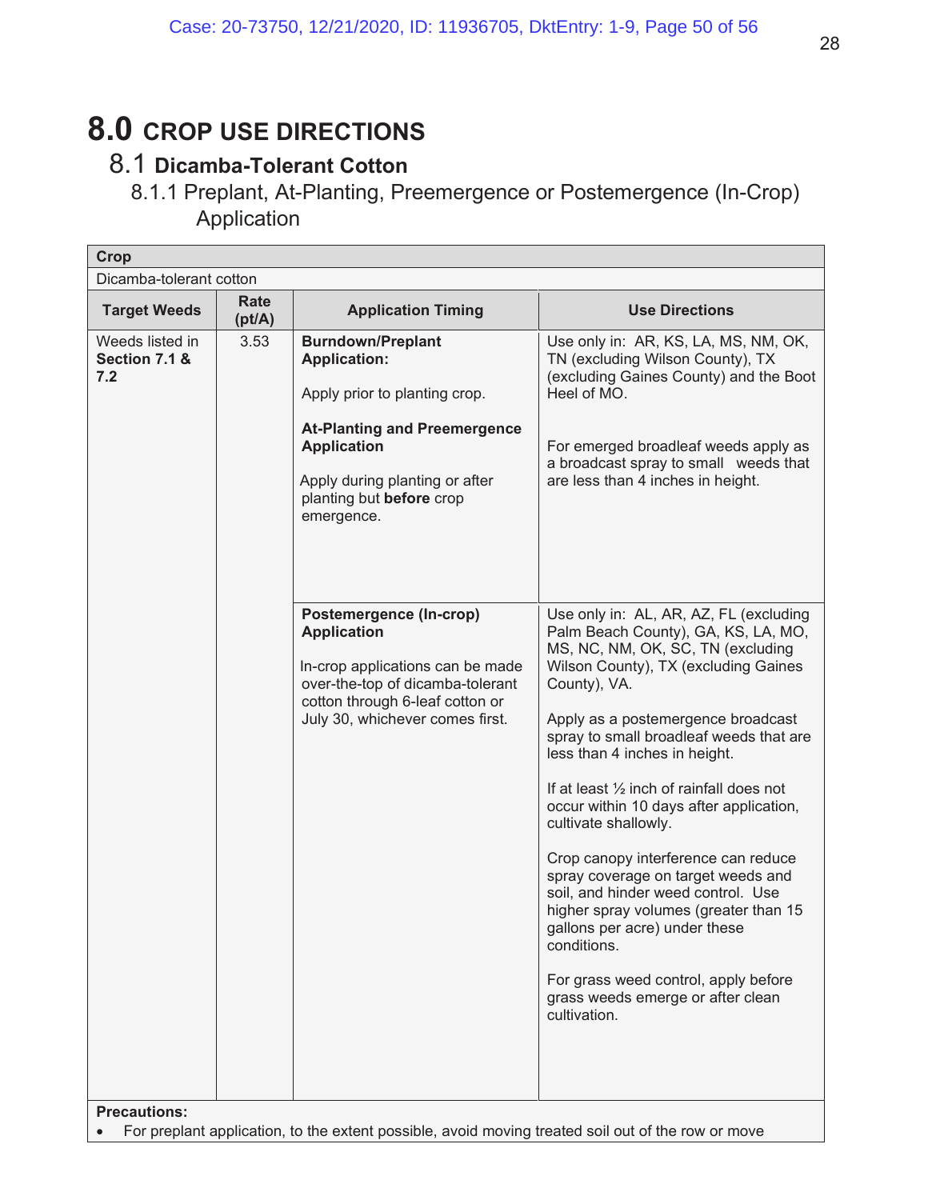# 8.0 CROP USE DIRECTIONS

## 8.1 Dicamba-Tolerant Cotton

### 8.1.1 Preplant, At-Planting, Preemergence or Postemergence (In-Crop) Application

| **Crop** | | | |
|---|---|---|---|
| Dicamba-tolerant cotton | | | |
| **Target Weeds** | **Rate (pt/A)** | **Application Timing** | **Use Directions** |
| Weeds listed in **Section 7.1 & 7.2** | 3.53 | **Burndown/Preplant Application:**<br><br>Apply prior to planting crop.<br><br>**At-Planting and Preemergence Application**<br><br>Apply during planting or after planting but **before** crop emergence. | Use only in: AR, KS, LA, MS, NM, OK, TN (excluding Wilson County), TX (excluding Gaines County) and the Boot Heel of MO.<br><br>For emerged broadleaf weeds apply as a broadcast spray to small weeds that are less than 4 inches in height. |
| | | **Postemergence (In-crop) Application**<br><br>In-crop applications can be made over-the-top of dicamba-tolerant cotton through 6-leaf cotton or July 30, whichever comes first. | Use only in: AL, AR, AZ, FL (excluding Palm Beach County), GA, KS, LA, MO, MS, NC, NM, OK, SC, TN (excluding Wilson County), TX (excluding Gaines County), VA.<br><br>Apply as a postemergence broadcast spray to small broadleaf weeds that are less than 4 inches in height.<br><br>If at least ½ inch of rainfall does not occur within 10 days after application, cultivate shallowly.<br><br>Crop canopy interference can reduce spray coverage on target weeds and soil, and hinder weed control. Use higher spray volumes (greater than 15 gallons per acre) under these conditions.<br><br>For grass weed control, apply before grass weeds emerge or after clean cultivation. |

**Precautions:**

- For preplant application, to the extent possible, avoid moving treated soil out of the row or move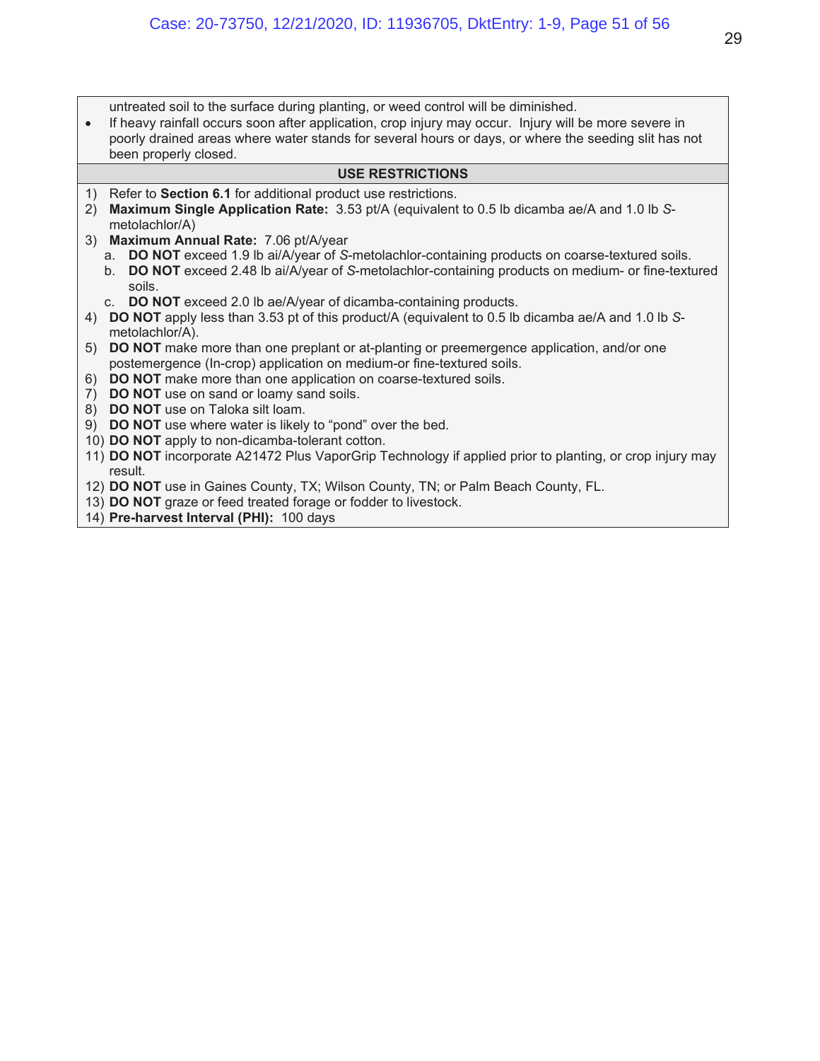untreated soil to the surface during planting, or weed control will be diminished.

- If heavy rainfall occurs soon after application, crop injury may occur. Injury will be more severe in poorly drained areas where water stands for several hours or days, or where the seeding slit has not been properly closed.

**USE RESTRICTIONS**

1) Refer to **Section 6.1** for additional product use restrictions.
2) **Maximum Single Application Rate:** 3.53 pt/A (equivalent to 0.5 lb dicamba ae/A and 1.0 lb *S*-metolachlor/A)
3) **Maximum Annual Rate:** 7.06 pt/A/year
   a. **DO NOT** exceed 1.9 lb ai/A/year of *S*-metolachlor-containing products on coarse-textured soils.
   b. **DO NOT** exceed 2.48 lb ai/A/year of *S*-metolachlor-containing products on medium- or fine-textured soils.
   c. **DO NOT** exceed 2.0 lb ae/A/year of dicamba-containing products.
4) **DO NOT** apply less than 3.53 pt of this product/A (equivalent to 0.5 lb dicamba ae/A and 1.0 lb *S*-metolachlor/A).
5) **DO NOT** make more than one preplant or at-planting or preemergence application, and/or one postemergence (In-crop) application on medium-or fine-textured soils.
6) **DO NOT** make more than one application on coarse-textured soils.
7) **DO NOT** use on sand or loamy sand soils.
8) **DO NOT** use on Taloka silt loam.
9) **DO NOT** use where water is likely to "pond" over the bed.
10) **DO NOT** apply to non-dicamba-tolerant cotton.
11) **DO NOT** incorporate A21472 Plus VaporGrip Technology if applied prior to planting, or crop injury may result.
12) **DO NOT** use in Gaines County, TX; Wilson County, TN; or Palm Beach County, FL.
13) **DO NOT** graze or feed treated forage or fodder to livestock.
14) **Pre-harvest Interval (PHI):** 100 days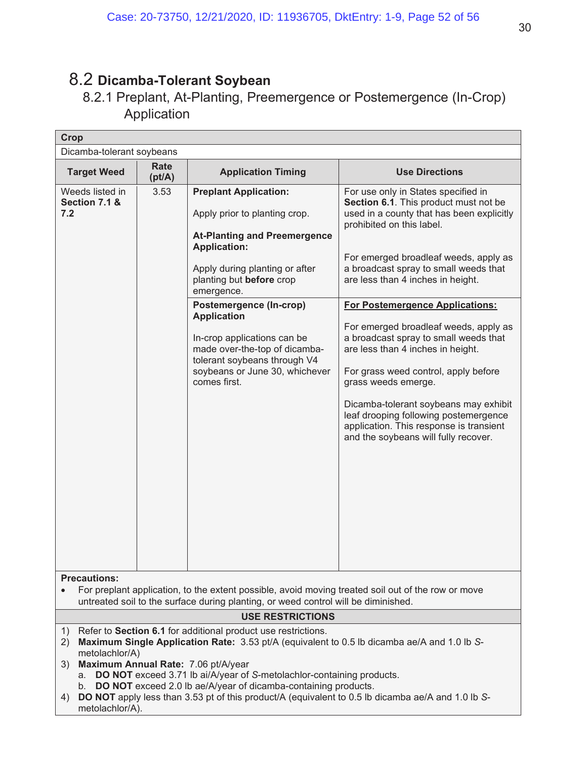## 8.2 Dicamba-Tolerant Soybean

### 8.2.1 Preplant, At-Planting, Preemergence or Postemergence (In-Crop) Application

| **Crop** | | | |
|---|---|---|---|
| Dicamba-tolerant soybeans | | | |
| **Target Weed** | **Rate (pt/A)** | **Application Timing** | **Use Directions** |
| Weeds listed in **Section 7.1 & 7.2** | 3.53 | **Preplant Application:**<br><br>Apply prior to planting crop.<br><br>**At-Planting and Preemergence Application:**<br><br>Apply during planting or after planting but **before** crop emergence. | For use only in States specified in **Section 6.1**. This product must not be used in a county that has been explicitly prohibited on this label.<br><br>For emerged broadleaf weeds, apply as a broadcast spray to small weeds that are less than 4 inches in height. |
| | | **Postemergence (In-crop) Application**<br><br>In-crop applications can be made over-the-top of dicamba-tolerant soybeans through V4 soybeans or June 30, whichever comes first. | **For Postemergence Applications:**<br><br>For emerged broadleaf weeds, apply as a broadcast spray to small weeds that are less than 4 inches in height.<br><br>For grass weed control, apply before grass weeds emerge.<br><br>Dicamba-tolerant soybeans may exhibit leaf drooping following postemergence application. This response is transient and the soybeans will fully recover. |

**Precautions:**

- For preplant application, to the extent possible, avoid moving treated soil out of the row or move untreated soil to the surface during planting, or weed control will be diminished.

**USE RESTRICTIONS**

1) Refer to **Section 6.1** for additional product use restrictions.
2) **Maximum Single Application Rate:** 3.53 pt/A (equivalent to 0.5 lb dicamba ae/A and 1.0 lb *S*-metolachlor/A)
3) **Maximum Annual Rate:** 7.06 pt/A/year
   a. **DO NOT** exceed 3.71 lb ai/A/year of *S*-metolachlor-containing products.
   b. **DO NOT** exceed 2.0 lb ae/A/year of dicamba-containing products.
4) **DO NOT** apply less than 3.53 pt of this product/A (equivalent to 0.5 lb dicamba ae/A and 1.0 lb *S*-metolachlor/A).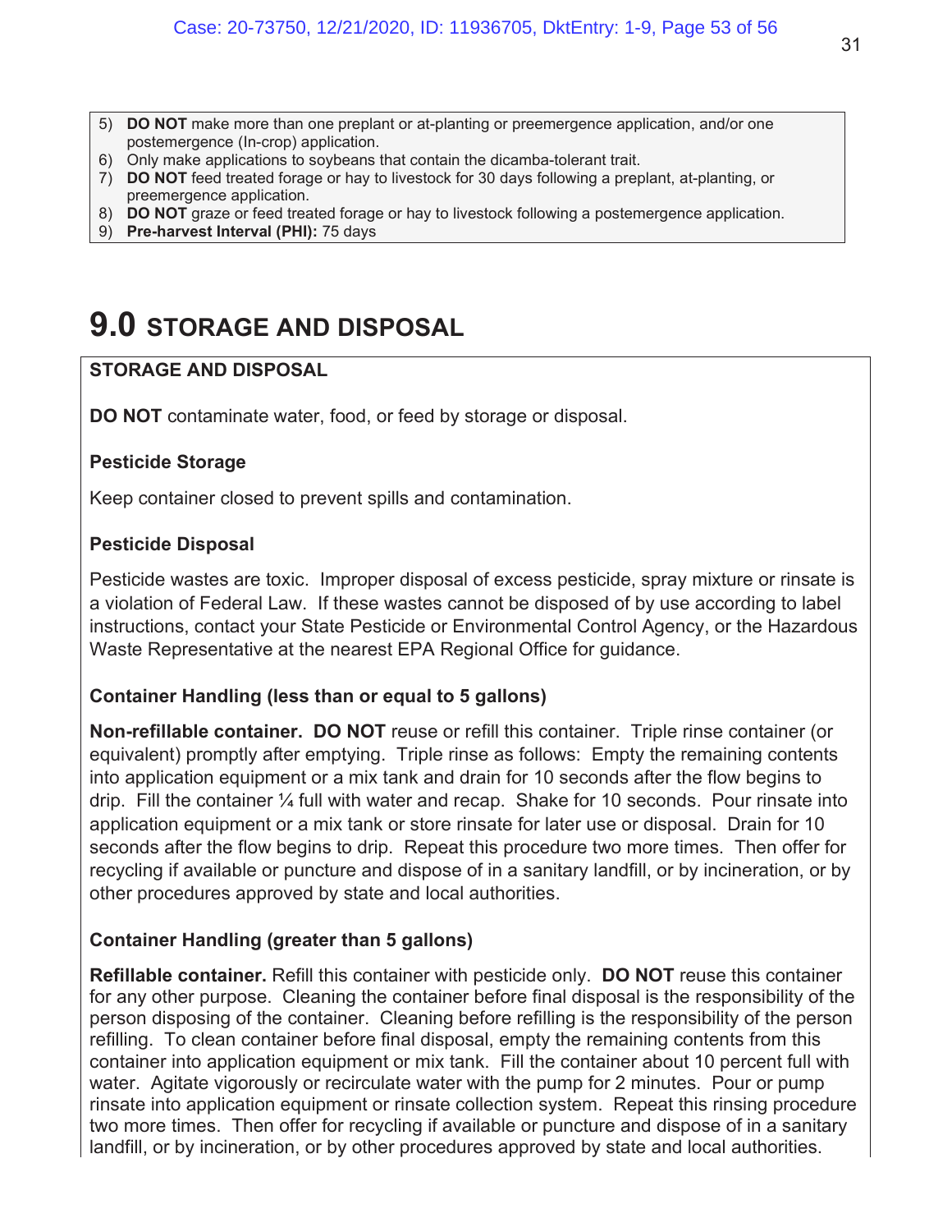5) **DO NOT** make more than one preplant or at-planting or preemergence application, and/or one postemergence (In-crop) application.
6) Only make applications to soybeans that contain the dicamba-tolerant trait.
7) **DO NOT** feed treated forage or hay to livestock for 30 days following a preplant, at-planting, or preemergence application.
8) **DO NOT** graze or feed treated forage or hay to livestock following a postemergence application.
9) **Pre-harvest Interval (PHI):** 75 days

# 9.0 STORAGE AND DISPOSAL

**STORAGE AND DISPOSAL**

**DO NOT** contaminate water, food, or feed by storage or disposal.

**Pesticide Storage**

Keep container closed to prevent spills and contamination.

**Pesticide Disposal**

Pesticide wastes are toxic. Improper disposal of excess pesticide, spray mixture or rinsate is a violation of Federal Law. If these wastes cannot be disposed of by use according to label instructions, contact your State Pesticide or Environmental Control Agency, or the Hazardous Waste Representative at the nearest EPA Regional Office for guidance.

**Container Handling (less than or equal to 5 gallons)**

**Non-refillable container. DO NOT** reuse or refill this container. Triple rinse container (or equivalent) promptly after emptying. Triple rinse as follows: Empty the remaining contents into application equipment or a mix tank and drain for 10 seconds after the flow begins to drip. Fill the container ¼ full with water and recap. Shake for 10 seconds. Pour rinsate into application equipment or a mix tank or store rinsate for later use or disposal. Drain for 10 seconds after the flow begins to drip. Repeat this procedure two more times. Then offer for recycling if available or puncture and dispose of in a sanitary landfill, or by incineration, or by other procedures approved by state and local authorities.

**Container Handling (greater than 5 gallons)**

**Refillable container.** Refill this container with pesticide only. **DO NOT** reuse this container for any other purpose. Cleaning the container before final disposal is the responsibility of the person disposing of the container. Cleaning before refilling is the responsibility of the person refilling. To clean container before final disposal, empty the remaining contents from this container into application equipment or mix tank. Fill the container about 10 percent full with water. Agitate vigorously or recirculate water with the pump for 2 minutes. Pour or pump rinsate into application equipment or rinsate collection system. Repeat this rinsing procedure two more times. Then offer for recycling if available or puncture and dispose of in a sanitary landfill, or by incineration, or by other procedures approved by state and local authorities.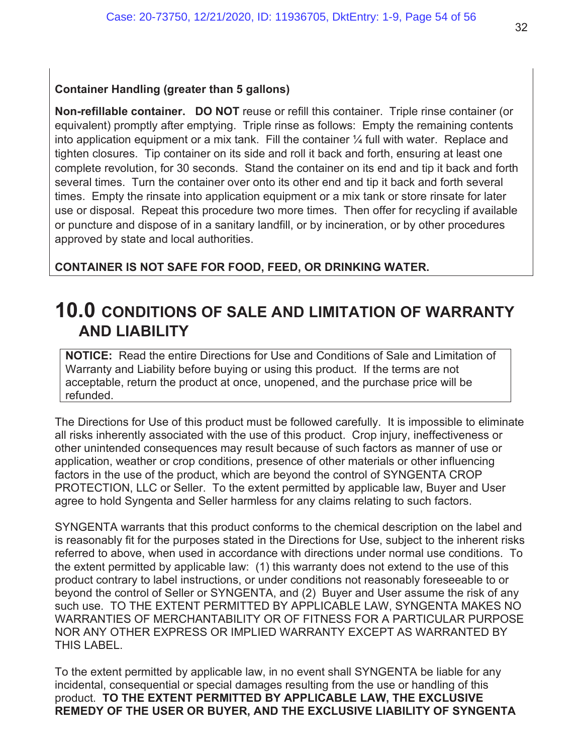**Container Handling (greater than 5 gallons)**

**Non-refillable container. DO NOT** reuse or refill this container. Triple rinse container (or equivalent) promptly after emptying. Triple rinse as follows: Empty the remaining contents into application equipment or a mix tank. Fill the container ¼ full with water. Replace and tighten closures. Tip container on its side and roll it back and forth, ensuring at least one complete revolution, for 30 seconds. Stand the container on its end and tip it back and forth several times. Turn the container over onto its other end and tip it back and forth several times. Empty the rinsate into application equipment or a mix tank or store rinsate for later use or disposal. Repeat this procedure two more times. Then offer for recycling if available or puncture and dispose of in a sanitary landfill, or by incineration, or by other procedures approved by state and local authorities.

**CONTAINER IS NOT SAFE FOR FOOD, FEED, OR DRINKING WATER.**

# 10.0 CONDITIONS OF SALE AND LIMITATION OF WARRANTY AND LIABILITY

**NOTICE:** Read the entire Directions for Use and Conditions of Sale and Limitation of Warranty and Liability before buying or using this product. If the terms are not acceptable, return the product at once, unopened, and the purchase price will be refunded.

The Directions for Use of this product must be followed carefully. It is impossible to eliminate all risks inherently associated with the use of this product. Crop injury, ineffectiveness or other unintended consequences may result because of such factors as manner of use or application, weather or crop conditions, presence of other materials or other influencing factors in the use of the product, which are beyond the control of SYNGENTA CROP PROTECTION, LLC or Seller. To the extent permitted by applicable law, Buyer and User agree to hold Syngenta and Seller harmless for any claims relating to such factors.

SYNGENTA warrants that this product conforms to the chemical description on the label and is reasonably fit for the purposes stated in the Directions for Use, subject to the inherent risks referred to above, when used in accordance with directions under normal use conditions. To the extent permitted by applicable law: (1) this warranty does not extend to the use of this product contrary to label instructions, or under conditions not reasonably foreseeable to or beyond the control of Seller or SYNGENTA, and (2) Buyer and User assume the risk of any such use. TO THE EXTENT PERMITTED BY APPLICABLE LAW, SYNGENTA MAKES NO WARRANTIES OF MERCHANTABILITY OR OF FITNESS FOR A PARTICULAR PURPOSE NOR ANY OTHER EXPRESS OR IMPLIED WARRANTY EXCEPT AS WARRANTED BY THIS LABEL.

To the extent permitted by applicable law, in no event shall SYNGENTA be liable for any incidental, consequential or special damages resulting from the use or handling of this product. **TO THE EXTENT PERMITTED BY APPLICABLE LAW, THE EXCLUSIVE REMEDY OF THE USER OR BUYER, AND THE EXCLUSIVE LIABILITY OF SYNGENTA**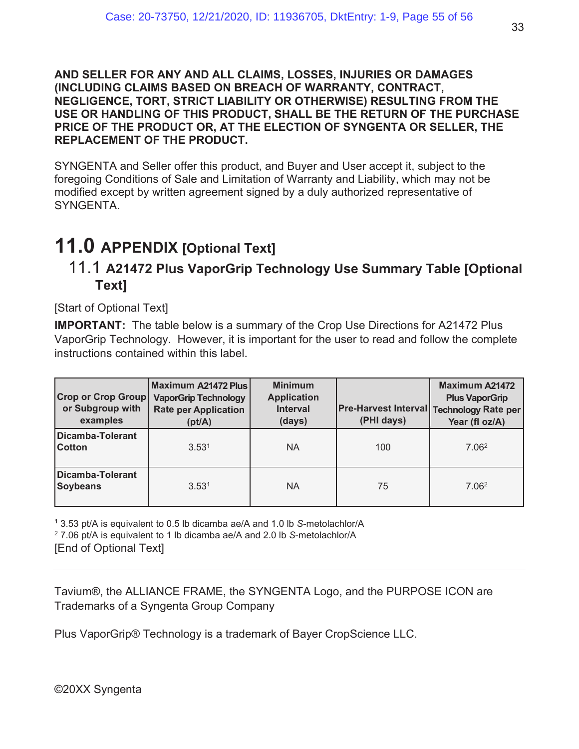**AND SELLER FOR ANY AND ALL CLAIMS, LOSSES, INJURIES OR DAMAGES (INCLUDING CLAIMS BASED ON BREACH OF WARRANTY, CONTRACT, NEGLIGENCE, TORT, STRICT LIABILITY OR OTHERWISE) RESULTING FROM THE USE OR HANDLING OF THIS PRODUCT, SHALL BE THE RETURN OF THE PURCHASE PRICE OF THE PRODUCT OR, AT THE ELECTION OF SYNGENTA OR SELLER, THE REPLACEMENT OF THE PRODUCT.**

SYNGENTA and Seller offer this product, and Buyer and User accept it, subject to the foregoing Conditions of Sale and Limitation of Warranty and Liability, which may not be modified except by written agreement signed by a duly authorized representative of SYNGENTA.

# 11.0 APPENDIX [Optional Text]

## 11.1 A21472 Plus VaporGrip Technology Use Summary Table [Optional Text]

[Start of Optional Text]

**IMPORTANT:** The table below is a summary of the Crop Use Directions for A21472 Plus VaporGrip Technology. However, it is important for the user to read and follow the complete instructions contained within this label.

| Crop or Crop Group or Subgroup with examples | Maximum A21472 Plus VaporGrip Technology Rate per Application (pt/A) | Minimum Application Interval (days) | Pre-Harvest Interval (PHI days) | Maximum A21472 Plus VaporGrip Technology Rate per Year (fl oz/A) |
|---|---|---|---|---|
| **Dicamba-Tolerant Cotton** | 3.53[1] | NA | 100 | 7.06[2] |
| **Dicamba-Tolerant Soybeans** | 3.53[1] | NA | 75 | 7.06[2] |

[1] 3.53 pt/A is equivalent to 0.5 lb dicamba ae/A and 1.0 lb *S*-metolachlor/A
[2] 7.06 pt/A is equivalent to 1 lb dicamba ae/A and 2.0 lb *S*-metolachlor/A
[End of Optional Text]

---

Tavium®, the ALLIANCE FRAME, the SYNGENTA Logo, and the PURPOSE ICON are Trademarks of a Syngenta Group Company

Plus VaporGrip® Technology is a trademark of Bayer CropScience LLC.

©20XX Syngenta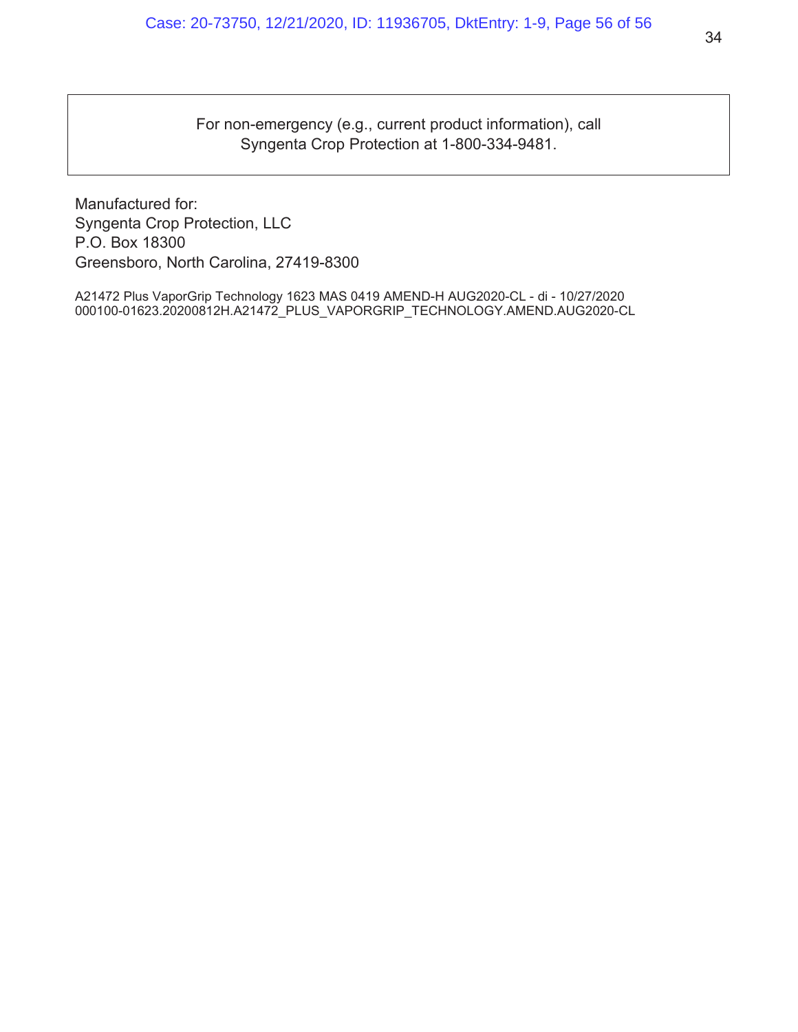For non-emergency (e.g., current product information), call
Syngenta Crop Protection at 1-800-334-9481.

Manufactured for:
Syngenta Crop Protection, LLC
P.O. Box 18300
Greensboro, North Carolina, 27419-8300

A21472 Plus VaporGrip Technology 1623 MAS 0419 AMEND-H AUG2020-CL - di - 10/27/2020
000100-01623.20200812H.A21472_PLUS_VAPORGRIP_TECHNOLOGY.AMEND.AUG2020-CL